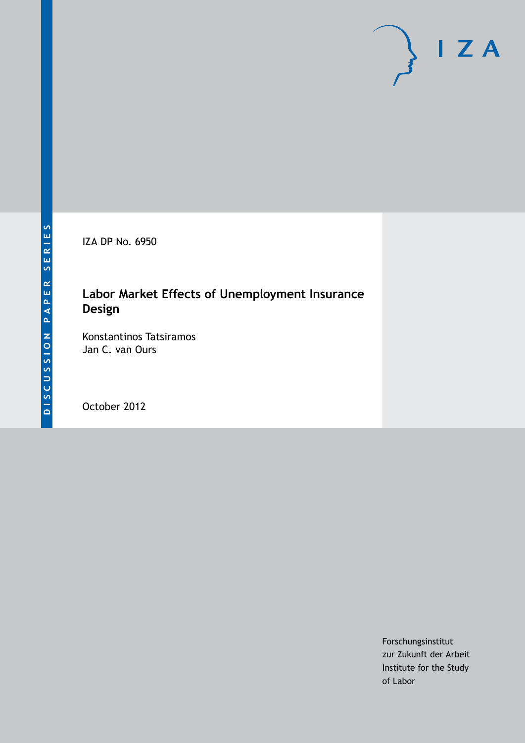DISCUSSION PAPER SERIES

IZA DP No. 6950

# Labor Market Effects of Unemployment Insurance Design

Konstantinos Tatsiramos
Jan C. van Ours

October 2012

Forschungsinstitut
zur Zukunft der Arbeit
Institute for the Study
of Labor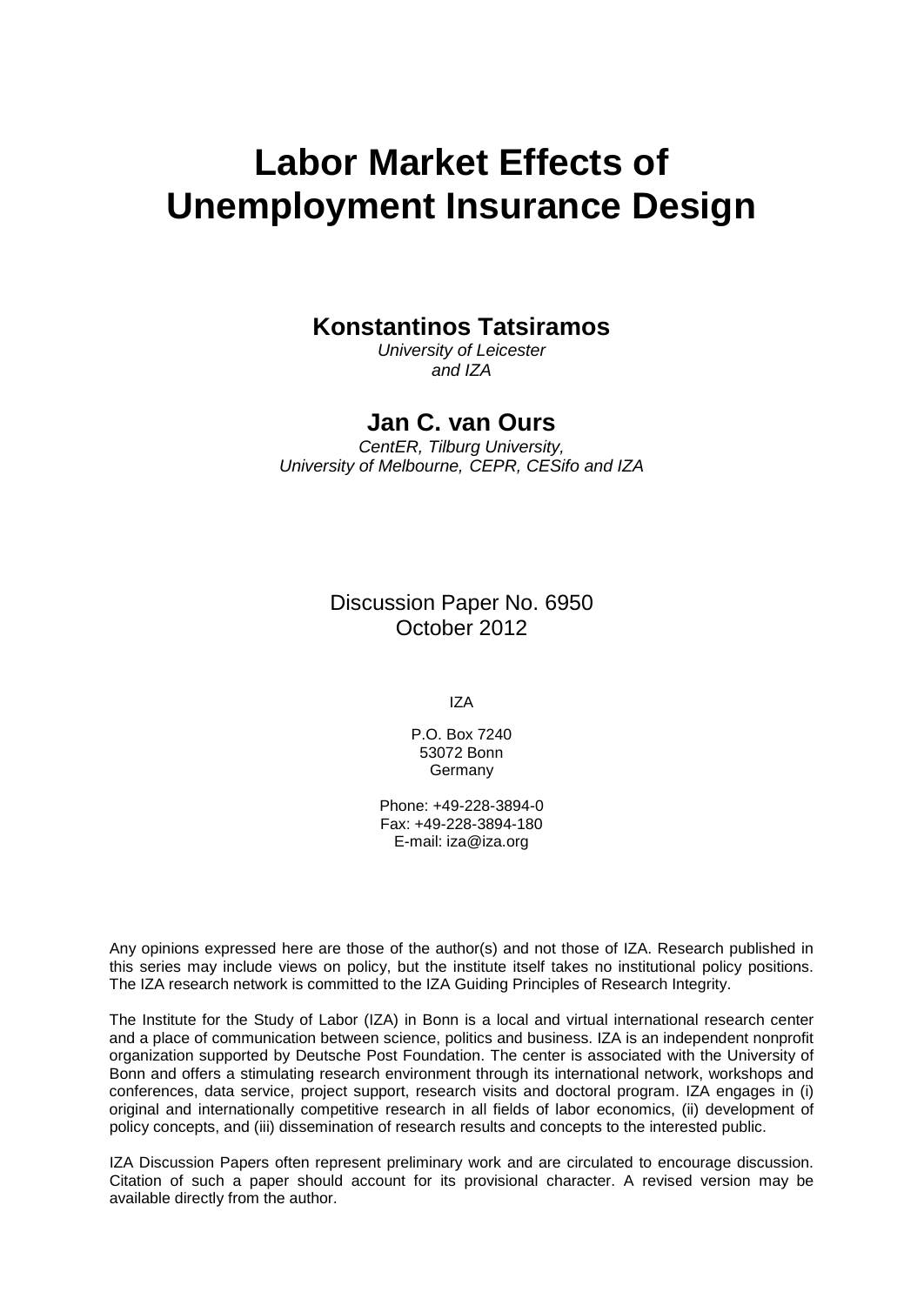# Labor Market Effects of Unemployment Insurance Design

**Konstantinos Tatsiramos**

*University of Leicester and IZA*

**Jan C. van Ours**

*CentER, Tilburg University, University of Melbourne, CEPR, CESifo and IZA*

Discussion Paper No. 6950
October 2012

IZA

P.O. Box 7240
53072 Bonn
Germany

Phone: +49-228-3894-0
Fax: +49-228-3894-180
E-mail: iza@iza.org

Any opinions expressed here are those of the author(s) and not those of IZA. Research published in this series may include views on policy, but the institute itself takes no institutional policy positions. The IZA research network is committed to the IZA Guiding Principles of Research Integrity.

The Institute for the Study of Labor (IZA) in Bonn is a local and virtual international research center and a place of communication between science, politics and business. IZA is an independent nonprofit organization supported by Deutsche Post Foundation. The center is associated with the University of Bonn and offers a stimulating research environment through its international network, workshops and conferences, data service, project support, research visits and doctoral program. IZA engages in (i) original and internationally competitive research in all fields of labor economics, (ii) development of policy concepts, and (iii) dissemination of research results and concepts to the interested public.

IZA Discussion Papers often represent preliminary work and are circulated to encourage discussion. Citation of such a paper should account for its provisional character. A revised version may be available directly from the author.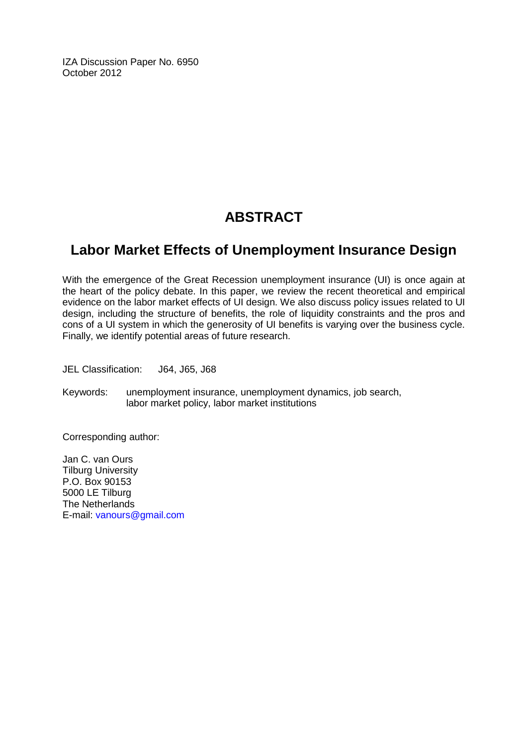IZA Discussion Paper No. 6950
October 2012

# ABSTRACT

## Labor Market Effects of Unemployment Insurance Design

With the emergence of the Great Recession unemployment insurance (UI) is once again at the heart of the policy debate. In this paper, we review the recent theoretical and empirical evidence on the labor market effects of UI design. We also discuss policy issues related to UI design, including the structure of benefits, the role of liquidity constraints and the pros and cons of a UI system in which the generosity of UI benefits is varying over the business cycle. Finally, we identify potential areas of future research.

JEL Classification: J64, J65, J68

Keywords: unemployment insurance, unemployment dynamics, job search, labor market policy, labor market institutions

Corresponding author:

Jan C. van Ours
Tilburg University
P.O. Box 90153
5000 LE Tilburg
The Netherlands
E-mail: vanours@gmail.com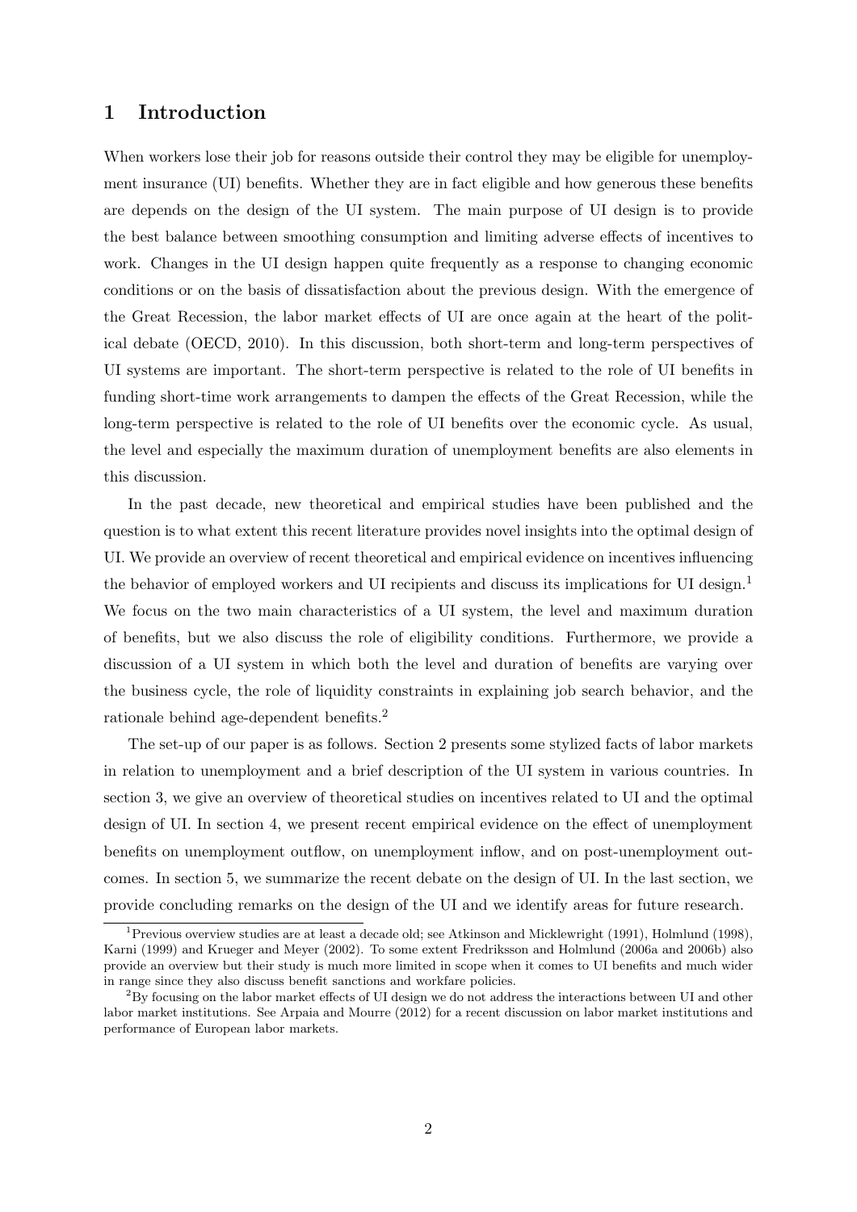# 1 Introduction

When workers lose their job for reasons outside their control they may be eligible for unemployment insurance (UI) benefits. Whether they are in fact eligible and how generous these benefits are depends on the design of the UI system. The main purpose of UI design is to provide the best balance between smoothing consumption and limiting adverse effects of incentives to work. Changes in the UI design happen quite frequently as a response to changing economic conditions or on the basis of dissatisfaction about the previous design. With the emergence of the Great Recession, the labor market effects of UI are once again at the heart of the political debate (OECD, 2010). In this discussion, both short-term and long-term perspectives of UI systems are important. The short-term perspective is related to the role of UI benefits in funding short-time work arrangements to dampen the effects of the Great Recession, while the long-term perspective is related to the role of UI benefits over the economic cycle. As usual, the level and especially the maximum duration of unemployment benefits are also elements in this discussion.

In the past decade, new theoretical and empirical studies have been published and the question is to what extent this recent literature provides novel insights into the optimal design of UI. We provide an overview of recent theoretical and empirical evidence on incentives influencing the behavior of employed workers and UI recipients and discuss its implications for UI design.[1] We focus on the two main characteristics of a UI system, the level and maximum duration of benefits, but we also discuss the role of eligibility conditions. Furthermore, we provide a discussion of a UI system in which both the level and duration of benefits are varying over the business cycle, the role of liquidity constraints in explaining job search behavior, and the rationale behind age-dependent benefits.[2]

The set-up of our paper is as follows. Section 2 presents some stylized facts of labor markets in relation to unemployment and a brief description of the UI system in various countries. In section 3, we give an overview of theoretical studies on incentives related to UI and the optimal design of UI. In section 4, we present recent empirical evidence on the effect of unemployment benefits on unemployment outflow, on unemployment inflow, and on post-unemployment outcomes. In section 5, we summarize the recent debate on the design of UI. In the last section, we provide concluding remarks on the design of the UI and we identify areas for future research.

[1] Previous overview studies are at least a decade old; see Atkinson and Micklewright (1991), Holmlund (1998), Karni (1999) and Krueger and Meyer (2002). To some extent Fredriksson and Holmlund (2006a and 2006b) also provide an overview but their study is much more limited in scope when it comes to UI benefits and much wider in range since they also discuss benefit sanctions and workfare policies.

[2] By focusing on the labor market effects of UI design we do not address the interactions between UI and other labor market institutions. See Arpaia and Mourre (2012) for a recent discussion on labor market institutions and performance of European labor markets.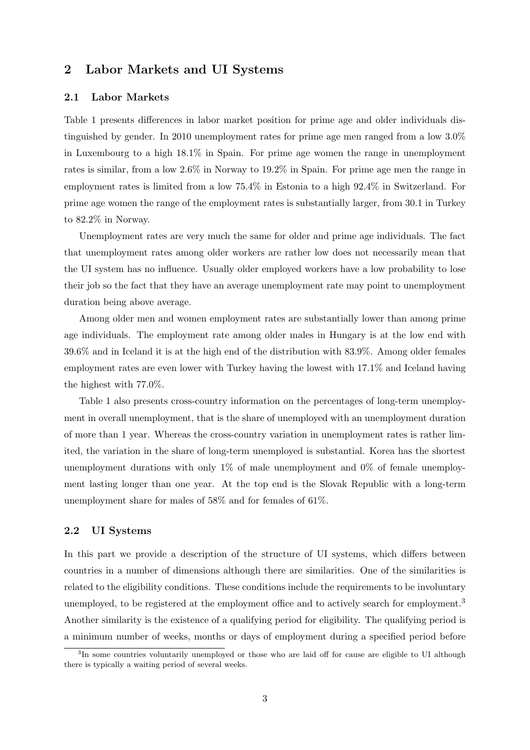## 2 Labor Markets and UI Systems

### 2.1 Labor Markets

Table 1 presents differences in labor market position for prime age and older individuals distinguished by gender. In 2010 unemployment rates for prime age men ranged from a low 3.0% in Luxembourg to a high 18.1% in Spain. For prime age women the range in unemployment rates is similar, from a low 2.6% in Norway to 19.2% in Spain. For prime age men the range in employment rates is limited from a low 75.4% in Estonia to a high 92.4% in Switzerland. For prime age women the range of the employment rates is substantially larger, from 30.1 in Turkey to 82.2% in Norway.

Unemployment rates are very much the same for older and prime age individuals. The fact that unemployment rates among older workers are rather low does not necessarily mean that the UI system has no influence. Usually older employed workers have a low probability to lose their job so the fact that they have an average unemployment rate may point to unemployment duration being above average.

Among older men and women employment rates are substantially lower than among prime age individuals. The employment rate among older males in Hungary is at the low end with 39.6% and in Iceland it is at the high end of the distribution with 83.9%. Among older females employment rates are even lower with Turkey having the lowest with 17.1% and Iceland having the highest with 77.0%.

Table 1 also presents cross-country information on the percentages of long-term unemployment in overall unemployment, that is the share of unemployed with an unemployment duration of more than 1 year. Whereas the cross-country variation in unemployment rates is rather limited, the variation in the share of long-term unemployed is substantial. Korea has the shortest unemployment durations with only 1% of male unemployment and 0% of female unemployment lasting longer than one year. At the top end is the Slovak Republic with a long-term unemployment share for males of 58% and for females of 61%.

### 2.2 UI Systems

In this part we provide a description of the structure of UI systems, which differs between countries in a number of dimensions although there are similarities. One of the similarities is related to the eligibility conditions. These conditions include the requirements to be involuntary unemployed, to be registered at the employment office and to actively search for employment.[3] Another similarity is the existence of a qualifying period for eligibility. The qualifying period is a minimum number of weeks, months or days of employment during a specified period before

[3] In some countries voluntarily unemployed or those who are laid off for cause are eligible to UI although there is typically a waiting period of several weeks.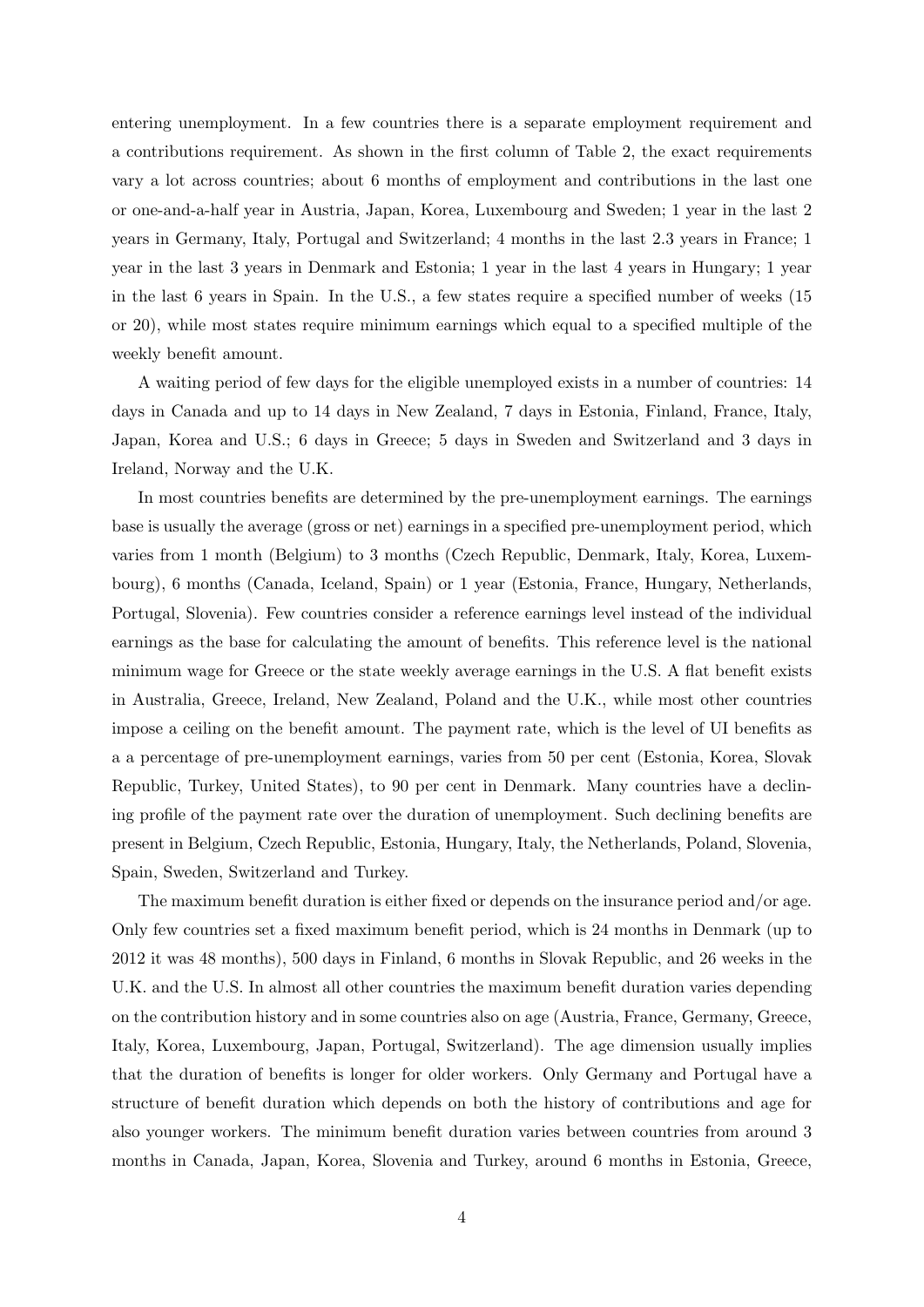entering unemployment. In a few countries there is a separate employment requirement and a contributions requirement. As shown in the first column of Table 2, the exact requirements vary a lot across countries; about 6 months of employment and contributions in the last one or one-and-a-half year in Austria, Japan, Korea, Luxembourg and Sweden; 1 year in the last 2 years in Germany, Italy, Portugal and Switzerland; 4 months in the last 2.3 years in France; 1 year in the last 3 years in Denmark and Estonia; 1 year in the last 4 years in Hungary; 1 year in the last 6 years in Spain. In the U.S., a few states require a specified number of weeks (15 or 20), while most states require minimum earnings which equal to a specified multiple of the weekly benefit amount.

A waiting period of few days for the eligible unemployed exists in a number of countries: 14 days in Canada and up to 14 days in New Zealand, 7 days in Estonia, Finland, France, Italy, Japan, Korea and U.S.; 6 days in Greece; 5 days in Sweden and Switzerland and 3 days in Ireland, Norway and the U.K.

In most countries benefits are determined by the pre-unemployment earnings. The earnings base is usually the average (gross or net) earnings in a specified pre-unemployment period, which varies from 1 month (Belgium) to 3 months (Czech Republic, Denmark, Italy, Korea, Luxembourg), 6 months (Canada, Iceland, Spain) or 1 year (Estonia, France, Hungary, Netherlands, Portugal, Slovenia). Few countries consider a reference earnings level instead of the individual earnings as the base for calculating the amount of benefits. This reference level is the national minimum wage for Greece or the state weekly average earnings in the U.S. A flat benefit exists in Australia, Greece, Ireland, New Zealand, Poland and the U.K., while most other countries impose a ceiling on the benefit amount. The payment rate, which is the level of UI benefits as a a percentage of pre-unemployment earnings, varies from 50 per cent (Estonia, Korea, Slovak Republic, Turkey, United States), to 90 per cent in Denmark. Many countries have a declining profile of the payment rate over the duration of unemployment. Such declining benefits are present in Belgium, Czech Republic, Estonia, Hungary, Italy, the Netherlands, Poland, Slovenia, Spain, Sweden, Switzerland and Turkey.

The maximum benefit duration is either fixed or depends on the insurance period and/or age. Only few countries set a fixed maximum benefit period, which is 24 months in Denmark (up to 2012 it was 48 months), 500 days in Finland, 6 months in Slovak Republic, and 26 weeks in the U.K. and the U.S. In almost all other countries the maximum benefit duration varies depending on the contribution history and in some countries also on age (Austria, France, Germany, Greece, Italy, Korea, Luxembourg, Japan, Portugal, Switzerland). The age dimension usually implies that the duration of benefits is longer for older workers. Only Germany and Portugal have a structure of benefit duration which depends on both the history of contributions and age for also younger workers. The minimum benefit duration varies between countries from around 3 months in Canada, Japan, Korea, Slovenia and Turkey, around 6 months in Estonia, Greece,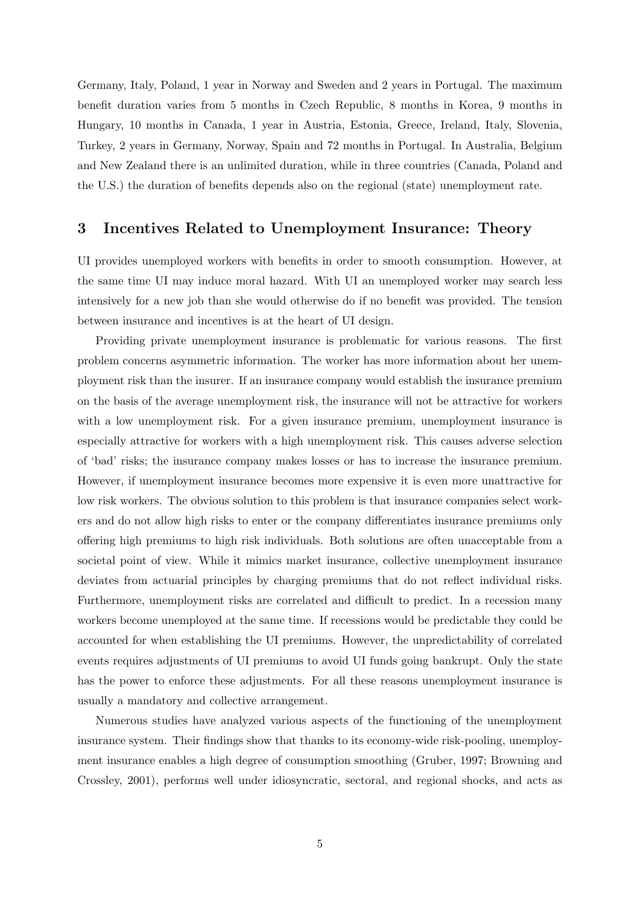Germany, Italy, Poland, 1 year in Norway and Sweden and 2 years in Portugal. The maximum benefit duration varies from 5 months in Czech Republic, 8 months in Korea, 9 months in Hungary, 10 months in Canada, 1 year in Austria, Estonia, Greece, Ireland, Italy, Slovenia, Turkey, 2 years in Germany, Norway, Spain and 72 months in Portugal. In Australia, Belgium and New Zealand there is an unlimited duration, while in three countries (Canada, Poland and the U.S.) the duration of benefits depends also on the regional (state) unemployment rate.

## 3 Incentives Related to Unemployment Insurance: Theory

UI provides unemployed workers with benefits in order to smooth consumption. However, at the same time UI may induce moral hazard. With UI an unemployed worker may search less intensively for a new job than she would otherwise do if no benefit was provided. The tension between insurance and incentives is at the heart of UI design.

Providing private unemployment insurance is problematic for various reasons. The first problem concerns asymmetric information. The worker has more information about her unemployment risk than the insurer. If an insurance company would establish the insurance premium on the basis of the average unemployment risk, the insurance will not be attractive for workers with a low unemployment risk. For a given insurance premium, unemployment insurance is especially attractive for workers with a high unemployment risk. This causes adverse selection of 'bad' risks; the insurance company makes losses or has to increase the insurance premium. However, if unemployment insurance becomes more expensive it is even more unattractive for low risk workers. The obvious solution to this problem is that insurance companies select workers and do not allow high risks to enter or the company differentiates insurance premiums only offering high premiums to high risk individuals. Both solutions are often unacceptable from a societal point of view. While it mimics market insurance, collective unemployment insurance deviates from actuarial principles by charging premiums that do not reflect individual risks. Furthermore, unemployment risks are correlated and difficult to predict. In a recession many workers become unemployed at the same time. If recessions would be predictable they could be accounted for when establishing the UI premiums. However, the unpredictability of correlated events requires adjustments of UI premiums to avoid UI funds going bankrupt. Only the state has the power to enforce these adjustments. For all these reasons unemployment insurance is usually a mandatory and collective arrangement.

Numerous studies have analyzed various aspects of the functioning of the unemployment insurance system. Their findings show that thanks to its economy-wide risk-pooling, unemployment insurance enables a high degree of consumption smoothing (Gruber, 1997; Browning and Crossley, 2001), performs well under idiosyncratic, sectoral, and regional shocks, and acts as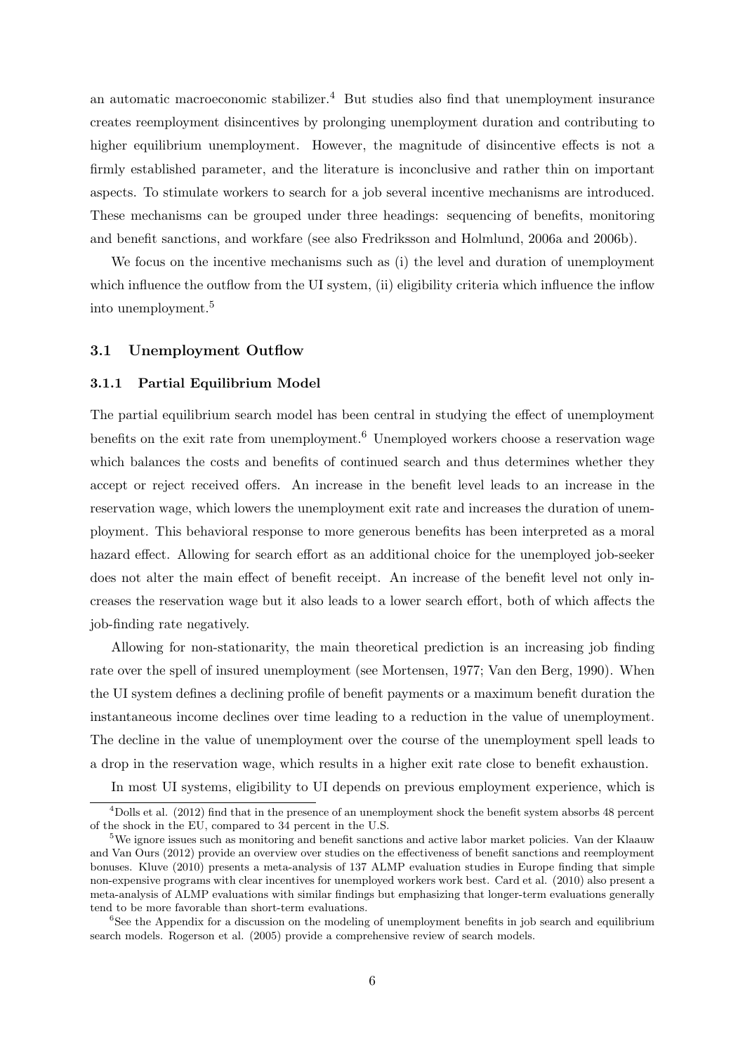an automatic macroeconomic stabilizer.[4] But studies also find that unemployment insurance creates reemployment disincentives by prolonging unemployment duration and contributing to higher equilibrium unemployment. However, the magnitude of disincentive effects is not a firmly established parameter, and the literature is inconclusive and rather thin on important aspects. To stimulate workers to search for a job several incentive mechanisms are introduced. These mechanisms can be grouped under three headings: sequencing of benefits, monitoring and benefit sanctions, and workfare (see also Fredriksson and Holmlund, 2006a and 2006b).

We focus on the incentive mechanisms such as (i) the level and duration of unemployment which influence the outflow from the UI system, (ii) eligibility criteria which influence the inflow into unemployment.[5]

### 3.1 Unemployment Outflow

#### 3.1.1 Partial Equilibrium Model

The partial equilibrium search model has been central in studying the effect of unemployment benefits on the exit rate from unemployment.[6] Unemployed workers choose a reservation wage which balances the costs and benefits of continued search and thus determines whether they accept or reject received offers. An increase in the benefit level leads to an increase in the reservation wage, which lowers the unemployment exit rate and increases the duration of unemployment. This behavioral response to more generous benefits has been interpreted as a moral hazard effect. Allowing for search effort as an additional choice for the unemployed job-seeker does not alter the main effect of benefit receipt. An increase of the benefit level not only increases the reservation wage but it also leads to a lower search effort, both of which affects the job-finding rate negatively.

Allowing for non-stationarity, the main theoretical prediction is an increasing job finding rate over the spell of insured unemployment (see Mortensen, 1977; Van den Berg, 1990). When the UI system defines a declining profile of benefit payments or a maximum benefit duration the instantaneous income declines over time leading to a reduction in the value of unemployment. The decline in the value of unemployment over the course of the unemployment spell leads to a drop in the reservation wage, which results in a higher exit rate close to benefit exhaustion.

In most UI systems, eligibility to UI depends on previous employment experience, which is

---

[4] Dolls et al. (2012) find that in the presence of an unemployment shock the benefit system absorbs 48 percent of the shock in the EU, compared to 34 percent in the U.S.

[5] We ignore issues such as monitoring and benefit sanctions and active labor market policies. Van der Klaauw and Van Ours (2012) provide an overview over studies on the effectiveness of benefit sanctions and reemployment bonuses. Kluve (2010) presents a meta-analysis of 137 ALMP evaluation studies in Europe finding that simple non-expensive programs with clear incentives for unemployed workers work best. Card et al. (2010) also present a meta-analysis of ALMP evaluations with similar findings but emphasizing that longer-term evaluations generally tend to be more favorable than short-term evaluations.

[6] See the Appendix for a discussion on the modeling of unemployment benefits in job search and equilibrium search models. Rogerson et al. (2005) provide a comprehensive review of search models.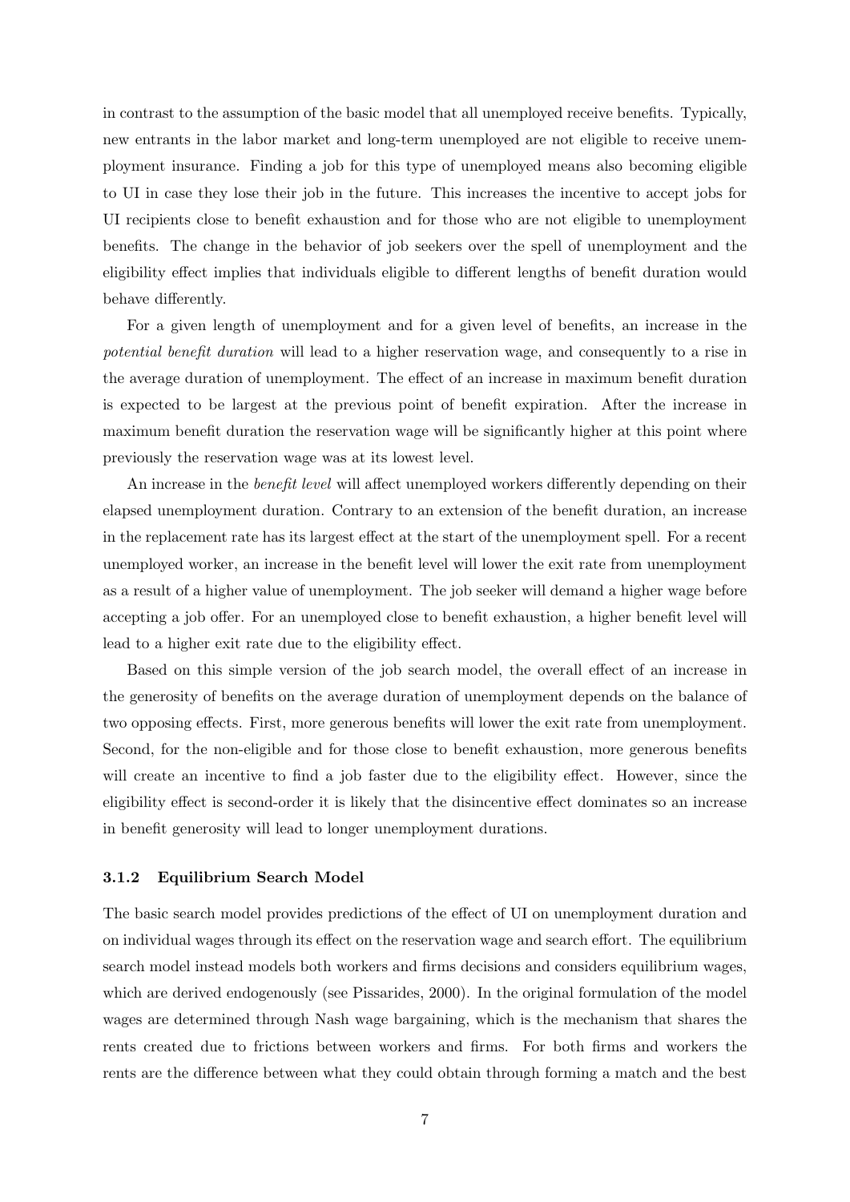in contrast to the assumption of the basic model that all unemployed receive benefits. Typically, new entrants in the labor market and long-term unemployed are not eligible to receive unemployment insurance. Finding a job for this type of unemployed means also becoming eligible to UI in case they lose their job in the future. This increases the incentive to accept jobs for UI recipients close to benefit exhaustion and for those who are not eligible to unemployment benefits. The change in the behavior of job seekers over the spell of unemployment and the eligibility effect implies that individuals eligible to different lengths of benefit duration would behave differently.

For a given length of unemployment and for a given level of benefits, an increase in the *potential benefit duration* will lead to a higher reservation wage, and consequently to a rise in the average duration of unemployment. The effect of an increase in maximum benefit duration is expected to be largest at the previous point of benefit expiration. After the increase in maximum benefit duration the reservation wage will be significantly higher at this point where previously the reservation wage was at its lowest level.

An increase in the *benefit level* will affect unemployed workers differently depending on their elapsed unemployment duration. Contrary to an extension of the benefit duration, an increase in the replacement rate has its largest effect at the start of the unemployment spell. For a recent unemployed worker, an increase in the benefit level will lower the exit rate from unemployment as a result of a higher value of unemployment. The job seeker will demand a higher wage before accepting a job offer. For an unemployed close to benefit exhaustion, a higher benefit level will lead to a higher exit rate due to the eligibility effect.

Based on this simple version of the job search model, the overall effect of an increase in the generosity of benefits on the average duration of unemployment depends on the balance of two opposing effects. First, more generous benefits will lower the exit rate from unemployment. Second, for the non-eligible and for those close to benefit exhaustion, more generous benefits will create an incentive to find a job faster due to the eligibility effect. However, since the eligibility effect is second-order it is likely that the disincentive effect dominates so an increase in benefit generosity will lead to longer unemployment durations.

### 3.1.2 Equilibrium Search Model

The basic search model provides predictions of the effect of UI on unemployment duration and on individual wages through its effect on the reservation wage and search effort. The equilibrium search model instead models both workers and firms decisions and considers equilibrium wages, which are derived endogenously (see Pissarides, 2000). In the original formulation of the model wages are determined through Nash wage bargaining, which is the mechanism that shares the rents created due to frictions between workers and firms. For both firms and workers the rents are the difference between what they could obtain through forming a match and the best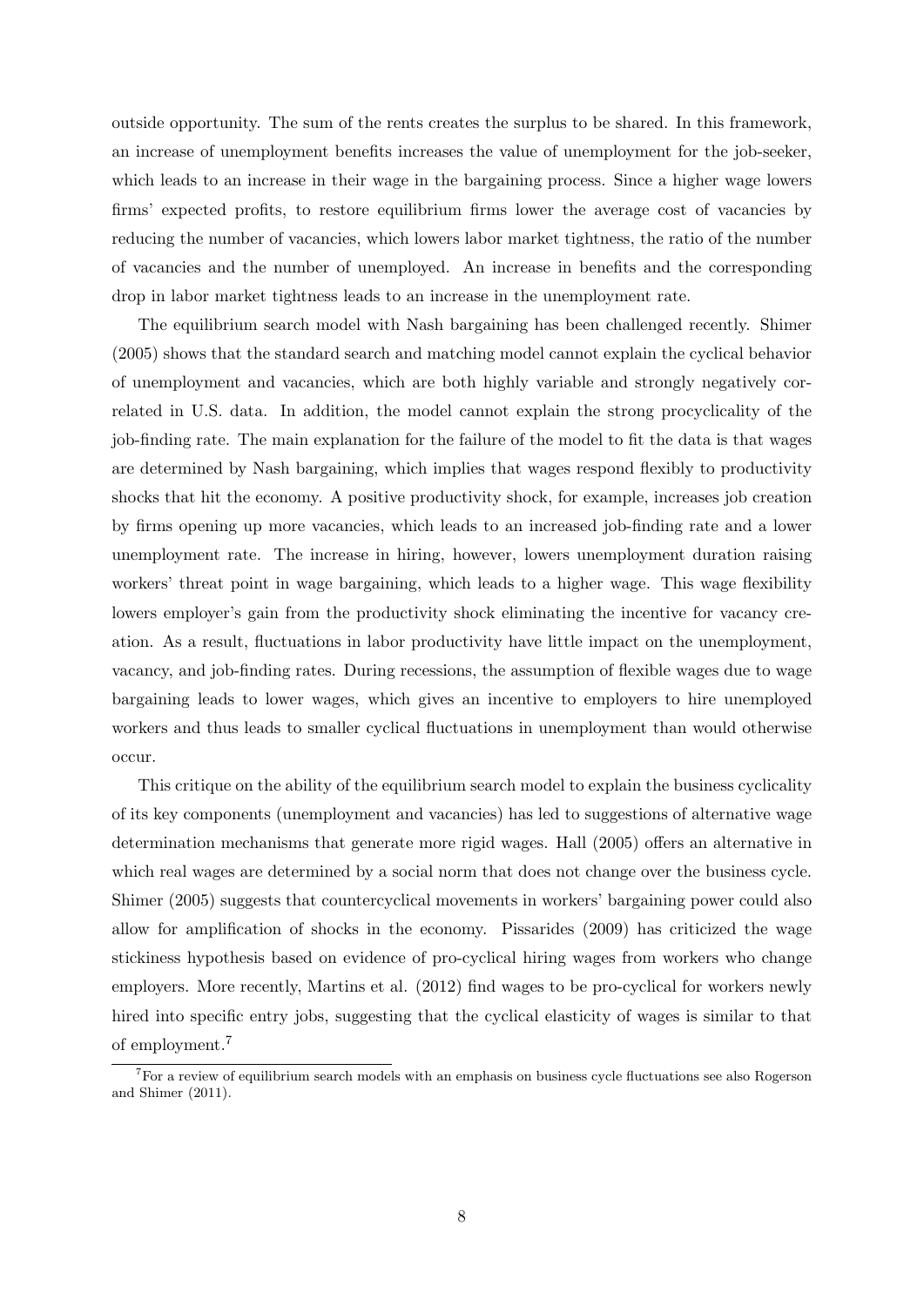outside opportunity. The sum of the rents creates the surplus to be shared. In this framework, an increase of unemployment benefits increases the value of unemployment for the job-seeker, which leads to an increase in their wage in the bargaining process. Since a higher wage lowers firms' expected profits, to restore equilibrium firms lower the average cost of vacancies by reducing the number of vacancies, which lowers labor market tightness, the ratio of the number of vacancies and the number of unemployed. An increase in benefits and the corresponding drop in labor market tightness leads to an increase in the unemployment rate.

The equilibrium search model with Nash bargaining has been challenged recently. Shimer (2005) shows that the standard search and matching model cannot explain the cyclical behavior of unemployment and vacancies, which are both highly variable and strongly negatively correlated in U.S. data. In addition, the model cannot explain the strong procyclicality of the job-finding rate. The main explanation for the failure of the model to fit the data is that wages are determined by Nash bargaining, which implies that wages respond flexibly to productivity shocks that hit the economy. A positive productivity shock, for example, increases job creation by firms opening up more vacancies, which leads to an increased job-finding rate and a lower unemployment rate. The increase in hiring, however, lowers unemployment duration raising workers' threat point in wage bargaining, which leads to a higher wage. This wage flexibility lowers employer's gain from the productivity shock eliminating the incentive for vacancy creation. As a result, fluctuations in labor productivity have little impact on the unemployment, vacancy, and job-finding rates. During recessions, the assumption of flexible wages due to wage bargaining leads to lower wages, which gives an incentive to employers to hire unemployed workers and thus leads to smaller cyclical fluctuations in unemployment than would otherwise occur.

This critique on the ability of the equilibrium search model to explain the business cyclicality of its key components (unemployment and vacancies) has led to suggestions of alternative wage determination mechanisms that generate more rigid wages. Hall (2005) offers an alternative in which real wages are determined by a social norm that does not change over the business cycle. Shimer (2005) suggests that countercyclical movements in workers' bargaining power could also allow for amplification of shocks in the economy. Pissarides (2009) has criticized the wage stickiness hypothesis based on evidence of pro-cyclical hiring wages from workers who change employers. More recently, Martins et al. (2012) find wages to be pro-cyclical for workers newly hired into specific entry jobs, suggesting that the cyclical elasticity of wages is similar to that of employment.[7]

[7] For a review of equilibrium search models with an emphasis on business cycle fluctuations see also Rogerson and Shimer (2011).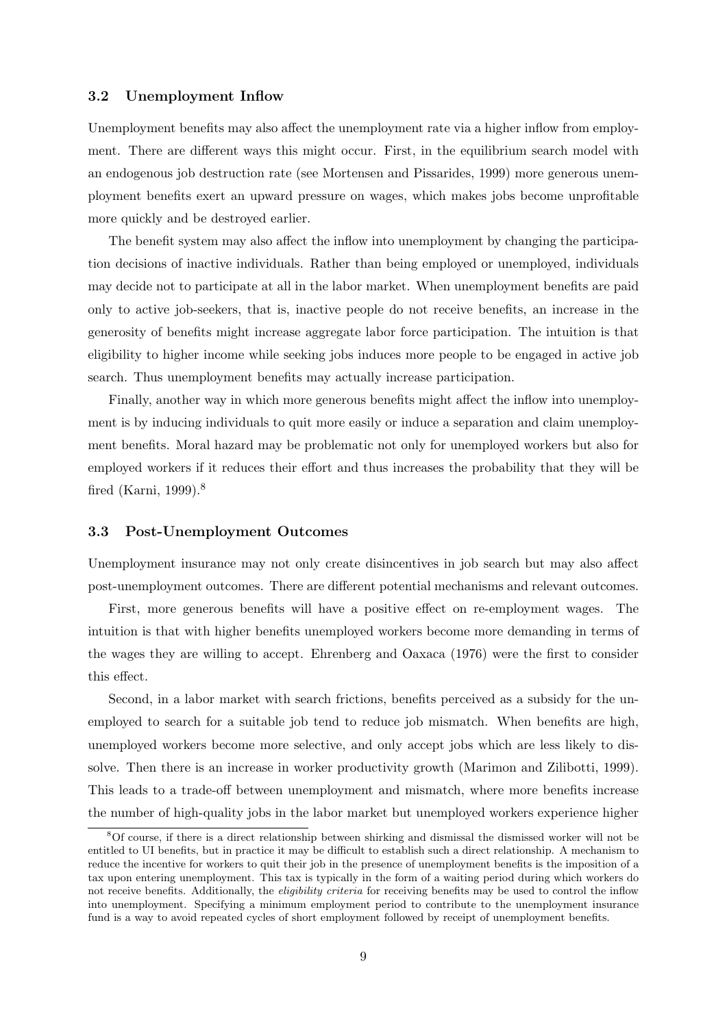### 3.2 Unemployment Inflow

Unemployment benefits may also affect the unemployment rate via a higher inflow from employment. There are different ways this might occur. First, in the equilibrium search model with an endogenous job destruction rate (see Mortensen and Pissarides, 1999) more generous unemployment benefits exert an upward pressure on wages, which makes jobs become unprofitable more quickly and be destroyed earlier.

The benefit system may also affect the inflow into unemployment by changing the participation decisions of inactive individuals. Rather than being employed or unemployed, individuals may decide not to participate at all in the labor market. When unemployment benefits are paid only to active job-seekers, that is, inactive people do not receive benefits, an increase in the generosity of benefits might increase aggregate labor force participation. The intuition is that eligibility to higher income while seeking jobs induces more people to be engaged in active job search. Thus unemployment benefits may actually increase participation.

Finally, another way in which more generous benefits might affect the inflow into unemployment is by inducing individuals to quit more easily or induce a separation and claim unemployment benefits. Moral hazard may be problematic not only for unemployed workers but also for employed workers if it reduces their effort and thus increases the probability that they will be fired (Karni, 1999).[8]

### 3.3 Post-Unemployment Outcomes

Unemployment insurance may not only create disincentives in job search but may also affect post-unemployment outcomes. There are different potential mechanisms and relevant outcomes.

First, more generous benefits will have a positive effect on re-employment wages. The intuition is that with higher benefits unemployed workers become more demanding in terms of the wages they are willing to accept. Ehrenberg and Oaxaca (1976) were the first to consider this effect.

Second, in a labor market with search frictions, benefits perceived as a subsidy for the unemployed to search for a suitable job tend to reduce job mismatch. When benefits are high, unemployed workers become more selective, and only accept jobs which are less likely to dissolve. Then there is an increase in worker productivity growth (Marimon and Zilibotti, 1999). This leads to a trade-off between unemployment and mismatch, where more benefits increase the number of high-quality jobs in the labor market but unemployed workers experience higher

[8] Of course, if there is a direct relationship between shirking and dismissal the dismissed worker will not be entitled to UI benefits, but in practice it may be difficult to establish such a direct relationship. A mechanism to reduce the incentive for workers to quit their job in the presence of unemployment benefits is the imposition of a tax upon entering unemployment. This tax is typically in the form of a waiting period during which workers do not receive benefits. Additionally, the *eligibility criteria* for receiving benefits may be used to control the inflow into unemployment. Specifying a minimum employment period to contribute to the unemployment insurance fund is a way to avoid repeated cycles of short employment followed by receipt of unemployment benefits.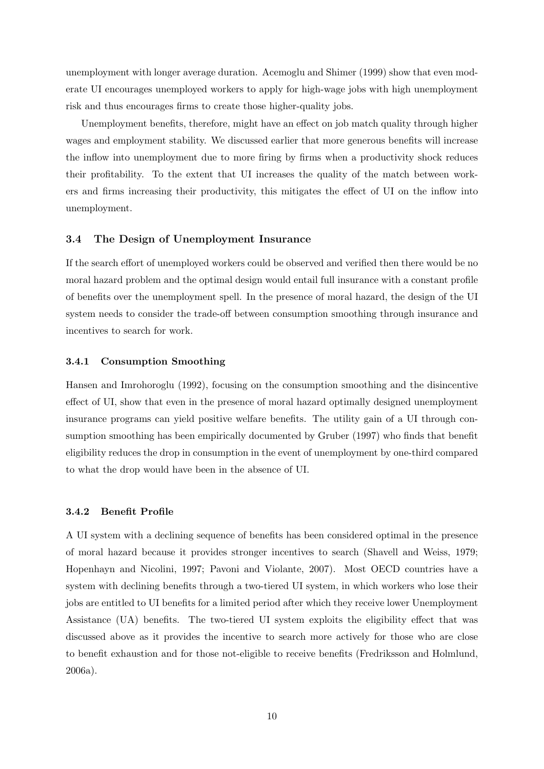unemployment with longer average duration. Acemoglu and Shimer (1999) show that even moderate UI encourages unemployed workers to apply for high-wage jobs with high unemployment risk and thus encourages firms to create those higher-quality jobs.

Unemployment benefits, therefore, might have an effect on job match quality through higher wages and employment stability. We discussed earlier that more generous benefits will increase the inflow into unemployment due to more firing by firms when a productivity shock reduces their profitability. To the extent that UI increases the quality of the match between workers and firms increasing their productivity, this mitigates the effect of UI on the inflow into unemployment.

### 3.4 The Design of Unemployment Insurance

If the search effort of unemployed workers could be observed and verified then there would be no moral hazard problem and the optimal design would entail full insurance with a constant profile of benefits over the unemployment spell. In the presence of moral hazard, the design of the UI system needs to consider the trade-off between consumption smoothing through insurance and incentives to search for work.

#### 3.4.1 Consumption Smoothing

Hansen and Imrohoroglu (1992), focusing on the consumption smoothing and the disincentive effect of UI, show that even in the presence of moral hazard optimally designed unemployment insurance programs can yield positive welfare benefits. The utility gain of a UI through consumption smoothing has been empirically documented by Gruber (1997) who finds that benefit eligibility reduces the drop in consumption in the event of unemployment by one-third compared to what the drop would have been in the absence of UI.

#### 3.4.2 Benefit Profile

A UI system with a declining sequence of benefits has been considered optimal in the presence of moral hazard because it provides stronger incentives to search (Shavell and Weiss, 1979; Hopenhayn and Nicolini, 1997; Pavoni and Violante, 2007). Most OECD countries have a system with declining benefits through a two-tiered UI system, in which workers who lose their jobs are entitled to UI benefits for a limited period after which they receive lower Unemployment Assistance (UA) benefits. The two-tiered UI system exploits the eligibility effect that was discussed above as it provides the incentive to search more actively for those who are close to benefit exhaustion and for those not-eligible to receive benefits (Fredriksson and Holmlund, 2006a).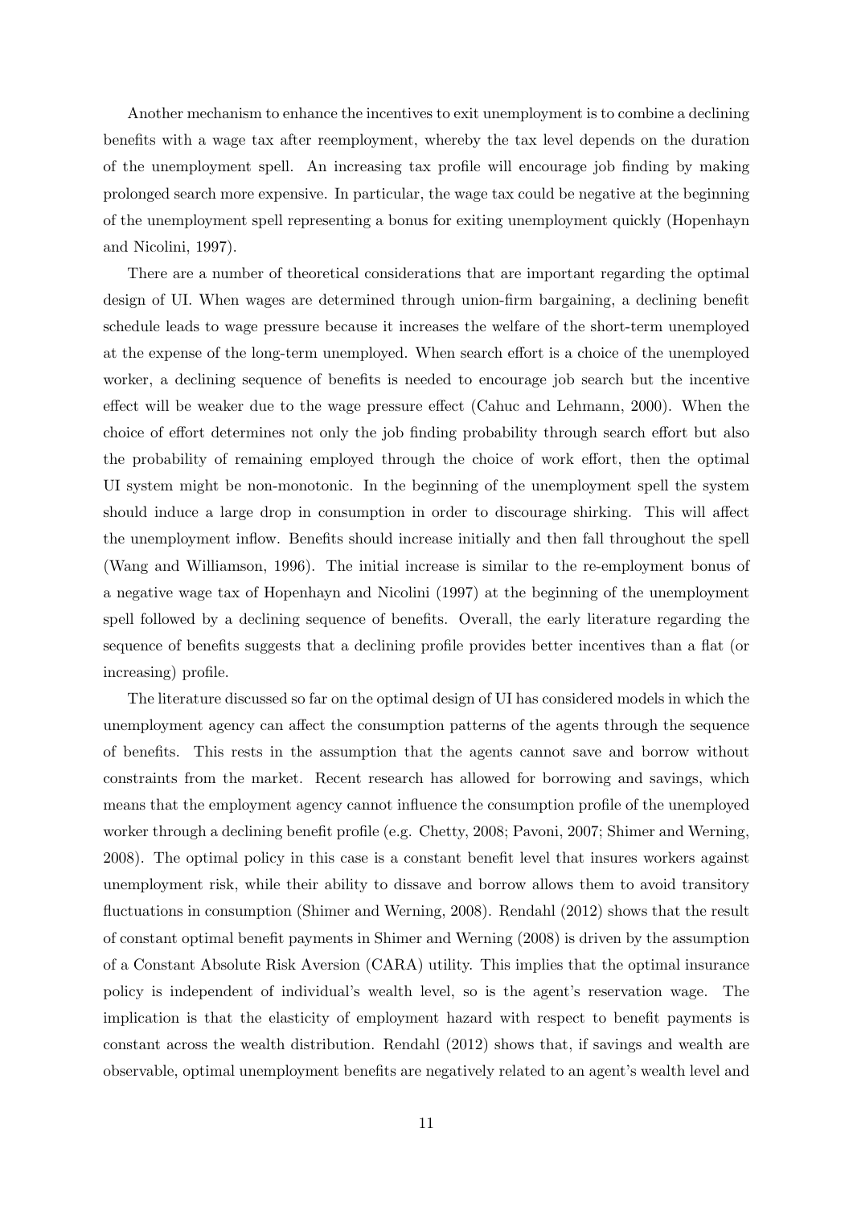Another mechanism to enhance the incentives to exit unemployment is to combine a declining benefits with a wage tax after reemployment, whereby the tax level depends on the duration of the unemployment spell. An increasing tax profile will encourage job finding by making prolonged search more expensive. In particular, the wage tax could be negative at the beginning of the unemployment spell representing a bonus for exiting unemployment quickly (Hopenhayn and Nicolini, 1997).

There are a number of theoretical considerations that are important regarding the optimal design of UI. When wages are determined through union-firm bargaining, a declining benefit schedule leads to wage pressure because it increases the welfare of the short-term unemployed at the expense of the long-term unemployed. When search effort is a choice of the unemployed worker, a declining sequence of benefits is needed to encourage job search but the incentive effect will be weaker due to the wage pressure effect (Cahuc and Lehmann, 2000). When the choice of effort determines not only the job finding probability through search effort but also the probability of remaining employed through the choice of work effort, then the optimal UI system might be non-monotonic. In the beginning of the unemployment spell the system should induce a large drop in consumption in order to discourage shirking. This will affect the unemployment inflow. Benefits should increase initially and then fall throughout the spell (Wang and Williamson, 1996). The initial increase is similar to the re-employment bonus of a negative wage tax of Hopenhayn and Nicolini (1997) at the beginning of the unemployment spell followed by a declining sequence of benefits. Overall, the early literature regarding the sequence of benefits suggests that a declining profile provides better incentives than a flat (or increasing) profile.

The literature discussed so far on the optimal design of UI has considered models in which the unemployment agency can affect the consumption patterns of the agents through the sequence of benefits. This rests in the assumption that the agents cannot save and borrow without constraints from the market. Recent research has allowed for borrowing and savings, which means that the employment agency cannot influence the consumption profile of the unemployed worker through a declining benefit profile (e.g. Chetty, 2008; Pavoni, 2007; Shimer and Werning, 2008). The optimal policy in this case is a constant benefit level that insures workers against unemployment risk, while their ability to dissave and borrow allows them to avoid transitory fluctuations in consumption (Shimer and Werning, 2008). Rendahl (2012) shows that the result of constant optimal benefit payments in Shimer and Werning (2008) is driven by the assumption of a Constant Absolute Risk Aversion (CARA) utility. This implies that the optimal insurance policy is independent of individual's wealth level, so is the agent's reservation wage. The implication is that the elasticity of employment hazard with respect to benefit payments is constant across the wealth distribution. Rendahl (2012) shows that, if savings and wealth are observable, optimal unemployment benefits are negatively related to an agent's wealth level and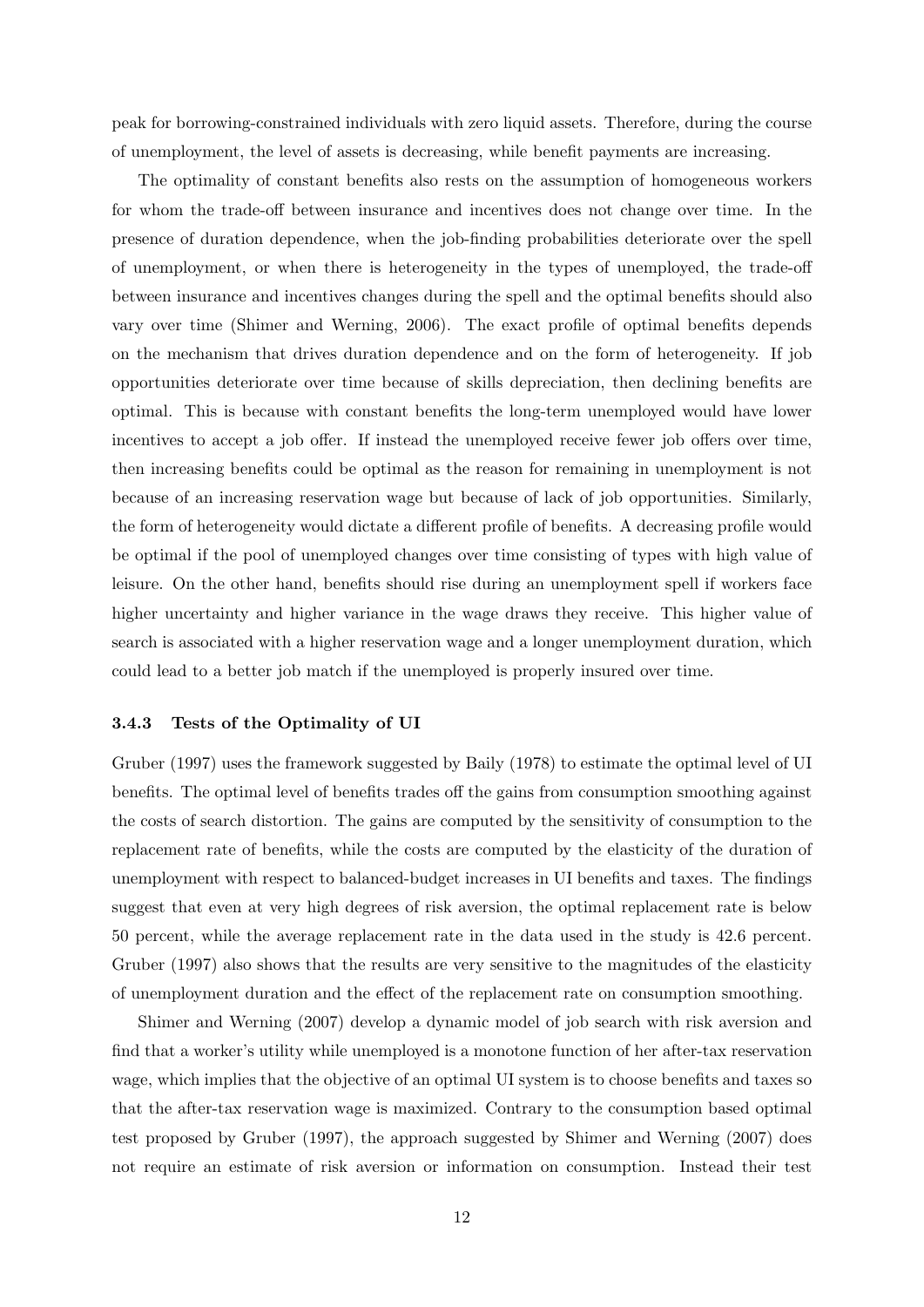peak for borrowing-constrained individuals with zero liquid assets. Therefore, during the course of unemployment, the level of assets is decreasing, while benefit payments are increasing.

The optimality of constant benefits also rests on the assumption of homogeneous workers for whom the trade-off between insurance and incentives does not change over time. In the presence of duration dependence, when the job-finding probabilities deteriorate over the spell of unemployment, or when there is heterogeneity in the types of unemployed, the trade-off between insurance and incentives changes during the spell and the optimal benefits should also vary over time (Shimer and Werning, 2006). The exact profile of optimal benefits depends on the mechanism that drives duration dependence and on the form of heterogeneity. If job opportunities deteriorate over time because of skills depreciation, then declining benefits are optimal. This is because with constant benefits the long-term unemployed would have lower incentives to accept a job offer. If instead the unemployed receive fewer job offers over time, then increasing benefits could be optimal as the reason for remaining in unemployment is not because of an increasing reservation wage but because of lack of job opportunities. Similarly, the form of heterogeneity would dictate a different profile of benefits. A decreasing profile would be optimal if the pool of unemployed changes over time consisting of types with high value of leisure. On the other hand, benefits should rise during an unemployment spell if workers face higher uncertainty and higher variance in the wage draws they receive. This higher value of search is associated with a higher reservation wage and a longer unemployment duration, which could lead to a better job match if the unemployed is properly insured over time.

### 3.4.3 Tests of the Optimality of UI

Gruber (1997) uses the framework suggested by Baily (1978) to estimate the optimal level of UI benefits. The optimal level of benefits trades off the gains from consumption smoothing against the costs of search distortion. The gains are computed by the sensitivity of consumption to the replacement rate of benefits, while the costs are computed by the elasticity of the duration of unemployment with respect to balanced-budget increases in UI benefits and taxes. The findings suggest that even at very high degrees of risk aversion, the optimal replacement rate is below 50 percent, while the average replacement rate in the data used in the study is 42.6 percent. Gruber (1997) also shows that the results are very sensitive to the magnitudes of the elasticity of unemployment duration and the effect of the replacement rate on consumption smoothing.

Shimer and Werning (2007) develop a dynamic model of job search with risk aversion and find that a worker's utility while unemployed is a monotone function of her after-tax reservation wage, which implies that the objective of an optimal UI system is to choose benefits and taxes so that the after-tax reservation wage is maximized. Contrary to the consumption based optimal test proposed by Gruber (1997), the approach suggested by Shimer and Werning (2007) does not require an estimate of risk aversion or information on consumption. Instead their test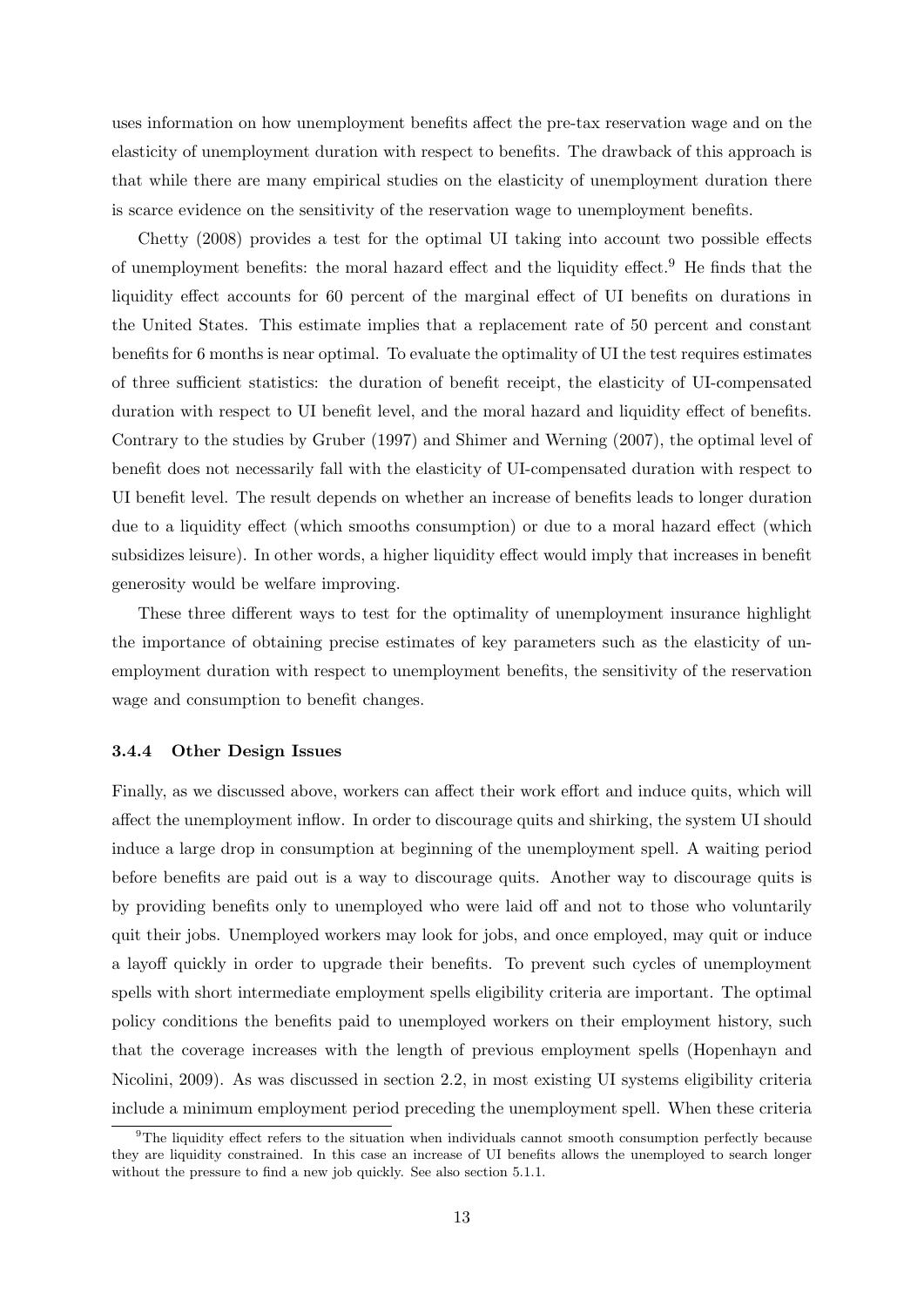uses information on how unemployment benefits affect the pre-tax reservation wage and on the elasticity of unemployment duration with respect to benefits. The drawback of this approach is that while there are many empirical studies on the elasticity of unemployment duration there is scarce evidence on the sensitivity of the reservation wage to unemployment benefits.

Chetty (2008) provides a test for the optimal UI taking into account two possible effects of unemployment benefits: the moral hazard effect and the liquidity effect.[9] He finds that the liquidity effect accounts for 60 percent of the marginal effect of UI benefits on durations in the United States. This estimate implies that a replacement rate of 50 percent and constant benefits for 6 months is near optimal. To evaluate the optimality of UI the test requires estimates of three sufficient statistics: the duration of benefit receipt, the elasticity of UI-compensated duration with respect to UI benefit level, and the moral hazard and liquidity effect of benefits. Contrary to the studies by Gruber (1997) and Shimer and Werning (2007), the optimal level of benefit does not necessarily fall with the elasticity of UI-compensated duration with respect to UI benefit level. The result depends on whether an increase of benefits leads to longer duration due to a liquidity effect (which smooths consumption) or due to a moral hazard effect (which subsidizes leisure). In other words, a higher liquidity effect would imply that increases in benefit generosity would be welfare improving.

These three different ways to test for the optimality of unemployment insurance highlight the importance of obtaining precise estimates of key parameters such as the elasticity of unemployment duration with respect to unemployment benefits, the sensitivity of the reservation wage and consumption to benefit changes.

#### 3.4.4 Other Design Issues

Finally, as we discussed above, workers can affect their work effort and induce quits, which will affect the unemployment inflow. In order to discourage quits and shirking, the system UI should induce a large drop in consumption at beginning of the unemployment spell. A waiting period before benefits are paid out is a way to discourage quits. Another way to discourage quits is by providing benefits only to unemployed who were laid off and not to those who voluntarily quit their jobs. Unemployed workers may look for jobs, and once employed, may quit or induce a layoff quickly in order to upgrade their benefits. To prevent such cycles of unemployment spells with short intermediate employment spells eligibility criteria are important. The optimal policy conditions the benefits paid to unemployed workers on their employment history, such that the coverage increases with the length of previous employment spells (Hopenhayn and Nicolini, 2009). As was discussed in section 2.2, in most existing UI systems eligibility criteria include a minimum employment period preceding the unemployment spell. When these criteria

[9] The liquidity effect refers to the situation when individuals cannot smooth consumption perfectly because they are liquidity constrained. In this case an increase of UI benefits allows the unemployed to search longer without the pressure to find a new job quickly. See also section 5.1.1.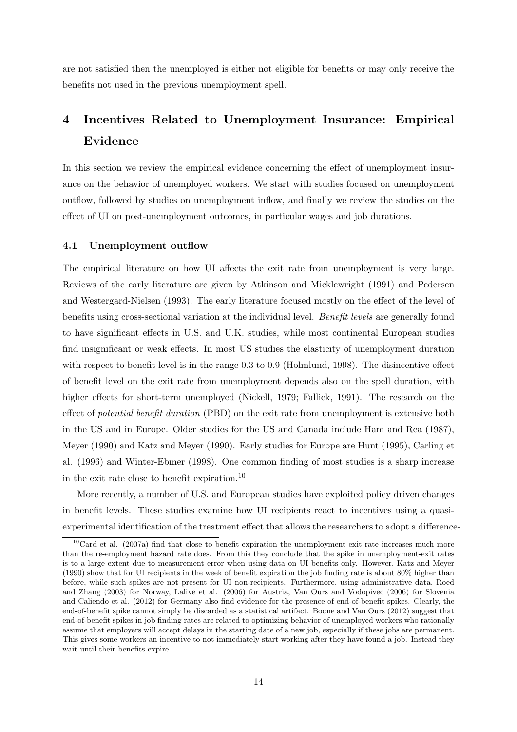are not satisfied then the unemployed is either not eligible for benefits or may only receive the benefits not used in the previous unemployment spell.

# 4 Incentives Related to Unemployment Insurance: Empirical Evidence

In this section we review the empirical evidence concerning the effect of unemployment insurance on the behavior of unemployed workers. We start with studies focused on unemployment outflow, followed by studies on unemployment inflow, and finally we review the studies on the effect of UI on post-unemployment outcomes, in particular wages and job durations.

## 4.1 Unemployment outflow

The empirical literature on how UI affects the exit rate from unemployment is very large. Reviews of the early literature are given by Atkinson and Micklewright (1991) and Pedersen and Westergard-Nielsen (1993). The early literature focused mostly on the effect of the level of benefits using cross-sectional variation at the individual level. *Benefit levels* are generally found to have significant effects in U.S. and U.K. studies, while most continental European studies find insignificant or weak effects. In most US studies the elasticity of unemployment duration with respect to benefit level is in the range 0.3 to 0.9 (Holmlund, 1998). The disincentive effect of benefit level on the exit rate from unemployment depends also on the spell duration, with higher effects for short-term unemployed (Nickell, 1979; Fallick, 1991). The research on the effect of *potential benefit duration* (PBD) on the exit rate from unemployment is extensive both in the US and in Europe. Older studies for the US and Canada include Ham and Rea (1987), Meyer (1990) and Katz and Meyer (1990). Early studies for Europe are Hunt (1995), Carling et al. (1996) and Winter-Ebmer (1998). One common finding of most studies is a sharp increase in the exit rate close to benefit expiration.[10]

More recently, a number of U.S. and European studies have exploited policy driven changes in benefit levels. These studies examine how UI recipients react to incentives using a quasi-experimental identification of the treatment effect that allows the researchers to adopt a difference-

[10] Card et al. (2007a) find that close to benefit expiration the unemployment exit rate increases much more than the re-employment hazard rate does. From this they conclude that the spike in unemployment-exit rates is to a large extent due to measurement error when using data on UI benefits only. However, Katz and Meyer (1990) show that for UI recipients in the week of benefit expiration the job finding rate is about 80% higher than before, while such spikes are not present for UI non-recipients. Furthermore, using administrative data, Roed and Zhang (2003) for Norway, Lalive et al. (2006) for Austria, Van Ours and Vodopivec (2006) for Slovenia and Caliendo et al. (2012) for Germany also find evidence for the presence of end-of-benefit spikes. Clearly, the end-of-benefit spike cannot simply be discarded as a statistical artifact. Boone and Van Ours (2012) suggest that end-of-benefit spikes in job finding rates are related to optimizing behavior of unemployed workers who rationally assume that employers will accept delays in the starting date of a new job, especially if these jobs are permanent. This gives some workers an incentive to not immediately start working after they have found a job. Instead they wait until their benefits expire.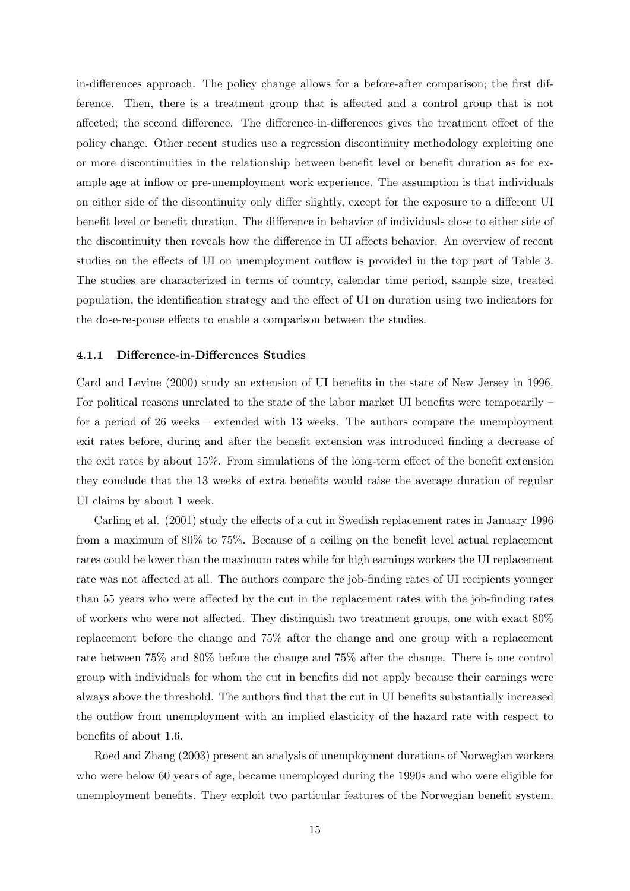in-differences approach. The policy change allows for a before-after comparison; the first difference. Then, there is a treatment group that is affected and a control group that is not affected; the second difference. The difference-in-differences gives the treatment effect of the policy change. Other recent studies use a regression discontinuity methodology exploiting one or more discontinuities in the relationship between benefit level or benefit duration as for example age at inflow or pre-unemployment work experience. The assumption is that individuals on either side of the discontinuity only differ slightly, except for the exposure to a different UI benefit level or benefit duration. The difference in behavior of individuals close to either side of the discontinuity then reveals how the difference in UI affects behavior. An overview of recent studies on the effects of UI on unemployment outflow is provided in the top part of Table 3. The studies are characterized in terms of country, calendar time period, sample size, treated population, the identification strategy and the effect of UI on duration using two indicators for the dose-response effects to enable a comparison between the studies.

#### 4.1.1 Difference-in-Differences Studies

Card and Levine (2000) study an extension of UI benefits in the state of New Jersey in 1996. For political reasons unrelated to the state of the labor market UI benefits were temporarily – for a period of 26 weeks – extended with 13 weeks. The authors compare the unemployment exit rates before, during and after the benefit extension was introduced finding a decrease of the exit rates by about 15%. From simulations of the long-term effect of the benefit extension they conclude that the 13 weeks of extra benefits would raise the average duration of regular UI claims by about 1 week.

Carling et al. (2001) study the effects of a cut in Swedish replacement rates in January 1996 from a maximum of 80% to 75%. Because of a ceiling on the benefit level actual replacement rates could be lower than the maximum rates while for high earnings workers the UI replacement rate was not affected at all. The authors compare the job-finding rates of UI recipients younger than 55 years who were affected by the cut in the replacement rates with the job-finding rates of workers who were not affected. They distinguish two treatment groups, one with exact 80% replacement before the change and 75% after the change and one group with a replacement rate between 75% and 80% before the change and 75% after the change. There is one control group with individuals for whom the cut in benefits did not apply because their earnings were always above the threshold. The authors find that the cut in UI benefits substantially increased the outflow from unemployment with an implied elasticity of the hazard rate with respect to benefits of about 1.6.

Roed and Zhang (2003) present an analysis of unemployment durations of Norwegian workers who were below 60 years of age, became unemployed during the 1990s and who were eligible for unemployment benefits. They exploit two particular features of the Norwegian benefit system.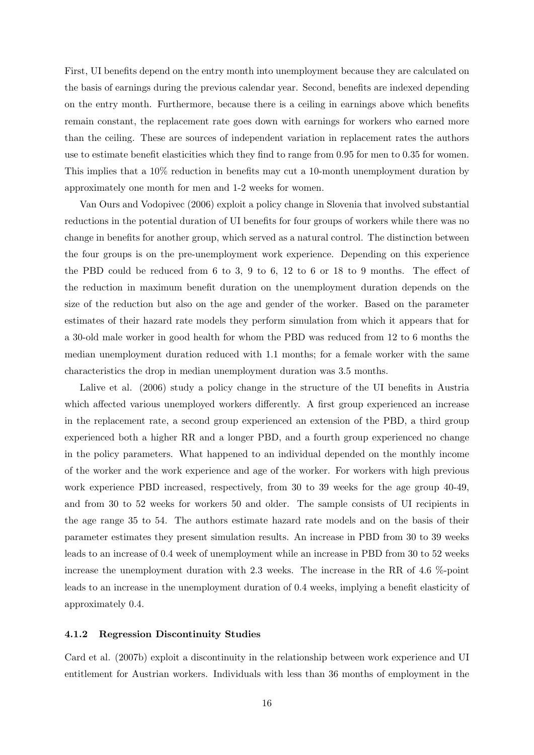First, UI benefits depend on the entry month into unemployment because they are calculated on the basis of earnings during the previous calendar year. Second, benefits are indexed depending on the entry month. Furthermore, because there is a ceiling in earnings above which benefits remain constant, the replacement rate goes down with earnings for workers who earned more than the ceiling. These are sources of independent variation in replacement rates the authors use to estimate benefit elasticities which they find to range from 0.95 for men to 0.35 for women. This implies that a 10% reduction in benefits may cut a 10-month unemployment duration by approximately one month for men and 1-2 weeks for women.

Van Ours and Vodopivec (2006) exploit a policy change in Slovenia that involved substantial reductions in the potential duration of UI benefits for four groups of workers while there was no change in benefits for another group, which served as a natural control. The distinction between the four groups is on the pre-unemployment work experience. Depending on this experience the PBD could be reduced from 6 to 3, 9 to 6, 12 to 6 or 18 to 9 months. The effect of the reduction in maximum benefit duration on the unemployment duration depends on the size of the reduction but also on the age and gender of the worker. Based on the parameter estimates of their hazard rate models they perform simulation from which it appears that for a 30-old male worker in good health for whom the PBD was reduced from 12 to 6 months the median unemployment duration reduced with 1.1 months; for a female worker with the same characteristics the drop in median unemployment duration was 3.5 months.

Lalive et al. (2006) study a policy change in the structure of the UI benefits in Austria which affected various unemployed workers differently. A first group experienced an increase in the replacement rate, a second group experienced an extension of the PBD, a third group experienced both a higher RR and a longer PBD, and a fourth group experienced no change in the policy parameters. What happened to an individual depended on the monthly income of the worker and the work experience and age of the worker. For workers with high previous work experience PBD increased, respectively, from 30 to 39 weeks for the age group 40-49, and from 30 to 52 weeks for workers 50 and older. The sample consists of UI recipients in the age range 35 to 54. The authors estimate hazard rate models and on the basis of their parameter estimates they present simulation results. An increase in PBD from 30 to 39 weeks leads to an increase of 0.4 week of unemployment while an increase in PBD from 30 to 52 weeks increase the unemployment duration with 2.3 weeks. The increase in the RR of 4.6 %-point leads to an increase in the unemployment duration of 0.4 weeks, implying a benefit elasticity of approximately 0.4.

#### 4.1.2 Regression Discontinuity Studies

Card et al. (2007b) exploit a discontinuity in the relationship between work experience and UI entitlement for Austrian workers. Individuals with less than 36 months of employment in the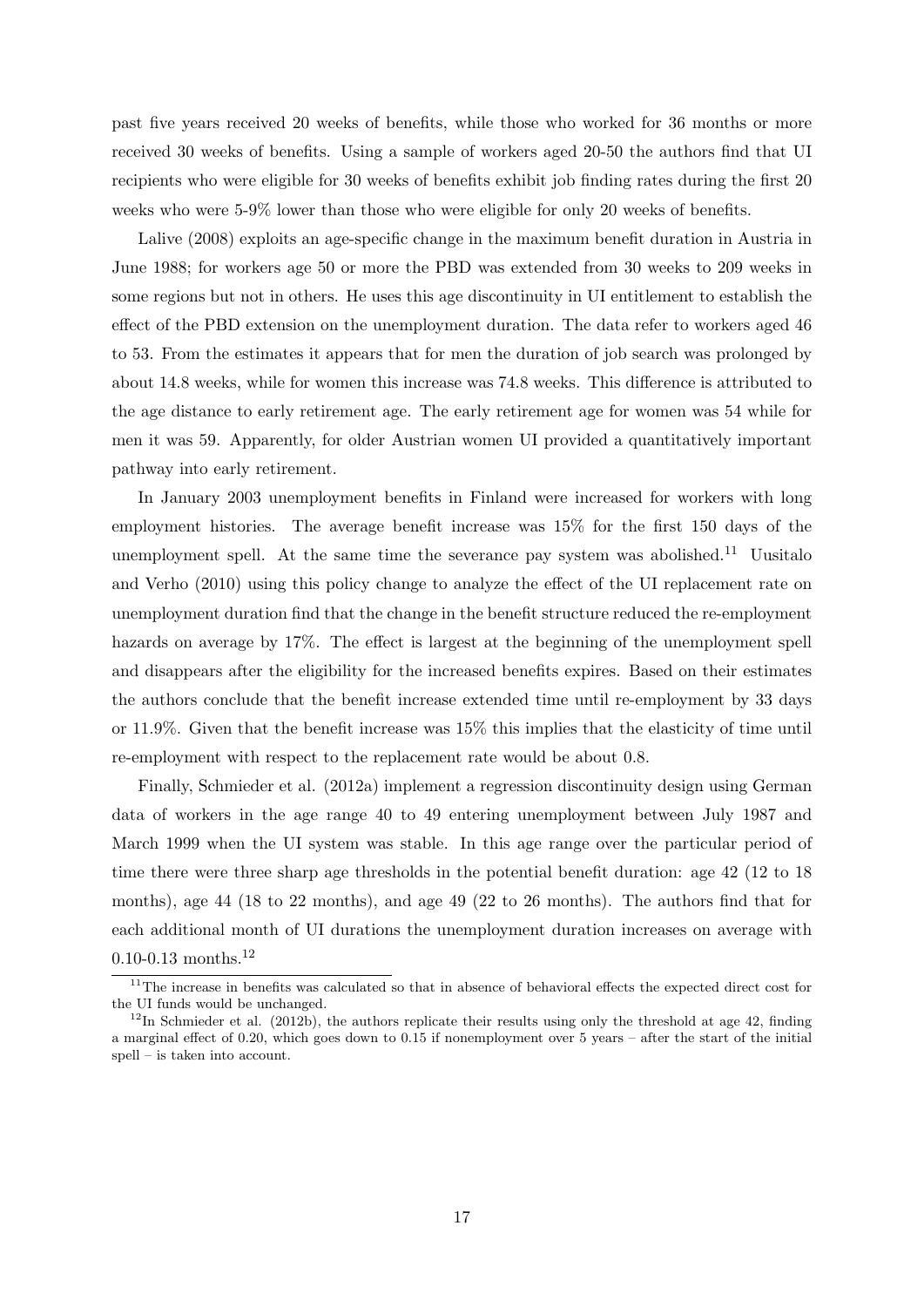past five years received 20 weeks of benefits, while those who worked for 36 months or more received 30 weeks of benefits. Using a sample of workers aged 20-50 the authors find that UI recipients who were eligible for 30 weeks of benefits exhibit job finding rates during the first 20 weeks who were 5-9% lower than those who were eligible for only 20 weeks of benefits.

Lalive (2008) exploits an age-specific change in the maximum benefit duration in Austria in June 1988; for workers age 50 or more the PBD was extended from 30 weeks to 209 weeks in some regions but not in others. He uses this age discontinuity in UI entitlement to establish the effect of the PBD extension on the unemployment duration. The data refer to workers aged 46 to 53. From the estimates it appears that for men the duration of job search was prolonged by about 14.8 weeks, while for women this increase was 74.8 weeks. This difference is attributed to the age distance to early retirement age. The early retirement age for women was 54 while for men it was 59. Apparently, for older Austrian women UI provided a quantitatively important pathway into early retirement.

In January 2003 unemployment benefits in Finland were increased for workers with long employment histories. The average benefit increase was 15% for the first 150 days of the unemployment spell. At the same time the severance pay system was abolished.[11] Uusitalo and Verho (2010) using this policy change to analyze the effect of the UI replacement rate on unemployment duration find that the change in the benefit structure reduced the re-employment hazards on average by 17%. The effect is largest at the beginning of the unemployment spell and disappears after the eligibility for the increased benefits expires. Based on their estimates the authors conclude that the benefit increase extended time until re-employment by 33 days or 11.9%. Given that the benefit increase was 15% this implies that the elasticity of time until re-employment with respect to the replacement rate would be about 0.8.

Finally, Schmieder et al. (2012a) implement a regression discontinuity design using German data of workers in the age range 40 to 49 entering unemployment between July 1987 and March 1999 when the UI system was stable. In this age range over the particular period of time there were three sharp age thresholds in the potential benefit duration: age 42 (12 to 18 months), age 44 (18 to 22 months), and age 49 (22 to 26 months). The authors find that for each additional month of UI durations the unemployment duration increases on average with 0.10-0.13 months.[12]

[11] The increase in benefits was calculated so that in absence of behavioral effects the expected direct cost for the UI funds would be unchanged.

[12] In Schmieder et al. (2012b), the authors replicate their results using only the threshold at age 42, finding a marginal effect of 0.20, which goes down to 0.15 if nonemployment over 5 years – after the start of the initial spell – is taken into account.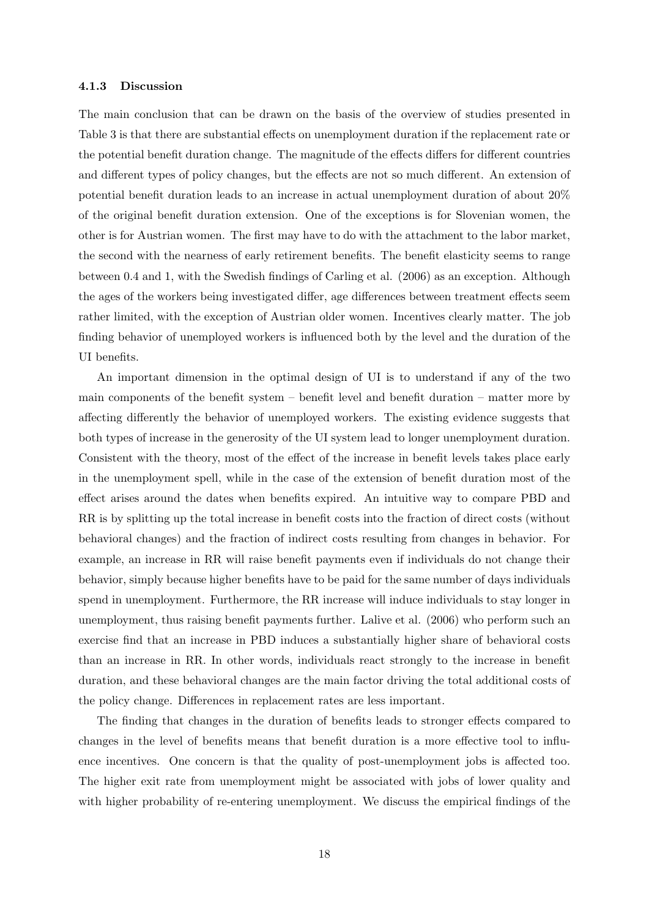#### 4.1.3 Discussion

The main conclusion that can be drawn on the basis of the overview of studies presented in Table 3 is that there are substantial effects on unemployment duration if the replacement rate or the potential benefit duration change. The magnitude of the effects differs for different countries and different types of policy changes, but the effects are not so much different. An extension of potential benefit duration leads to an increase in actual unemployment duration of about 20% of the original benefit duration extension. One of the exceptions is for Slovenian women, the other is for Austrian women. The first may have to do with the attachment to the labor market, the second with the nearness of early retirement benefits. The benefit elasticity seems to range between 0.4 and 1, with the Swedish findings of Carling et al. (2006) as an exception. Although the ages of the workers being investigated differ, age differences between treatment effects seem rather limited, with the exception of Austrian older women. Incentives clearly matter. The job finding behavior of unemployed workers is influenced both by the level and the duration of the UI benefits.

An important dimension in the optimal design of UI is to understand if any of the two main components of the benefit system – benefit level and benefit duration – matter more by affecting differently the behavior of unemployed workers. The existing evidence suggests that both types of increase in the generosity of the UI system lead to longer unemployment duration. Consistent with the theory, most of the effect of the increase in benefit levels takes place early in the unemployment spell, while in the case of the extension of benefit duration most of the effect arises around the dates when benefits expired. An intuitive way to compare PBD and RR is by splitting up the total increase in benefit costs into the fraction of direct costs (without behavioral changes) and the fraction of indirect costs resulting from changes in behavior. For example, an increase in RR will raise benefit payments even if individuals do not change their behavior, simply because higher benefits have to be paid for the same number of days individuals spend in unemployment. Furthermore, the RR increase will induce individuals to stay longer in unemployment, thus raising benefit payments further. Lalive et al. (2006) who perform such an exercise find that an increase in PBD induces a substantially higher share of behavioral costs than an increase in RR. In other words, individuals react strongly to the increase in benefit duration, and these behavioral changes are the main factor driving the total additional costs of the policy change. Differences in replacement rates are less important.

The finding that changes in the duration of benefits leads to stronger effects compared to changes in the level of benefits means that benefit duration is a more effective tool to influence incentives. One concern is that the quality of post-unemployment jobs is affected too. The higher exit rate from unemployment might be associated with jobs of lower quality and with higher probability of re-entering unemployment. We discuss the empirical findings of the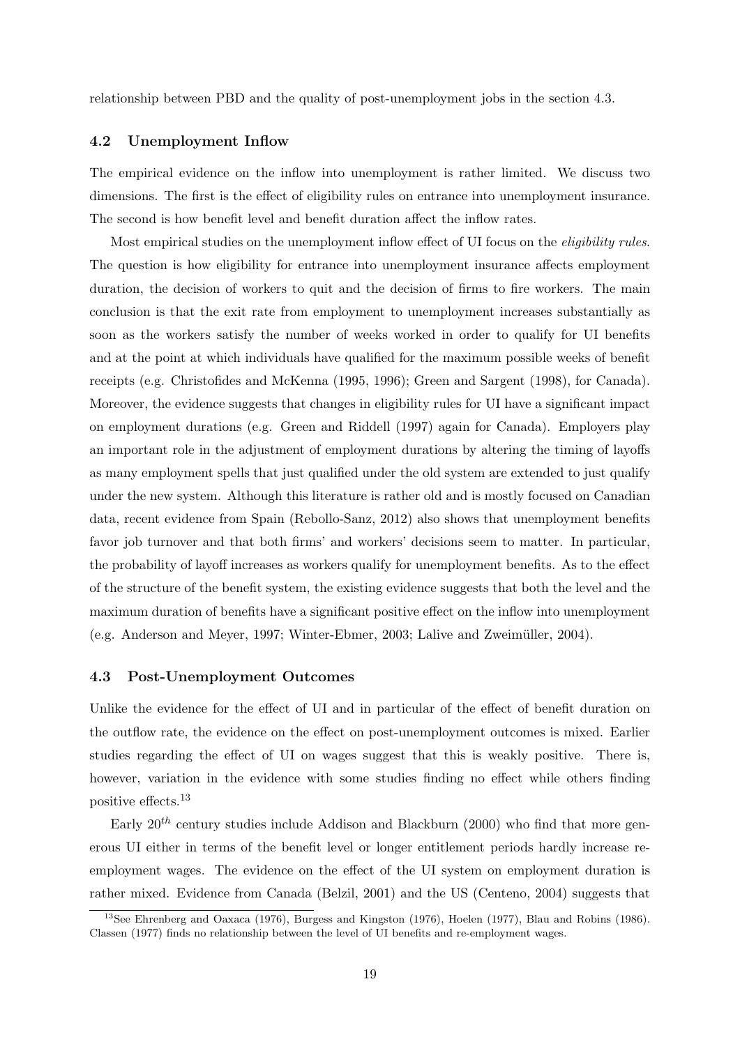relationship between PBD and the quality of post-unemployment jobs in the section 4.3.

### 4.2 Unemployment Inflow

The empirical evidence on the inflow into unemployment is rather limited. We discuss two dimensions. The first is the effect of eligibility rules on entrance into unemployment insurance. The second is how benefit level and benefit duration affect the inflow rates.

Most empirical studies on the unemployment inflow effect of UI focus on the *eligibility rules*. The question is how eligibility for entrance into unemployment insurance affects employment duration, the decision of workers to quit and the decision of firms to fire workers. The main conclusion is that the exit rate from employment to unemployment increases substantially as soon as the workers satisfy the number of weeks worked in order to qualify for UI benefits and at the point at which individuals have qualified for the maximum possible weeks of benefit receipts (e.g. Christofides and McKenna (1995, 1996); Green and Sargent (1998), for Canada). Moreover, the evidence suggests that changes in eligibility rules for UI have a significant impact on employment durations (e.g. Green and Riddell (1997) again for Canada). Employers play an important role in the adjustment of employment durations by altering the timing of layoffs as many employment spells that just qualified under the old system are extended to just qualify under the new system. Although this literature is rather old and is mostly focused on Canadian data, recent evidence from Spain (Rebollo-Sanz, 2012) also shows that unemployment benefits favor job turnover and that both firms' and workers' decisions seem to matter. In particular, the probability of layoff increases as workers qualify for unemployment benefits. As to the effect of the structure of the benefit system, the existing evidence suggests that both the level and the maximum duration of benefits have a significant positive effect on the inflow into unemployment (e.g. Anderson and Meyer, 1997; Winter-Ebmer, 2003; Lalive and Zweimüller, 2004).

### 4.3 Post-Unemployment Outcomes

Unlike the evidence for the effect of UI and in particular of the effect of benefit duration on the outflow rate, the evidence on the effect on post-unemployment outcomes is mixed. Earlier studies regarding the effect of UI on wages suggest that this is weakly positive. There is, however, variation in the evidence with some studies finding no effect while others finding positive effects.[13]

Early $20^{th}$ century studies include Addison and Blackburn (2000) who find that more generous UI either in terms of the benefit level or longer entitlement periods hardly increase re-employment wages. The evidence on the effect of the UI system on employment duration is rather mixed. Evidence from Canada (Belzil, 2001) and the US (Centeno, 2004) suggests that

[13] See Ehrenberg and Oaxaca (1976), Burgess and Kingston (1976), Hoelen (1977), Blau and Robins (1986). Classen (1977) finds no relationship between the level of UI benefits and re-employment wages.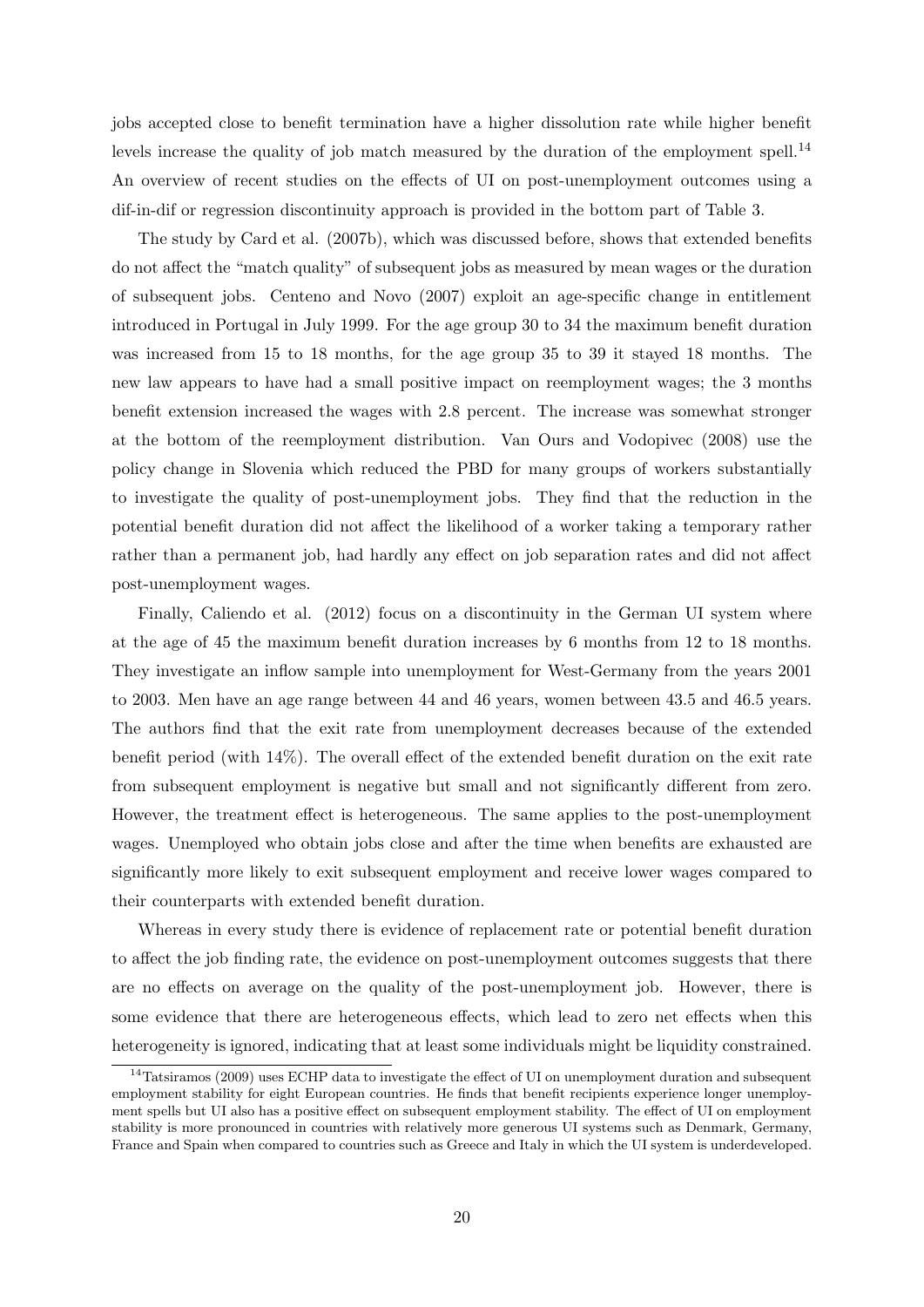jobs accepted close to benefit termination have a higher dissolution rate while higher benefit levels increase the quality of job match measured by the duration of the employment spell.[14] An overview of recent studies on the effects of UI on post-unemployment outcomes using a dif-in-dif or regression discontinuity approach is provided in the bottom part of Table 3.

The study by Card et al. (2007b), which was discussed before, shows that extended benefits do not affect the "match quality" of subsequent jobs as measured by mean wages or the duration of subsequent jobs. Centeno and Novo (2007) exploit an age-specific change in entitlement introduced in Portugal in July 1999. For the age group 30 to 34 the maximum benefit duration was increased from 15 to 18 months, for the age group 35 to 39 it stayed 18 months. The new law appears to have had a small positive impact on reemployment wages; the 3 months benefit extension increased the wages with 2.8 percent. The increase was somewhat stronger at the bottom of the reemployment distribution. Van Ours and Vodopivec (2008) use the policy change in Slovenia which reduced the PBD for many groups of workers substantially to investigate the quality of post-unemployment jobs. They find that the reduction in the potential benefit duration did not affect the likelihood of a worker taking a temporary rather rather than a permanent job, had hardly any effect on job separation rates and did not affect post-unemployment wages.

Finally, Caliendo et al. (2012) focus on a discontinuity in the German UI system where at the age of 45 the maximum benefit duration increases by 6 months from 12 to 18 months. They investigate an inflow sample into unemployment for West-Germany from the years 2001 to 2003. Men have an age range between 44 and 46 years, women between 43.5 and 46.5 years. The authors find that the exit rate from unemployment decreases because of the extended benefit period (with 14%). The overall effect of the extended benefit duration on the exit rate from subsequent employment is negative but small and not significantly different from zero. However, the treatment effect is heterogeneous. The same applies to the post-unemployment wages. Unemployed who obtain jobs close and after the time when benefits are exhausted are significantly more likely to exit subsequent employment and receive lower wages compared to their counterparts with extended benefit duration.

Whereas in every study there is evidence of replacement rate or potential benefit duration to affect the job finding rate, the evidence on post-unemployment outcomes suggests that there are no effects on average on the quality of the post-unemployment job. However, there is some evidence that there are heterogeneous effects, which lead to zero net effects when this heterogeneity is ignored, indicating that at least some individuals might be liquidity constrained.

[14] Tatsiramos (2009) uses ECHP data to investigate the effect of UI on unemployment duration and subsequent employment stability for eight European countries. He finds that benefit recipients experience longer unemployment spells but UI also has a positive effect on subsequent employment stability. The effect of UI on employment stability is more pronounced in countries with relatively more generous UI systems such as Denmark, Germany, France and Spain when compared to countries such as Greece and Italy in which the UI system is underdeveloped.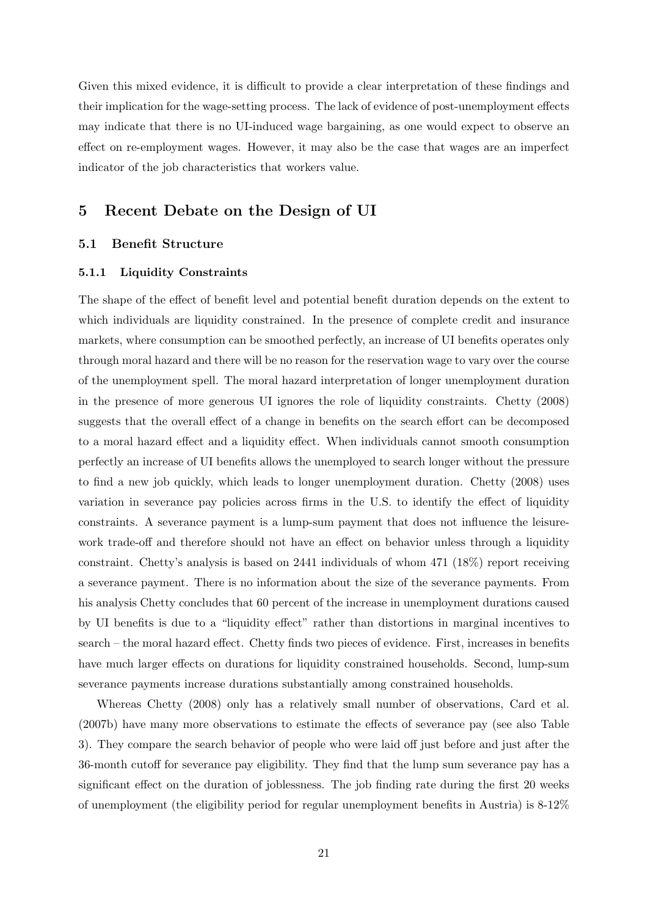Given this mixed evidence, it is difficult to provide a clear interpretation of these findings and their implication for the wage-setting process. The lack of evidence of post-unemployment effects may indicate that there is no UI-induced wage bargaining, as one would expect to observe an effect on re-employment wages. However, it may also be the case that wages are an imperfect indicator of the job characteristics that workers value.

# 5 Recent Debate on the Design of UI

## 5.1 Benefit Structure

### 5.1.1 Liquidity Constraints

The shape of the effect of benefit level and potential benefit duration depends on the extent to which individuals are liquidity constrained. In the presence of complete credit and insurance markets, where consumption can be smoothed perfectly, an increase of UI benefits operates only through moral hazard and there will be no reason for the reservation wage to vary over the course of the unemployment spell. The moral hazard interpretation of longer unemployment duration in the presence of more generous UI ignores the role of liquidity constraints. Chetty (2008) suggests that the overall effect of a change in benefits on the search effort can be decomposed to a moral hazard effect and a liquidity effect. When individuals cannot smooth consumption perfectly an increase of UI benefits allows the unemployed to search longer without the pressure to find a new job quickly, which leads to longer unemployment duration. Chetty (2008) uses variation in severance pay policies across firms in the U.S. to identify the effect of liquidity constraints. A severance payment is a lump-sum payment that does not influence the leisure-work trade-off and therefore should not have an effect on behavior unless through a liquidity constraint. Chetty's analysis is based on 2441 individuals of whom 471 (18%) report receiving a severance payment. There is no information about the size of the severance payments. From his analysis Chetty concludes that 60 percent of the increase in unemployment durations caused by UI benefits is due to a "liquidity effect" rather than distortions in marginal incentives to search – the moral hazard effect. Chetty finds two pieces of evidence. First, increases in benefits have much larger effects on durations for liquidity constrained households. Second, lump-sum severance payments increase durations substantially among constrained households.

Whereas Chetty (2008) only has a relatively small number of observations, Card et al. (2007b) have many more observations to estimate the effects of severance pay (see also Table 3). They compare the search behavior of people who were laid off just before and just after the 36-month cutoff for severance pay eligibility. They find that the lump sum severance pay has a significant effect on the duration of joblessness. The job finding rate during the first 20 weeks of unemployment (the eligibility period for regular unemployment benefits in Austria) is 8-12%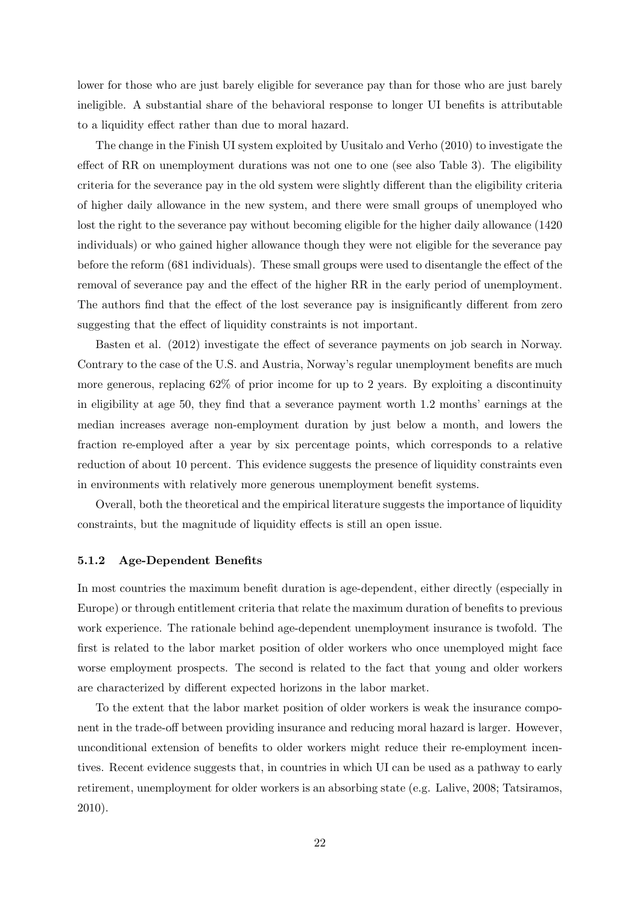lower for those who are just barely eligible for severance pay than for those who are just barely ineligible. A substantial share of the behavioral response to longer UI benefits is attributable to a liquidity effect rather than due to moral hazard.

The change in the Finish UI system exploited by Uusitalo and Verho (2010) to investigate the effect of RR on unemployment durations was not one to one (see also Table 3). The eligibility criteria for the severance pay in the old system were slightly different than the eligibility criteria of higher daily allowance in the new system, and there were small groups of unemployed who lost the right to the severance pay without becoming eligible for the higher daily allowance (1420 individuals) or who gained higher allowance though they were not eligible for the severance pay before the reform (681 individuals). These small groups were used to disentangle the effect of the removal of severance pay and the effect of the higher RR in the early period of unemployment. The authors find that the effect of the lost severance pay is insignificantly different from zero suggesting that the effect of liquidity constraints is not important.

Basten et al. (2012) investigate the effect of severance payments on job search in Norway. Contrary to the case of the U.S. and Austria, Norway's regular unemployment benefits are much more generous, replacing 62% of prior income for up to 2 years. By exploiting a discontinuity in eligibility at age 50, they find that a severance payment worth 1.2 months' earnings at the median increases average non-employment duration by just below a month, and lowers the fraction re-employed after a year by six percentage points, which corresponds to a relative reduction of about 10 percent. This evidence suggests the presence of liquidity constraints even in environments with relatively more generous unemployment benefit systems.

Overall, both the theoretical and the empirical literature suggests the importance of liquidity constraints, but the magnitude of liquidity effects is still an open issue.

#### 5.1.2 Age-Dependent Benefits

In most countries the maximum benefit duration is age-dependent, either directly (especially in Europe) or through entitlement criteria that relate the maximum duration of benefits to previous work experience. The rationale behind age-dependent unemployment insurance is twofold. The first is related to the labor market position of older workers who once unemployed might face worse employment prospects. The second is related to the fact that young and older workers are characterized by different expected horizons in the labor market.

To the extent that the labor market position of older workers is weak the insurance component in the trade-off between providing insurance and reducing moral hazard is larger. However, unconditional extension of benefits to older workers might reduce their re-employment incentives. Recent evidence suggests that, in countries in which UI can be used as a pathway to early retirement, unemployment for older workers is an absorbing state (e.g. Lalive, 2008; Tatsiramos, 2010).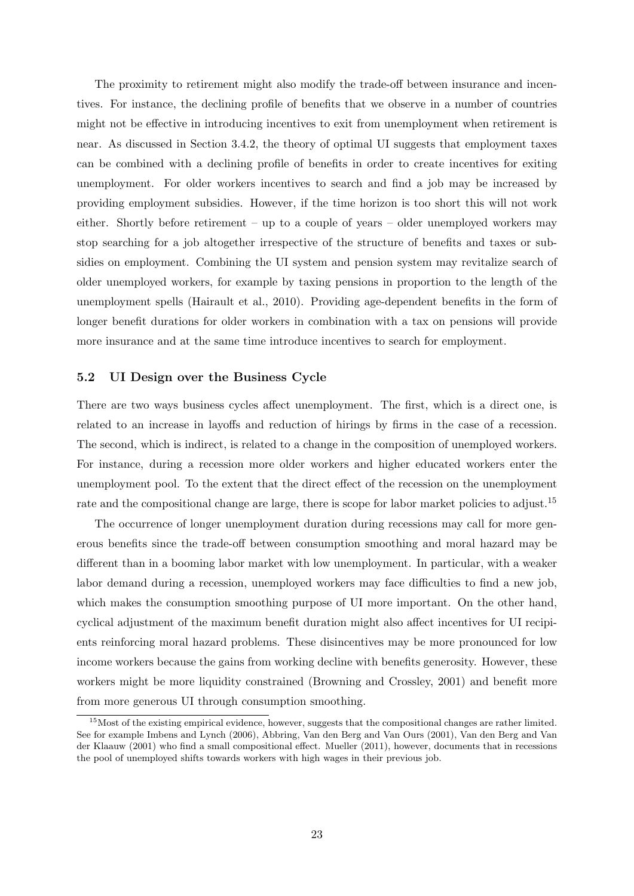The proximity to retirement might also modify the trade-off between insurance and incentives. For instance, the declining profile of benefits that we observe in a number of countries might not be effective in introducing incentives to exit from unemployment when retirement is near. As discussed in Section 3.4.2, the theory of optimal UI suggests that employment taxes can be combined with a declining profile of benefits in order to create incentives for exiting unemployment. For older workers incentives to search and find a job may be increased by providing employment subsidies. However, if the time horizon is too short this will not work either. Shortly before retirement – up to a couple of years – older unemployed workers may stop searching for a job altogether irrespective of the structure of benefits and taxes or subsidies on employment. Combining the UI system and pension system may revitalize search of older unemployed workers, for example by taxing pensions in proportion to the length of the unemployment spells (Hairault et al., 2010). Providing age-dependent benefits in the form of longer benefit durations for older workers in combination with a tax on pensions will provide more insurance and at the same time introduce incentives to search for employment.

### 5.2 UI Design over the Business Cycle

There are two ways business cycles affect unemployment. The first, which is a direct one, is related to an increase in layoffs and reduction of hirings by firms in the case of a recession. The second, which is indirect, is related to a change in the composition of unemployed workers. For instance, during a recession more older workers and higher educated workers enter the unemployment pool. To the extent that the direct effect of the recession on the unemployment rate and the compositional change are large, there is scope for labor market policies to adjust.[15]

The occurrence of longer unemployment duration during recessions may call for more generous benefits since the trade-off between consumption smoothing and moral hazard may be different than in a booming labor market with low unemployment. In particular, with a weaker labor demand during a recession, unemployed workers may face difficulties to find a new job, which makes the consumption smoothing purpose of UI more important. On the other hand, cyclical adjustment of the maximum benefit duration might also affect incentives for UI recipients reinforcing moral hazard problems. These disincentives may be more pronounced for low income workers because the gains from working decline with benefits generosity. However, these workers might be more liquidity constrained (Browning and Crossley, 2001) and benefit more from more generous UI through consumption smoothing.

[15] Most of the existing empirical evidence, however, suggests that the compositional changes are rather limited. See for example Imbens and Lynch (2006), Abbring, Van den Berg and Van Ours (2001), Van den Berg and Van der Klaauw (2001) who find a small compositional effect. Mueller (2011), however, documents that in recessions the pool of unemployed shifts towards workers with high wages in their previous job.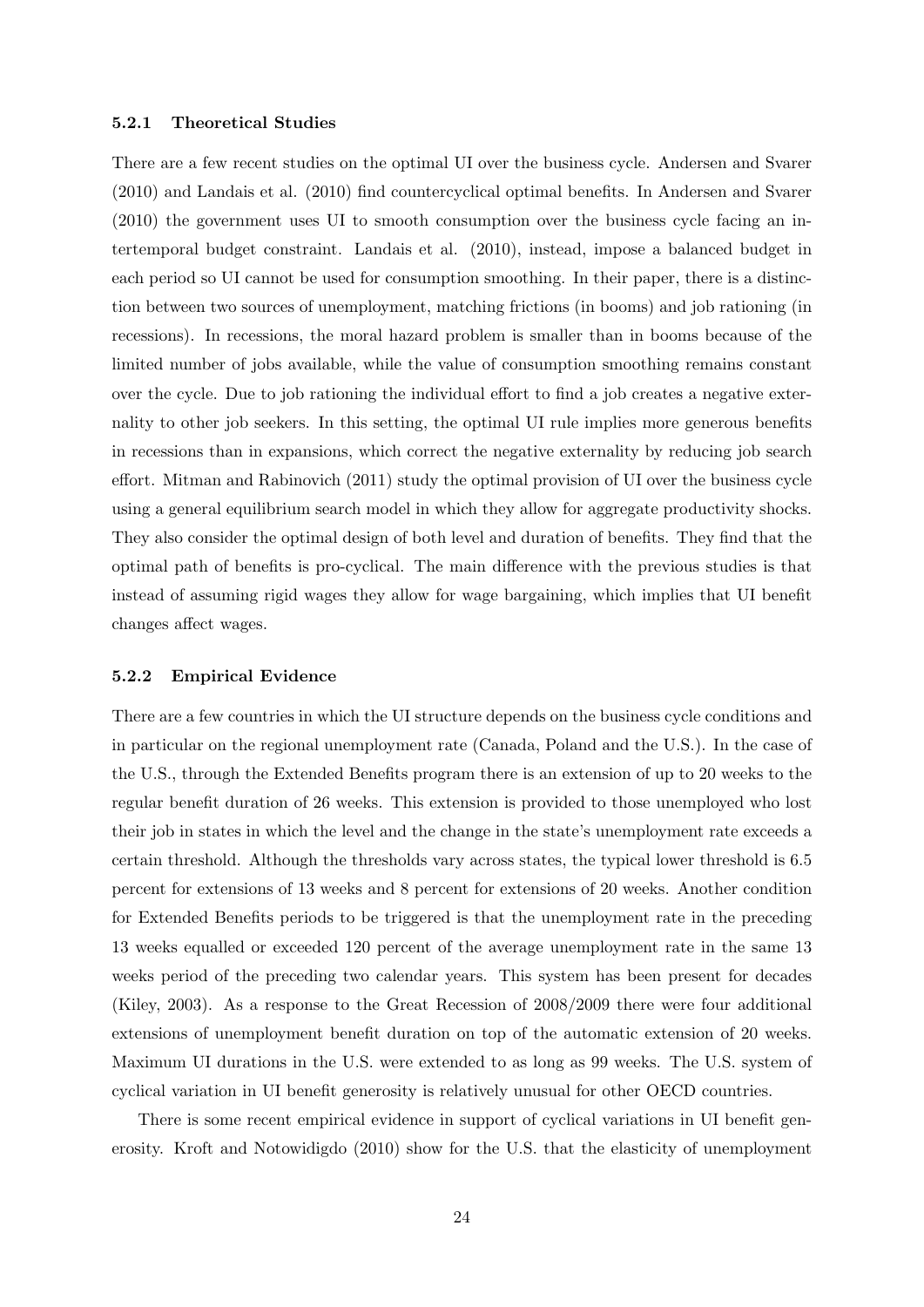### 5.2.1 Theoretical Studies

There are a few recent studies on the optimal UI over the business cycle. Andersen and Svarer (2010) and Landais et al. (2010) find countercyclical optimal benefits. In Andersen and Svarer (2010) the government uses UI to smooth consumption over the business cycle facing an intertemporal budget constraint. Landais et al. (2010), instead, impose a balanced budget in each period so UI cannot be used for consumption smoothing. In their paper, there is a distinction between two sources of unemployment, matching frictions (in booms) and job rationing (in recessions). In recessions, the moral hazard problem is smaller than in booms because of the limited number of jobs available, while the value of consumption smoothing remains constant over the cycle. Due to job rationing the individual effort to find a job creates a negative externality to other job seekers. In this setting, the optimal UI rule implies more generous benefits in recessions than in expansions, which correct the negative externality by reducing job search effort. Mitman and Rabinovich (2011) study the optimal provision of UI over the business cycle using a general equilibrium search model in which they allow for aggregate productivity shocks. They also consider the optimal design of both level and duration of benefits. They find that the optimal path of benefits is pro-cyclical. The main difference with the previous studies is that instead of assuming rigid wages they allow for wage bargaining, which implies that UI benefit changes affect wages.

### 5.2.2 Empirical Evidence

There are a few countries in which the UI structure depends on the business cycle conditions and in particular on the regional unemployment rate (Canada, Poland and the U.S.). In the case of the U.S., through the Extended Benefits program there is an extension of up to 20 weeks to the regular benefit duration of 26 weeks. This extension is provided to those unemployed who lost their job in states in which the level and the change in the state's unemployment rate exceeds a certain threshold. Although the thresholds vary across states, the typical lower threshold is 6.5 percent for extensions of 13 weeks and 8 percent for extensions of 20 weeks. Another condition for Extended Benefits periods to be triggered is that the unemployment rate in the preceding 13 weeks equalled or exceeded 120 percent of the average unemployment rate in the same 13 weeks period of the preceding two calendar years. This system has been present for decades (Kiley, 2003). As a response to the Great Recession of 2008/2009 there were four additional extensions of unemployment benefit duration on top of the automatic extension of 20 weeks. Maximum UI durations in the U.S. were extended to as long as 99 weeks. The U.S. system of cyclical variation in UI benefit generosity is relatively unusual for other OECD countries.

There is some recent empirical evidence in support of cyclical variations in UI benefit generosity. Kroft and Notowidigdo (2010) show for the U.S. that the elasticity of unemployment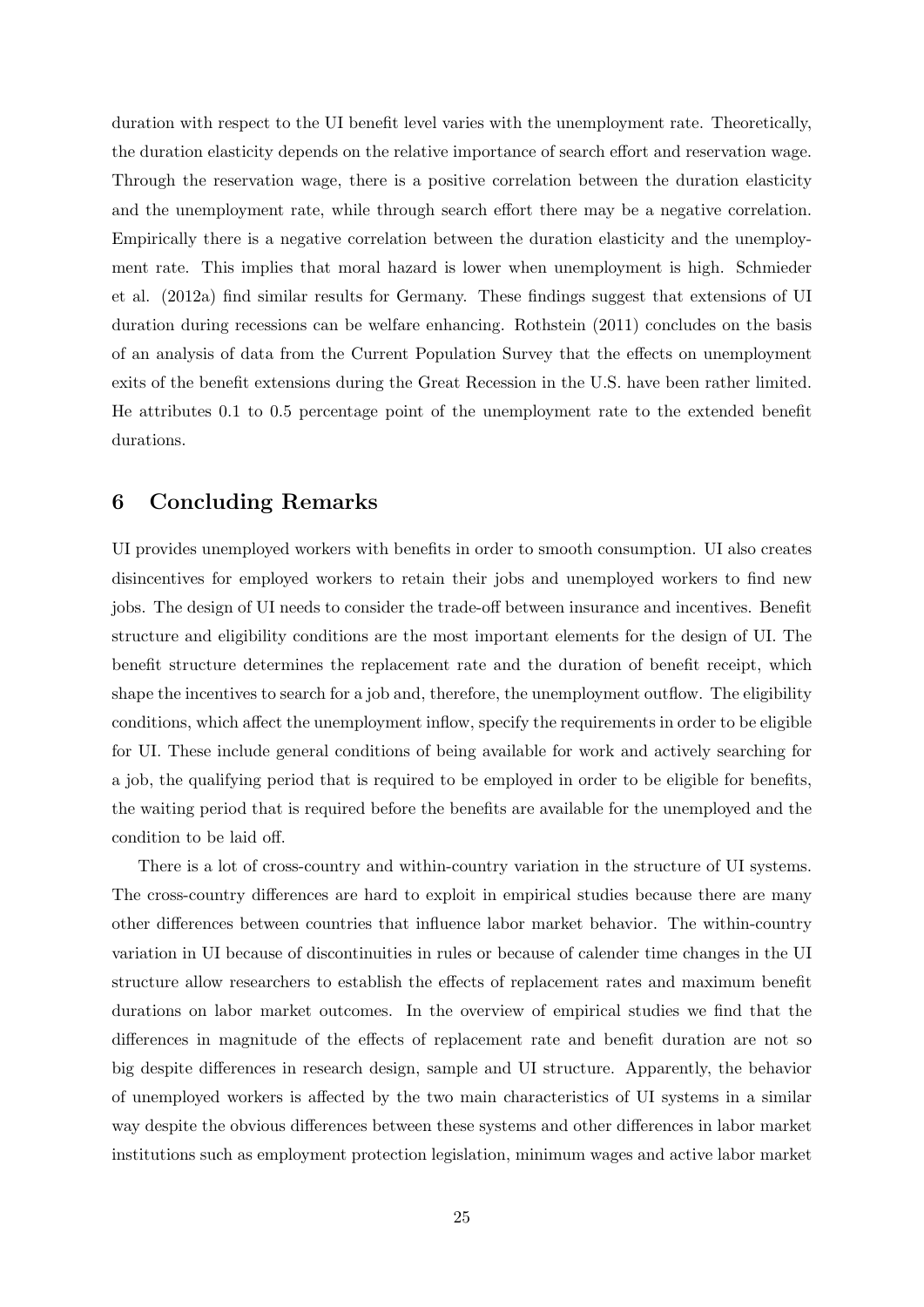duration with respect to the UI benefit level varies with the unemployment rate. Theoretically, the duration elasticity depends on the relative importance of search effort and reservation wage. Through the reservation wage, there is a positive correlation between the duration elasticity and the unemployment rate, while through search effort there may be a negative correlation. Empirically there is a negative correlation between the duration elasticity and the unemployment rate. This implies that moral hazard is lower when unemployment is high. Schmieder et al. (2012a) find similar results for Germany. These findings suggest that extensions of UI duration during recessions can be welfare enhancing. Rothstein (2011) concludes on the basis of an analysis of data from the Current Population Survey that the effects on unemployment exits of the benefit extensions during the Great Recession in the U.S. have been rather limited. He attributes 0.1 to 0.5 percentage point of the unemployment rate to the extended benefit durations.

## 6 Concluding Remarks

UI provides unemployed workers with benefits in order to smooth consumption. UI also creates disincentives for employed workers to retain their jobs and unemployed workers to find new jobs. The design of UI needs to consider the trade-off between insurance and incentives. Benefit structure and eligibility conditions are the most important elements for the design of UI. The benefit structure determines the replacement rate and the duration of benefit receipt, which shape the incentives to search for a job and, therefore, the unemployment outflow. The eligibility conditions, which affect the unemployment inflow, specify the requirements in order to be eligible for UI. These include general conditions of being available for work and actively searching for a job, the qualifying period that is required to be employed in order to be eligible for benefits, the waiting period that is required before the benefits are available for the unemployed and the condition to be laid off.

There is a lot of cross-country and within-country variation in the structure of UI systems. The cross-country differences are hard to exploit in empirical studies because there are many other differences between countries that influence labor market behavior. The within-country variation in UI because of discontinuities in rules or because of calender time changes in the UI structure allow researchers to establish the effects of replacement rates and maximum benefit durations on labor market outcomes. In the overview of empirical studies we find that the differences in magnitude of the effects of replacement rate and benefit duration are not so big despite differences in research design, sample and UI structure. Apparently, the behavior of unemployed workers is affected by the two main characteristics of UI systems in a similar way despite the obvious differences between these systems and other differences in labor market institutions such as employment protection legislation, minimum wages and active labor market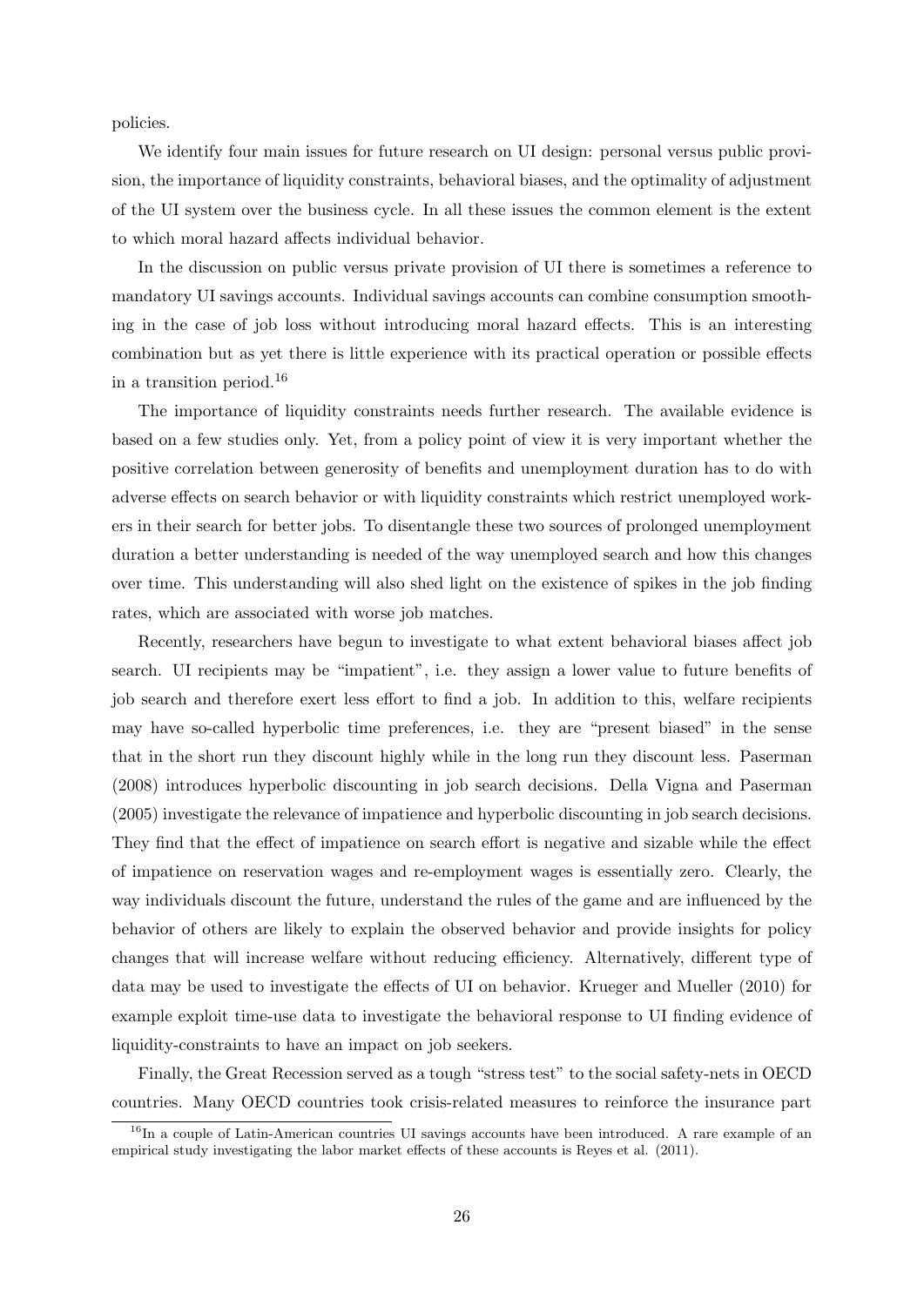policies.

We identify four main issues for future research on UI design: personal versus public provision, the importance of liquidity constraints, behavioral biases, and the optimality of adjustment of the UI system over the business cycle. In all these issues the common element is the extent to which moral hazard affects individual behavior.

In the discussion on public versus private provision of UI there is sometimes a reference to mandatory UI savings accounts. Individual savings accounts can combine consumption smoothing in the case of job loss without introducing moral hazard effects. This is an interesting combination but as yet there is little experience with its practical operation or possible effects in a transition period.[16]

The importance of liquidity constraints needs further research. The available evidence is based on a few studies only. Yet, from a policy point of view it is very important whether the positive correlation between generosity of benefits and unemployment duration has to do with adverse effects on search behavior or with liquidity constraints which restrict unemployed workers in their search for better jobs. To disentangle these two sources of prolonged unemployment duration a better understanding is needed of the way unemployed search and how this changes over time. This understanding will also shed light on the existence of spikes in the job finding rates, which are associated with worse job matches.

Recently, researchers have begun to investigate to what extent behavioral biases affect job search. UI recipients may be "impatient", i.e. they assign a lower value to future benefits of job search and therefore exert less effort to find a job. In addition to this, welfare recipients may have so-called hyperbolic time preferences, i.e. they are "present biased" in the sense that in the short run they discount highly while in the long run they discount less. Paserman (2008) introduces hyperbolic discounting in job search decisions. Della Vigna and Paserman (2005) investigate the relevance of impatience and hyperbolic discounting in job search decisions. They find that the effect of impatience on search effort is negative and sizable while the effect of impatience on reservation wages and re-employment wages is essentially zero. Clearly, the way individuals discount the future, understand the rules of the game and are influenced by the behavior of others are likely to explain the observed behavior and provide insights for policy changes that will increase welfare without reducing efficiency. Alternatively, different type of data may be used to investigate the effects of UI on behavior. Krueger and Mueller (2010) for example exploit time-use data to investigate the behavioral response to UI finding evidence of liquidity-constraints to have an impact on job seekers.

Finally, the Great Recession served as a tough "stress test" to the social safety-nets in OECD countries. Many OECD countries took crisis-related measures to reinforce the insurance part

[16] In a couple of Latin-American countries UI savings accounts have been introduced. A rare example of an empirical study investigating the labor market effects of these accounts is Reyes et al. (2011).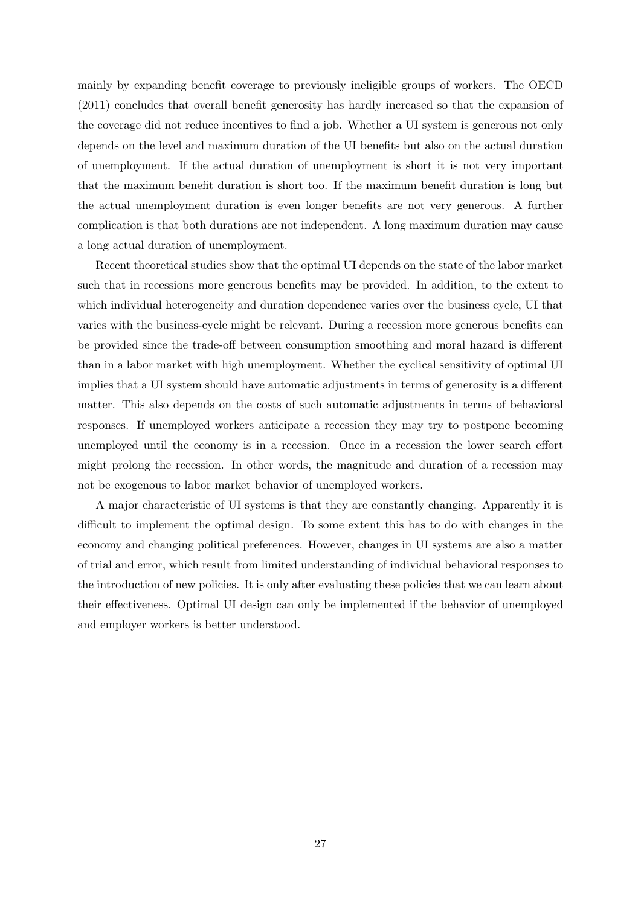mainly by expanding benefit coverage to previously ineligible groups of workers. The OECD (2011) concludes that overall benefit generosity has hardly increased so that the expansion of the coverage did not reduce incentives to find a job. Whether a UI system is generous not only depends on the level and maximum duration of the UI benefits but also on the actual duration of unemployment. If the actual duration of unemployment is short it is not very important that the maximum benefit duration is short too. If the maximum benefit duration is long but the actual unemployment duration is even longer benefits are not very generous. A further complication is that both durations are not independent. A long maximum duration may cause a long actual duration of unemployment.

Recent theoretical studies show that the optimal UI depends on the state of the labor market such that in recessions more generous benefits may be provided. In addition, to the extent to which individual heterogeneity and duration dependence varies over the business cycle, UI that varies with the business-cycle might be relevant. During a recession more generous benefits can be provided since the trade-off between consumption smoothing and moral hazard is different than in a labor market with high unemployment. Whether the cyclical sensitivity of optimal UI implies that a UI system should have automatic adjustments in terms of generosity is a different matter. This also depends on the costs of such automatic adjustments in terms of behavioral responses. If unemployed workers anticipate a recession they may try to postpone becoming unemployed until the economy is in a recession. Once in a recession the lower search effort might prolong the recession. In other words, the magnitude and duration of a recession may not be exogenous to labor market behavior of unemployed workers.

A major characteristic of UI systems is that they are constantly changing. Apparently it is difficult to implement the optimal design. To some extent this has to do with changes in the economy and changing political preferences. However, changes in UI systems are also a matter of trial and error, which result from limited understanding of individual behavioral responses to the introduction of new policies. It is only after evaluating these policies that we can learn about their effectiveness. Optimal UI design can only be implemented if the behavior of unemployed and employer workers is better understood.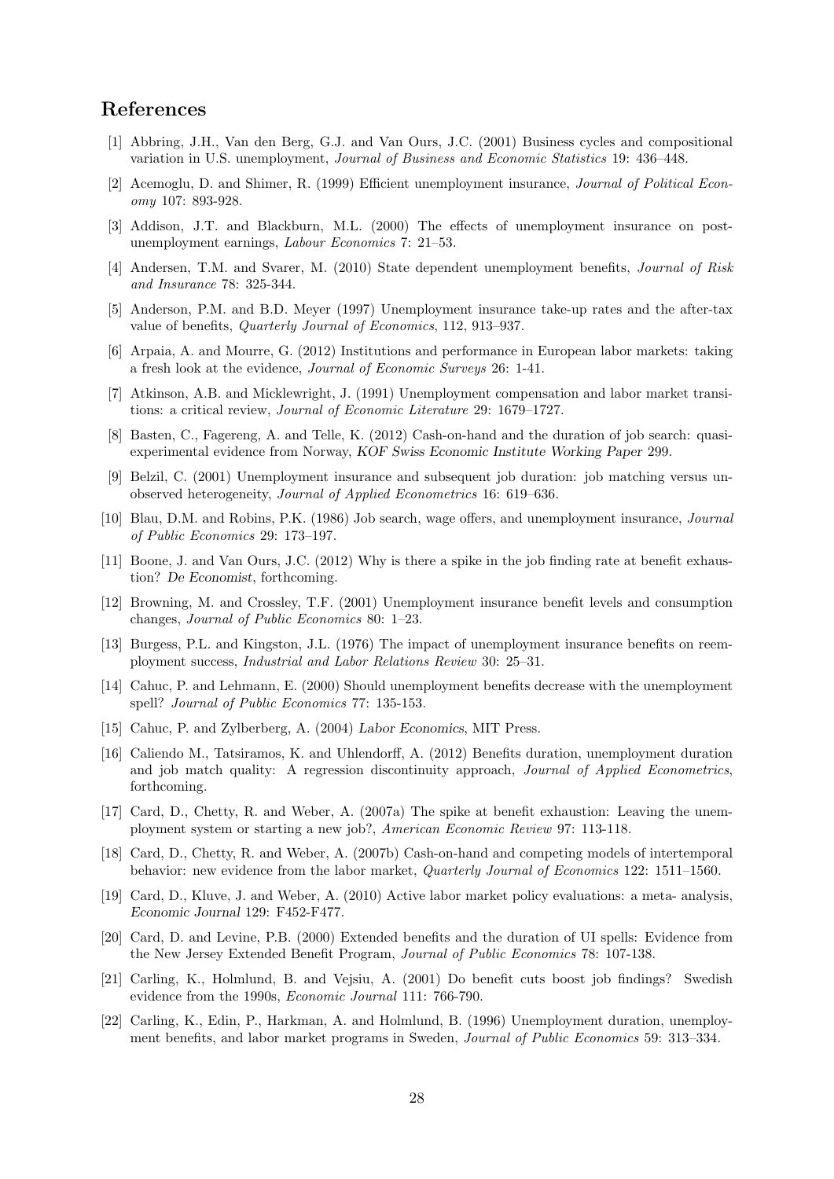## References

[1] Abbring, J.H., Van den Berg, G.J. and Van Ours, J.C. (2001) Business cycles and compositional variation in U.S. unemployment, *Journal of Business and Economic Statistics* 19: 436–448.

[2] Acemoglu, D. and Shimer, R. (1999) Efficient unemployment insurance, *Journal of Political Economy* 107: 893-928.

[3] Addison, J.T. and Blackburn, M.L. (2000) The effects of unemployment insurance on post-unemployment earnings, *Labour Economics* 7: 21–53.

[4] Andersen, T.M. and Svarer, M. (2010) State dependent unemployment benefits, *Journal of Risk and Insurance* 78: 325-344.

[5] Anderson, P.M. and B.D. Meyer (1997) Unemployment insurance take-up rates and the after-tax value of benefits, *Quarterly Journal of Economics*, 112, 913–937.

[6] Arpaia, A. and Mourre, G. (2012) Institutions and performance in European labor markets: taking a fresh look at the evidence, *Journal of Economic Surveys* 26: 1-41.

[7] Atkinson, A.B. and Micklewright, J. (1991) Unemployment compensation and labor market transitions: a critical review, *Journal of Economic Literature* 29: 1679–1727.

[8] Basten, C., Fagereng, A. and Telle, K. (2012) Cash-on-hand and the duration of job search: quasi-experimental evidence from Norway, *KOF Swiss Economic Institute Working Paper* 299.

[9] Belzil, C. (2001) Unemployment insurance and subsequent job duration: job matching versus unobserved heterogeneity, *Journal of Applied Econometrics* 16: 619–636.

[10] Blau, D.M. and Robins, P.K. (1986) Job search, wage offers, and unemployment insurance, *Journal of Public Economics* 29: 173–197.

[11] Boone, J. and Van Ours, J.C. (2012) Why is there a spike in the job finding rate at benefit exhaustion? *De Economist*, forthcoming.

[12] Browning, M. and Crossley, T.F. (2001) Unemployment insurance benefit levels and consumption changes, *Journal of Public Economics* 80: 1–23.

[13] Burgess, P.L. and Kingston, J.L. (1976) The impact of unemployment insurance benefits on reemployment success, *Industrial and Labor Relations Review* 30: 25–31.

[14] Cahuc, P. and Lehmann, E. (2000) Should unemployment benefits decrease with the unemployment spell? *Journal of Public Economics* 77: 135-153.

[15] Cahuc, P. and Zylberberg, A. (2004) *Labor Economics*, MIT Press.

[16] Caliendo M., Tatsiramos, K. and Uhlendorff, A. (2012) Benefits duration, unemployment duration and job match quality: A regression discontinuity approach, *Journal of Applied Econometrics*, forthcoming.

[17] Card, D., Chetty, R. and Weber, A. (2007a) The spike at benefit exhaustion: Leaving the unemployment system or starting a new job?, *American Economic Review* 97: 113-118.

[18] Card, D., Chetty, R. and Weber, A. (2007b) Cash-on-hand and competing models of intertemporal behavior: new evidence from the labor market, *Quarterly Journal of Economics* 122: 1511–1560.

[19] Card, D., Kluve, J. and Weber, A. (2010) Active labor market policy evaluations: a meta- analysis, *Economic Journal* 129: F452-F477.

[20] Card, D. and Levine, P.B. (2000) Extended benefits and the duration of UI spells: Evidence from the New Jersey Extended Benefit Program, *Journal of Public Economics* 78: 107-138.

[21] Carling, K., Holmlund, B. and Vejsiu, A. (2001) Do benefit cuts boost job findings? Swedish evidence from the 1990s, *Economic Journal* 111: 766-790.

[22] Carling, K., Edin, P., Harkman, A. and Holmlund, B. (1996) Unemployment duration, unemployment benefits, and labor market programs in Sweden, *Journal of Public Economics* 59: 313–334.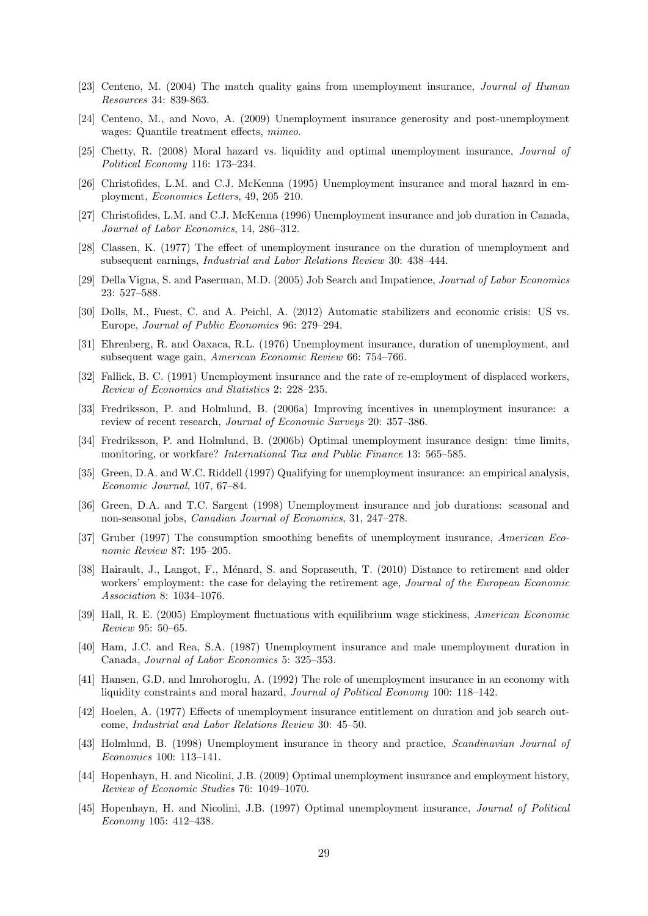[23] Centeno, M. (2004) The match quality gains from unemployment insurance, *Journal of Human Resources* 34: 839-863.

[24] Centeno, M., and Novo, A. (2009) Unemployment insurance generosity and post-unemployment wages: Quantile treatment effects, *mimeo*.

[25] Chetty, R. (2008) Moral hazard vs. liquidity and optimal unemployment insurance, *Journal of Political Economy* 116: 173–234.

[26] Christofides, L.M. and C.J. McKenna (1995) Unemployment insurance and moral hazard in employment, *Economics Letters*, 49, 205–210.

[27] Christofides, L.M. and C.J. McKenna (1996) Unemployment insurance and job duration in Canada, *Journal of Labor Economics*, 14, 286–312.

[28] Classen, K. (1977) The effect of unemployment insurance on the duration of unemployment and subsequent earnings, *Industrial and Labor Relations Review* 30: 438–444.

[29] Della Vigna, S. and Paserman, M.D. (2005) Job Search and Impatience, *Journal of Labor Economics* 23: 527–588.

[30] Dolls, M., Fuest, C. and A. Peichl, A. (2012) Automatic stabilizers and economic crisis: US vs. Europe, *Journal of Public Economics* 96: 279–294.

[31] Ehrenberg, R. and Oaxaca, R.L. (1976) Unemployment insurance, duration of unemployment, and subsequent wage gain, *American Economic Review* 66: 754–766.

[32] Fallick, B. C. (1991) Unemployment insurance and the rate of re-employment of displaced workers, *Review of Economics and Statistics* 2: 228–235.

[33] Fredriksson, P. and Holmlund, B. (2006a) Improving incentives in unemployment insurance: a review of recent research, *Journal of Economic Surveys* 20: 357–386.

[34] Fredriksson, P. and Holmlund, B. (2006b) Optimal unemployment insurance design: time limits, monitoring, or workfare? *International Tax and Public Finance* 13: 565–585.

[35] Green, D.A. and W.C. Riddell (1997) Qualifying for unemployment insurance: an empirical analysis, *Economic Journal*, 107, 67–84.

[36] Green, D.A. and T.C. Sargent (1998) Unemployment insurance and job durations: seasonal and non-seasonal jobs, *Canadian Journal of Economics*, 31, 247–278.

[37] Gruber (1997) The consumption smoothing benefits of unemployment insurance, *American Economic Review* 87: 195–205.

[38] Hairault, J., Langot, F., Ménard, S. and Sopraseuth, T. (2010) Distance to retirement and older workers' employment: the case for delaying the retirement age, *Journal of the European Economic Association* 8: 1034–1076.

[39] Hall, R. E. (2005) Employment fluctuations with equilibrium wage stickiness, *American Economic Review* 95: 50–65.

[40] Ham, J.C. and Rea, S.A. (1987) Unemployment insurance and male unemployment duration in Canada, *Journal of Labor Economics* 5: 325–353.

[41] Hansen, G.D. and Imrohoroglu, A. (1992) The role of unemployment insurance in an economy with liquidity constraints and moral hazard, *Journal of Political Economy* 100: 118–142.

[42] Hoelen, A. (1977) Effects of unemployment insurance entitlement on duration and job search outcome, *Industrial and Labor Relations Review* 30: 45–50.

[43] Holmlund, B. (1998) Unemployment insurance in theory and practice, *Scandinavian Journal of Economics* 100: 113–141.

[44] Hopenhayn, H. and Nicolini, J.B. (2009) Optimal unemployment insurance and employment history, *Review of Economic Studies* 76: 1049–1070.

[45] Hopenhayn, H. and Nicolini, J.B. (1997) Optimal unemployment insurance, *Journal of Political Economy* 105: 412–438.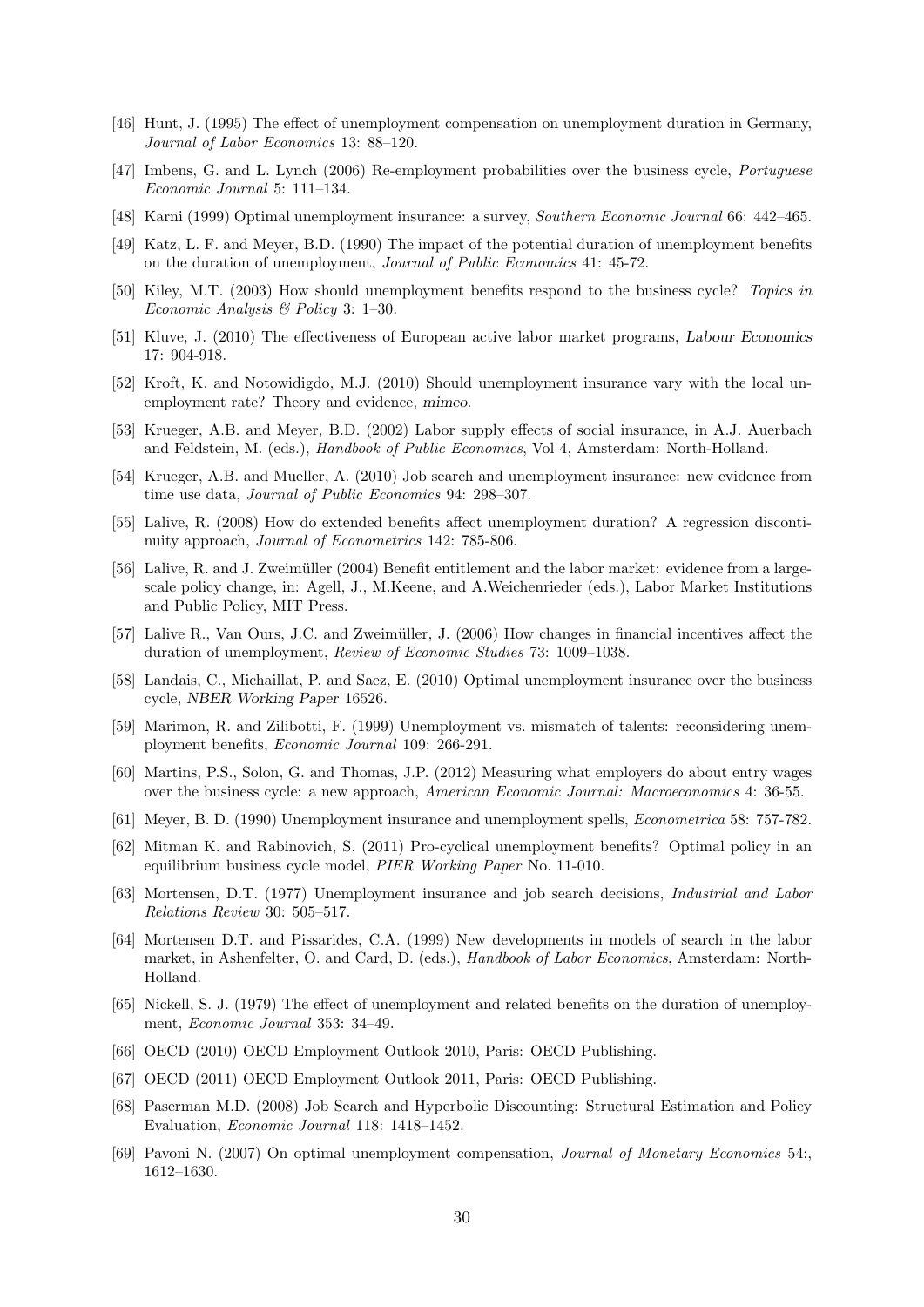[46] Hunt, J. (1995) The effect of unemployment compensation on unemployment duration in Germany, *Journal of Labor Economics* 13: 88–120.

[47] Imbens, G. and L. Lynch (2006) Re-employment probabilities over the business cycle, *Portuguese Economic Journal* 5: 111–134.

[48] Karni (1999) Optimal unemployment insurance: a survey, *Southern Economic Journal* 66: 442–465.

[49] Katz, L. F. and Meyer, B.D. (1990) The impact of the potential duration of unemployment benefits on the duration of unemployment, *Journal of Public Economics* 41: 45-72.

[50] Kiley, M.T. (2003) How should unemployment benefits respond to the business cycle? *Topics in Economic Analysis & Policy* 3: 1–30.

[51] Kluve, J. (2010) The effectiveness of European active labor market programs, *Labour Economics* 17: 904-918.

[52] Kroft, K. and Notowidigdo, M.J. (2010) Should unemployment insurance vary with the local unemployment rate? Theory and evidence, *mimeo*.

[53] Krueger, A.B. and Meyer, B.D. (2002) Labor supply effects of social insurance, in A.J. Auerbach and Feldstein, M. (eds.), *Handbook of Public Economics*, Vol 4, Amsterdam: North-Holland.

[54] Krueger, A.B. and Mueller, A. (2010) Job search and unemployment insurance: new evidence from time use data, *Journal of Public Economics* 94: 298–307.

[55] Lalive, R. (2008) How do extended benefits affect unemployment duration? A regression discontinuity approach, *Journal of Econometrics* 142: 785-806.

[56] Lalive, R. and J. Zweimüller (2004) Benefit entitlement and the labor market: evidence from a large-scale policy change, in: Agell, J., M.Keene, and A.Weichenrieder (eds.), Labor Market Institutions and Public Policy, MIT Press.

[57] Lalive R., Van Ours, J.C. and Zweimüller, J. (2006) How changes in financial incentives affect the duration of unemployment, *Review of Economic Studies* 73: 1009–1038.

[58] Landais, C., Michaillat, P. and Saez, E. (2010) Optimal unemployment insurance over the business cycle, *NBER Working Paper* 16526.

[59] Marimon, R. and Zilibotti, F. (1999) Unemployment vs. mismatch of talents: reconsidering unemployment benefits, *Economic Journal* 109: 266-291.

[60] Martins, P.S., Solon, G. and Thomas, J.P. (2012) Measuring what employers do about entry wages over the business cycle: a new approach, *American Economic Journal: Macroeconomics* 4: 36-55.

[61] Meyer, B. D. (1990) Unemployment insurance and unemployment spells, *Econometrica* 58: 757-782.

[62] Mitman K. and Rabinovich, S. (2011) Pro-cyclical unemployment benefits? Optimal policy in an equilibrium business cycle model, *PIER Working Paper* No. 11-010.

[63] Mortensen, D.T. (1977) Unemployment insurance and job search decisions, *Industrial and Labor Relations Review* 30: 505–517.

[64] Mortensen D.T. and Pissarides, C.A. (1999) New developments in models of search in the labor market, in Ashenfelter, O. and Card, D. (eds.), *Handbook of Labor Economics*, Amsterdam: North-Holland.

[65] Nickell, S. J. (1979) The effect of unemployment and related benefits on the duration of unemployment, *Economic Journal* 353: 34–49.

[66] OECD (2010) OECD Employment Outlook 2010, Paris: OECD Publishing.

[67] OECD (2011) OECD Employment Outlook 2011, Paris: OECD Publishing.

[68] Paserman M.D. (2008) Job Search and Hyperbolic Discounting: Structural Estimation and Policy Evaluation, *Economic Journal* 118: 1418–1452.

[69] Pavoni N. (2007) On optimal unemployment compensation, *Journal of Monetary Economics* 54:, 1612–1630.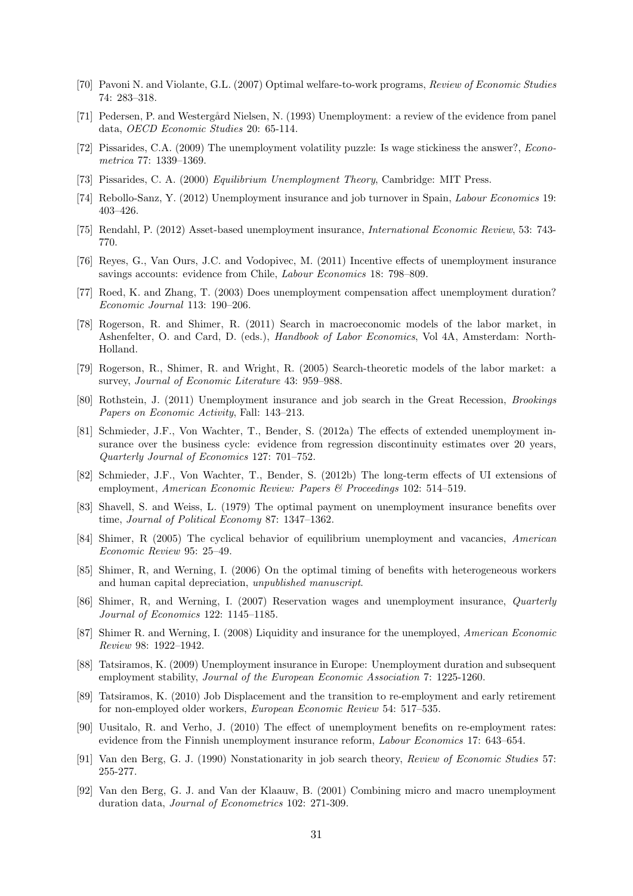[70] Pavoni N. and Violante, G.L. (2007) Optimal welfare-to-work programs, *Review of Economic Studies* 74: 283–318.

[71] Pedersen, P. and Westergård Nielsen, N. (1993) Unemployment: a review of the evidence from panel data, *OECD Economic Studies* 20: 65-114.

[72] Pissarides, C.A. (2009) The unemployment volatility puzzle: Is wage stickiness the answer?, *Econometrica* 77: 1339–1369.

[73] Pissarides, C. A. (2000) *Equilibrium Unemployment Theory*, Cambridge: MIT Press.

[74] Rebollo-Sanz, Y. (2012) Unemployment insurance and job turnover in Spain, *Labour Economics* 19: 403–426.

[75] Rendahl, P. (2012) Asset-based unemployment insurance, *International Economic Review*, 53: 743-770.

[76] Reyes, G., Van Ours, J.C. and Vodopivec, M. (2011) Incentive effects of unemployment insurance savings accounts: evidence from Chile, *Labour Economics* 18: 798–809.

[77] Roed, K. and Zhang, T. (2003) Does unemployment compensation affect unemployment duration? *Economic Journal* 113: 190–206.

[78] Rogerson, R. and Shimer, R. (2011) Search in macroeconomic models of the labor market, in Ashenfelter, O. and Card, D. (eds.), *Handbook of Labor Economics*, Vol 4A, Amsterdam: North-Holland.

[79] Rogerson, R., Shimer, R. and Wright, R. (2005) Search-theoretic models of the labor market: a survey, *Journal of Economic Literature* 43: 959–988.

[80] Rothstein, J. (2011) Unemployment insurance and job search in the Great Recession, *Brookings Papers on Economic Activity*, Fall: 143–213.

[81] Schmieder, J.F., Von Wachter, T., Bender, S. (2012a) The effects of extended unemployment insurance over the business cycle: evidence from regression discontinuity estimates over 20 years, *Quarterly Journal of Economics* 127: 701–752.

[82] Schmieder, J.F., Von Wachter, T., Bender, S. (2012b) The long-term effects of UI extensions of employment, *American Economic Review: Papers & Proceedings* 102: 514–519.

[83] Shavell, S. and Weiss, L. (1979) The optimal payment on unemployment insurance benefits over time, *Journal of Political Economy* 87: 1347–1362.

[84] Shimer, R (2005) The cyclical behavior of equilibrium unemployment and vacancies, *American Economic Review* 95: 25–49.

[85] Shimer, R, and Werning, I. (2006) On the optimal timing of benefits with heterogeneous workers and human capital depreciation, *unpublished manuscript*.

[86] Shimer, R, and Werning, I. (2007) Reservation wages and unemployment insurance, *Quarterly Journal of Economics* 122: 1145–1185.

[87] Shimer R. and Werning, I. (2008) Liquidity and insurance for the unemployed, *American Economic Review* 98: 1922–1942.

[88] Tatsiramos, K. (2009) Unemployment insurance in Europe: Unemployment duration and subsequent employment stability, *Journal of the European Economic Association* 7: 1225-1260.

[89] Tatsiramos, K. (2010) Job Displacement and the transition to re-employment and early retirement for non-employed older workers, *European Economic Review* 54: 517–535.

[90] Uusitalo, R. and Verho, J. (2010) The effect of unemployment benefits on re-employment rates: evidence from the Finnish unemployment insurance reform, *Labour Economics* 17: 643–654.

[91] Van den Berg, G. J. (1990) Nonstationarity in job search theory, *Review of Economic Studies* 57: 255-277.

[92] Van den Berg, G. J. and Van der Klaauw, B. (2001) Combining micro and macro unemployment duration data, *Journal of Econometrics* 102: 271-309.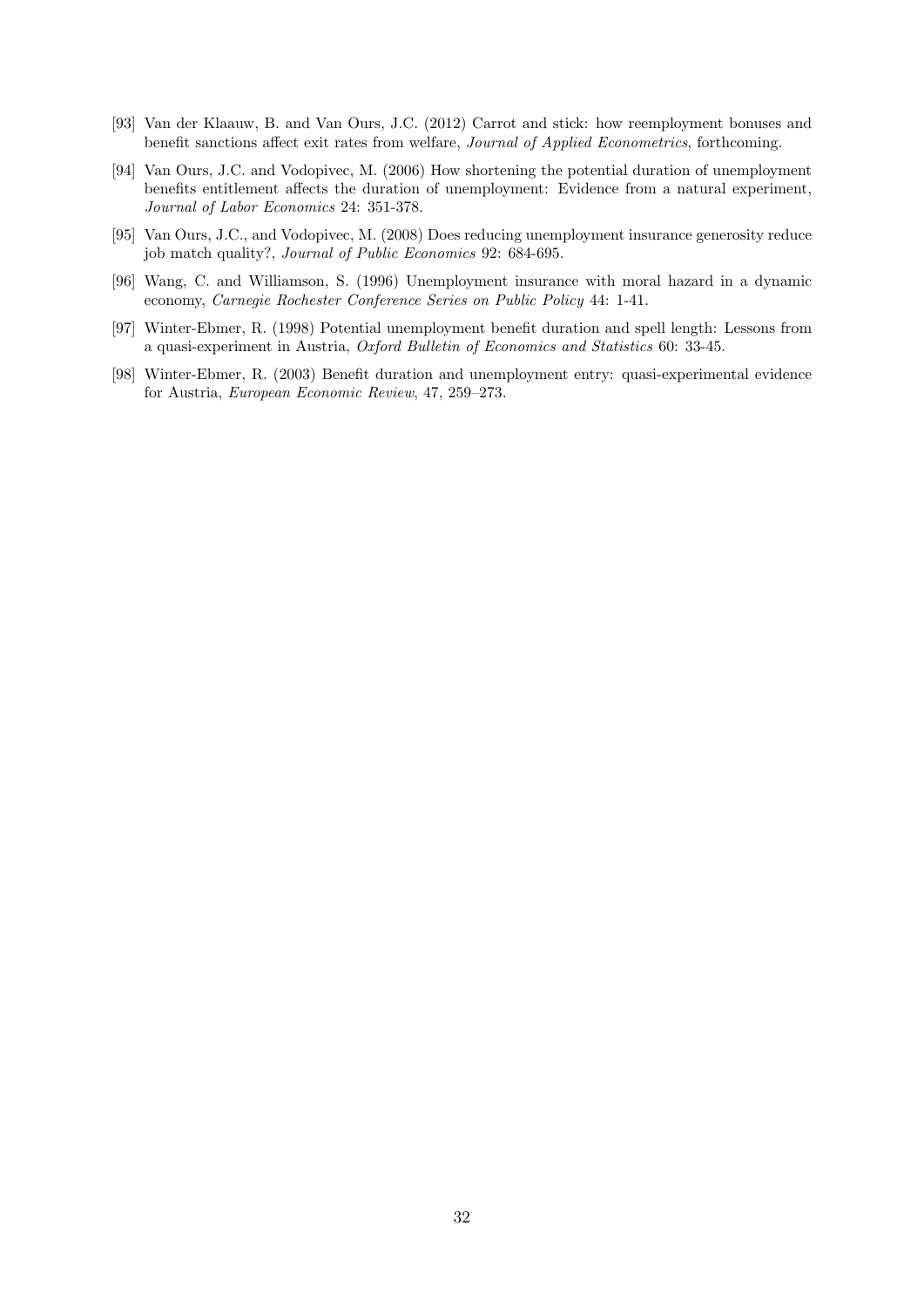[93] Van der Klaauw, B. and Van Ours, J.C. (2012) Carrot and stick: how reemployment bonuses and benefit sanctions affect exit rates from welfare, *Journal of Applied Econometrics*, forthcoming.

[94] Van Ours, J.C. and Vodopivec, M. (2006) How shortening the potential duration of unemployment benefits entitlement affects the duration of unemployment: Evidence from a natural experiment, *Journal of Labor Economics* 24: 351-378.

[95] Van Ours, J.C., and Vodopivec, M. (2008) Does reducing unemployment insurance generosity reduce job match quality?, *Journal of Public Economics* 92: 684-695.

[96] Wang, C. and Williamson, S. (1996) Unemployment insurance with moral hazard in a dynamic economy, *Carnegie Rochester Conference Series on Public Policy* 44: 1-41.

[97] Winter-Ebmer, R. (1998) Potential unemployment benefit duration and spell length: Lessons from a quasi-experiment in Austria, *Oxford Bulletin of Economics and Statistics* 60: 33-45.

[98] Winter-Ebmer, R. (2003) Benefit duration and unemployment entry: quasi-experimental evidence for Austria, *European Economic Review*, 47, 259–273.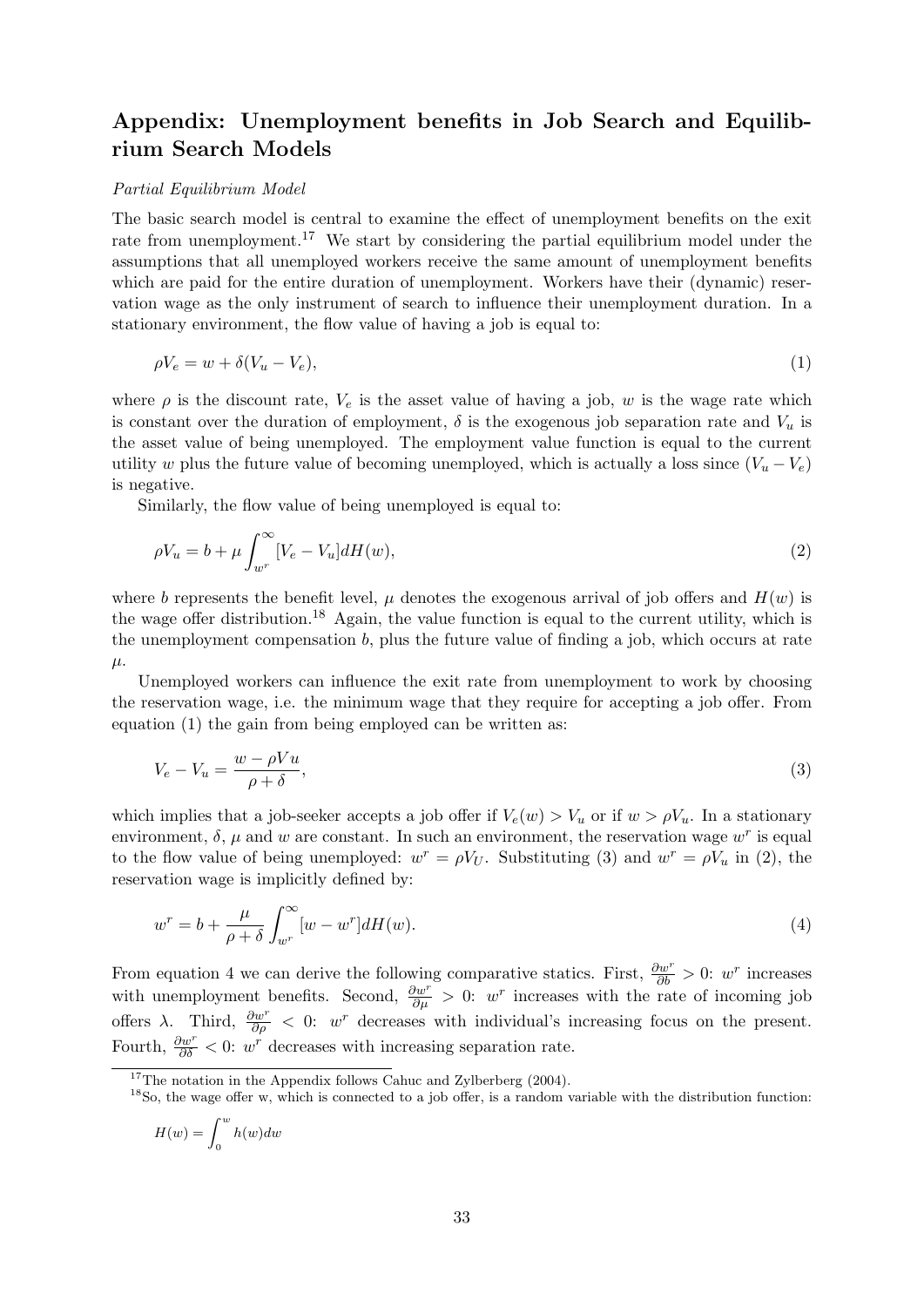## Appendix: Unemployment benefits in Job Search and Equilibrium Search Models

*Partial Equilibrium Model*

The basic search model is central to examine the effect of unemployment benefits on the exit rate from unemployment.[17] We start by considering the partial equilibrium model under the assumptions that all unemployed workers receive the same amount of unemployment benefits which are paid for the entire duration of unemployment. Workers have their (dynamic) reservation wage as the only instrument of search to influence their unemployment duration. In a stationary environment, the flow value of having a job is equal to:

$$\rho V_e = w + \delta(V_u - V_e), \tag{1}$$

where $\rho$ is the discount rate, $V_e$ is the asset value of having a job, $w$ is the wage rate which is constant over the duration of employment, $\delta$ is the exogenous job separation rate and $V_u$ is the asset value of being unemployed. The employment value function is equal to the current utility $w$ plus the future value of becoming unemployed, which is actually a loss since $(V_u - V_e)$ is negative.

Similarly, the flow value of being unemployed is equal to:

$$\rho V_u = b + \mu \int_{w^r}^{\infty} [V_e - V_u] dH(w), \tag{2}$$

where $b$ represents the benefit level, $\mu$ denotes the exogenous arrival of job offers and $H(w)$ is the wage offer distribution.[18] Again, the value function is equal to the current utility, which is the unemployment compensation $b$, plus the future value of finding a job, which occurs at rate $\mu$.

Unemployed workers can influence the exit rate from unemployment to work by choosing the reservation wage, i.e. the minimum wage that they require for accepting a job offer. From equation (1) the gain from being employed can be written as:

$$V_e - V_u = \frac{w - \rho V u}{\rho + \delta}, \tag{3}$$

which implies that a job-seeker accepts a job offer if $V_e(w) > V_u$ or if $w > \rho V_u$. In a stationary environment, $\delta$, $\mu$ and $w$ are constant. In such an environment, the reservation wage $w^r$ is equal to the flow value of being unemployed: $w^r = \rho V_U$. Substituting (3) and $w^r = \rho V_u$ in (2), the reservation wage is implicitly defined by:

$$w^r = b + \frac{\mu}{\rho + \delta} \int_{w^r}^{\infty} [w - w^r] dH(w). \tag{4}$$

From equation 4 we can derive the following comparative statics. First, $\frac{\partial w^r}{\partial b} > 0$: $w^r$ increases with unemployment benefits. Second, $\frac{\partial w^r}{\partial \mu} > 0$: $w^r$ increases with the rate of incoming job offers $\lambda$. Third, $\frac{\partial w^r}{\partial \rho} < 0$: $w^r$ decreases with individual's increasing focus on the present. Fourth, $\frac{\partial w^r}{\partial \delta} < 0$: $w^r$ decreases with increasing separation rate.

[17] The notation in the Appendix follows Cahuc and Zylberberg (2004).

[18] So, the wage offer w, which is connected to a job offer, is a random variable with the distribution function:

$$H(w) = \int_0^w h(w) dw$$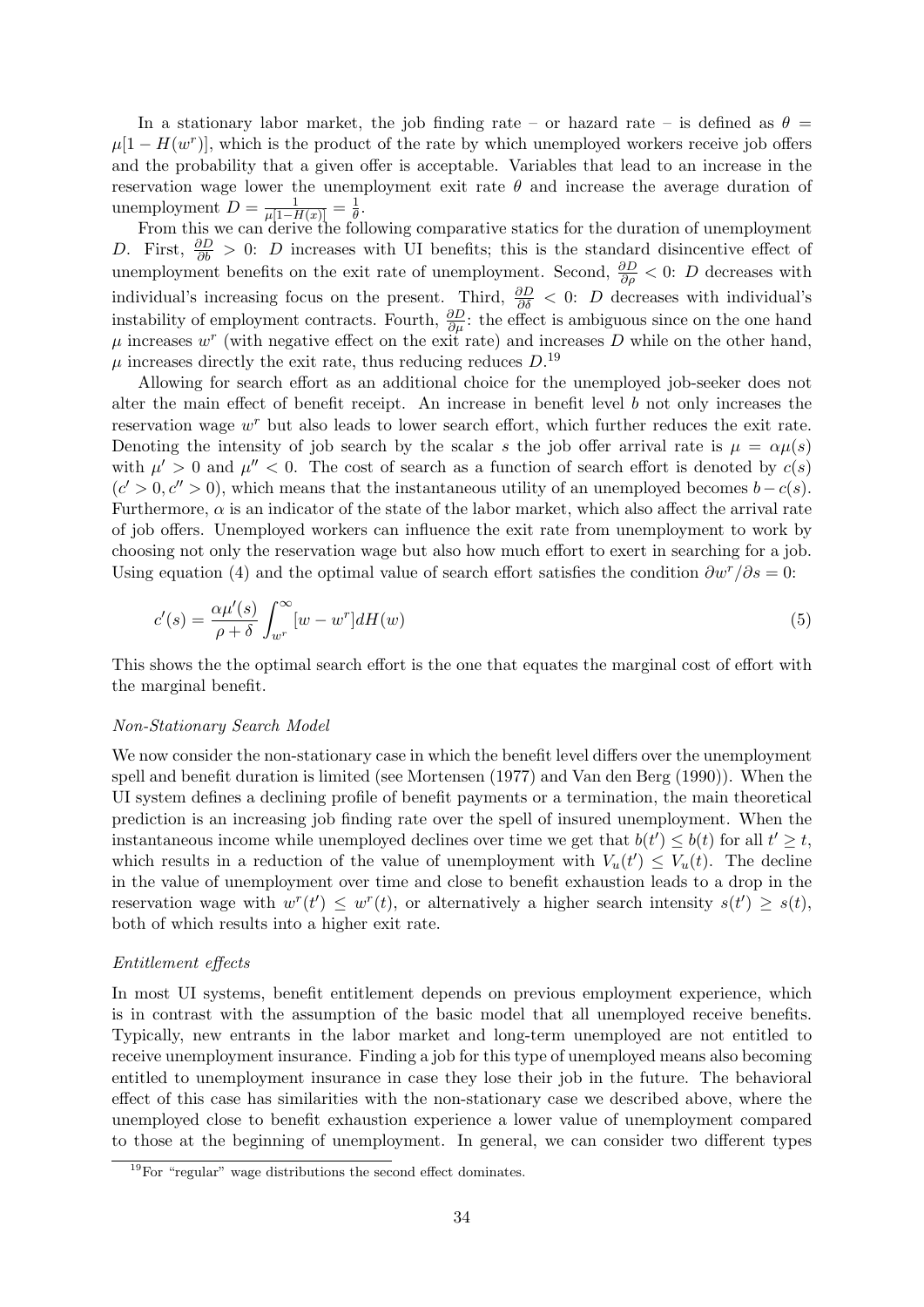In a stationary labor market, the job finding rate – or hazard rate – is defined as $\theta = \mu[1 - H(w^r)]$, which is the product of the rate by which unemployed workers receive job offers and the probability that a given offer is acceptable. Variables that lead to an increase in the reservation wage lower the unemployment exit rate $\theta$ and increase the average duration of unemployment $D = \frac{1}{\mu[1-H(x)]} = \frac{1}{\theta}$.

From this we can derive the following comparative statics for the duration of unemployment $D$. First, $\frac{\partial D}{\partial b} > 0$: $D$ increases with UI benefits; this is the standard disincentive effect of unemployment benefits on the exit rate of unemployment. Second, $\frac{\partial D}{\partial \rho} < 0$: $D$ decreases with individual's increasing focus on the present. Third, $\frac{\partial D}{\partial \delta} < 0$: $D$ decreases with individual's instability of employment contracts. Fourth, $\frac{\partial D}{\partial \mu}$: the effect is ambiguous since on the one hand $\mu$ increases $w^r$ (with negative effect on the exit rate) and increases $D$ while on the other hand, $\mu$ increases directly the exit rate, thus reducing reduces $D$.[19]

Allowing for search effort as an additional choice for the unemployed job-seeker does not alter the main effect of benefit receipt. An increase in benefit level $b$ not only increases the reservation wage $w^r$ but also leads to lower search effort, which further reduces the exit rate. Denoting the intensity of job search by the scalar $s$ the job offer arrival rate is $\mu = \alpha\mu(s)$ with $\mu' > 0$ and $\mu'' < 0$. The cost of search as a function of search effort is denoted by $c(s)$ ($c' > 0, c'' > 0$), which means that the instantaneous utility of an unemployed becomes $b - c(s)$. Furthermore, $\alpha$ is an indicator of the state of the labor market, which also affect the arrival rate of job offers. Unemployed workers can influence the exit rate from unemployment to work by choosing not only the reservation wage but also how much effort to exert in searching for a job. Using equation (4) and the optimal value of search effort satisfies the condition $\partial w^r / \partial s = 0$:

$$c'(s) = \frac{\alpha\mu'(s)}{\rho + \delta} \int_{w^r}^{\infty} [w - w^r] dH(w) \tag{5}$$

This shows the the optimal search effort is the one that equates the marginal cost of effort with the marginal benefit.

*Non-Stationary Search Model*

We now consider the non-stationary case in which the benefit level differs over the unemployment spell and benefit duration is limited (see Mortensen (1977) and Van den Berg (1990)). When the UI system defines a declining profile of benefit payments or a termination, the main theoretical prediction is an increasing job finding rate over the spell of insured unemployment. When the instantaneous income while unemployed declines over time we get that $b(t') \leq b(t)$ for all $t' \geq t$, which results in a reduction of the value of unemployment with $V_u(t') \leq V_u(t)$. The decline in the value of unemployment over time and close to benefit exhaustion leads to a drop in the reservation wage with $w^r(t') \leq w^r(t)$, or alternatively a higher search intensity $s(t') \geq s(t)$, both of which results into a higher exit rate.

*Entitlement effects*

In most UI systems, benefit entitlement depends on previous employment experience, which is in contrast with the assumption of the basic model that all unemployed receive benefits. Typically, new entrants in the labor market and long-term unemployed are not entitled to receive unemployment insurance. Finding a job for this type of unemployed means also becoming entitled to unemployment insurance in case they lose their job in the future. The behavioral effect of this case has similarities with the non-stationary case we described above, where the unemployed close to benefit exhaustion experience a lower value of unemployment compared to those at the beginning of unemployment. In general, we can consider two different types

[19] For "regular" wage distributions the second effect dominates.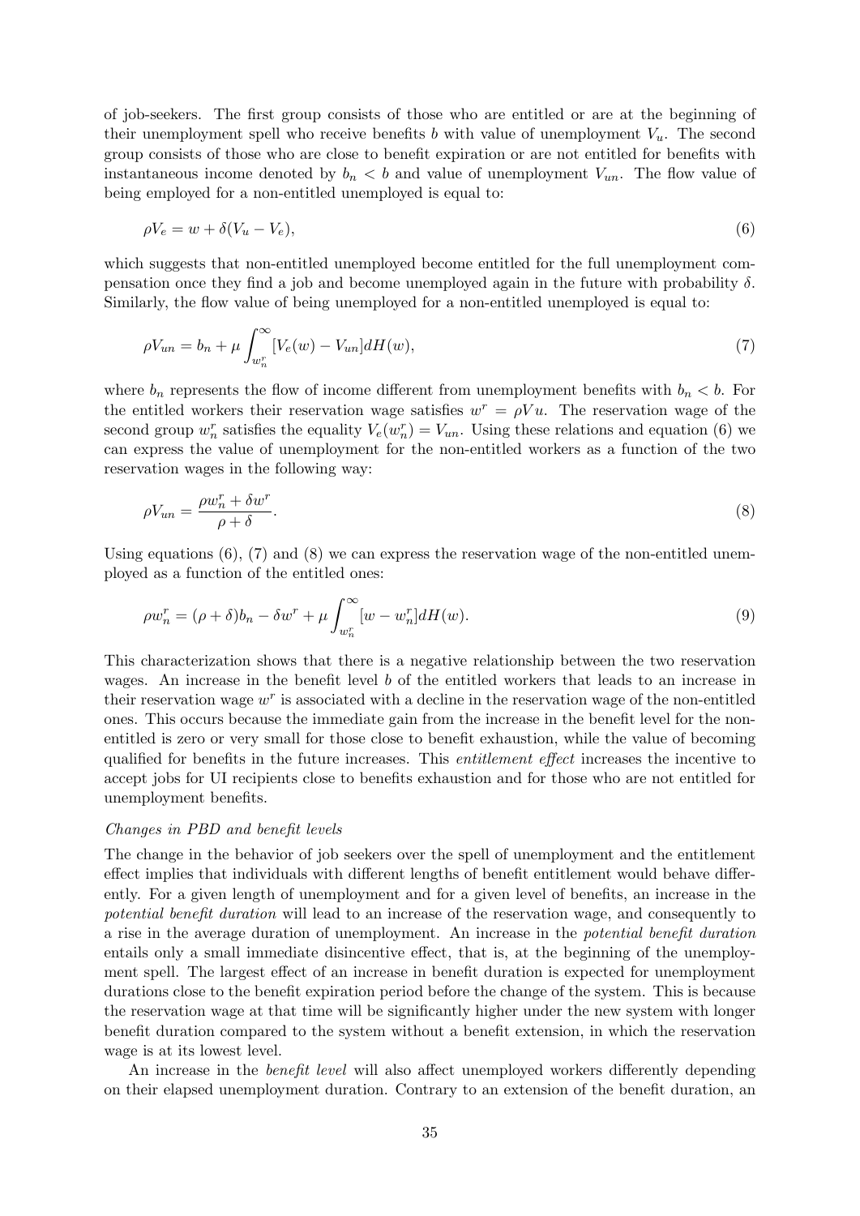of job-seekers. The first group consists of those who are entitled or are at the beginning of their unemployment spell who receive benefits $b$ with value of unemployment $V_u$. The second group consists of those who are close to benefit expiration or are not entitled for benefits with instantaneous income denoted by $b_n < b$ and value of unemployment $V_{un}$. The flow value of being employed for a non-entitled unemployed is equal to:

$$\rho V_e = w + \delta(V_u - V_e), \tag{6}$$

which suggests that non-entitled unemployed become entitled for the full unemployment compensation once they find a job and become unemployed again in the future with probability $\delta$. Similarly, the flow value of being unemployed for a non-entitled unemployed is equal to:

$$\rho V_{un} = b_n + \mu \int_{w_n^r}^{\infty} [V_e(w) - V_{un}] dH(w), \tag{7}$$

where $b_n$ represents the flow of income different from unemployment benefits with $b_n < b$. For the entitled workers their reservation wage satisfies $w^r = \rho V u$. The reservation wage of the second group $w_n^r$ satisfies the equality $V_e(w_n^r) = V_{un}$. Using these relations and equation (6) we can express the value of unemployment for the non-entitled workers as a function of the two reservation wages in the following way:

$$\rho V_{un} = \frac{\rho w_n^r + \delta w^r}{\rho + \delta}. \tag{8}$$

Using equations (6), (7) and (8) we can express the reservation wage of the non-entitled unemployed as a function of the entitled ones:

$$\rho w_n^r = (\rho + \delta) b_n - \delta w^r + \mu \int_{w_n^r}^{\infty} [w - w_n^r] dH(w). \tag{9}$$

This characterization shows that there is a negative relationship between the two reservation wages. An increase in the benefit level $b$ of the entitled workers that leads to an increase in their reservation wage $w^r$ is associated with a decline in the reservation wage of the non-entitled ones. This occurs because the immediate gain from the increase in the benefit level for the non-entitled is zero or very small for those close to benefit exhaustion, while the value of becoming qualified for benefits in the future increases. This *entitlement effect* increases the incentive to accept jobs for UI recipients close to benefits exhaustion and for those who are not entitled for unemployment benefits.

*Changes in PBD and benefit levels*

The change in the behavior of job seekers over the spell of unemployment and the entitlement effect implies that individuals with different lengths of benefit entitlement would behave differently. For a given length of unemployment and for a given level of benefits, an increase in the *potential benefit duration* will lead to an increase of the reservation wage, and consequently to a rise in the average duration of unemployment. An increase in the *potential benefit duration* entails only a small immediate disincentive effect, that is, at the beginning of the unemployment spell. The largest effect of an increase in benefit duration is expected for unemployment durations close to the benefit expiration period before the change of the system. This is because the reservation wage at that time will be significantly higher under the new system with longer benefit duration compared to the system without a benefit extension, in which the reservation wage is at its lowest level.

An increase in the *benefit level* will also affect unemployed workers differently depending on their elapsed unemployment duration. Contrary to an extension of the benefit duration, an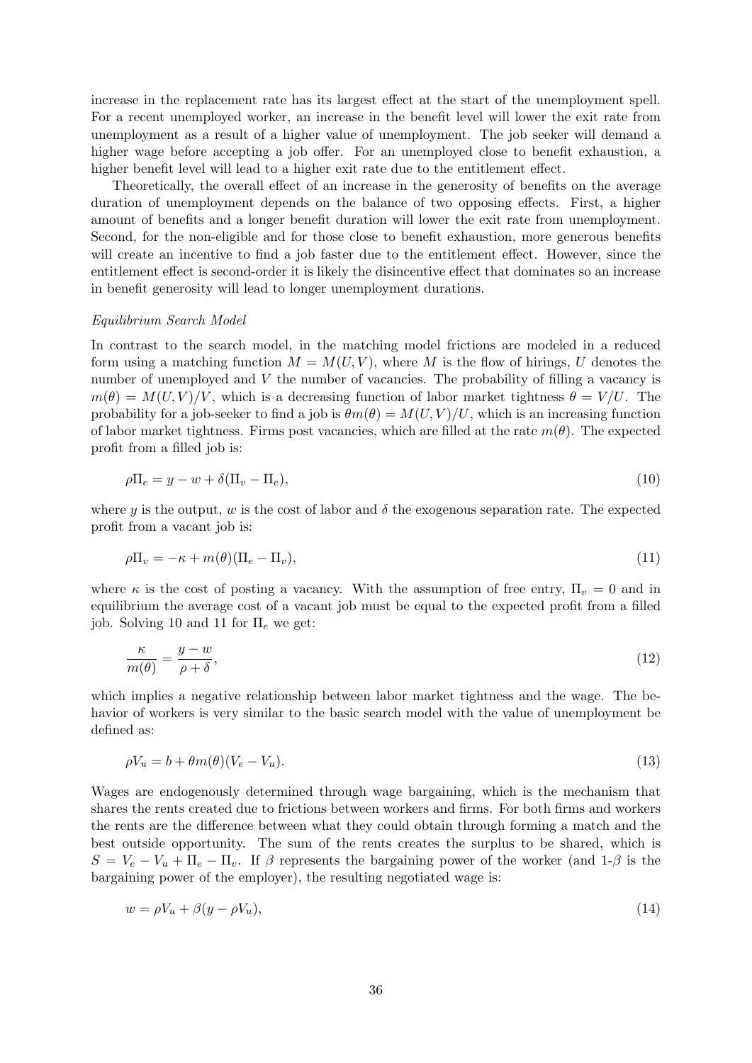increase in the replacement rate has its largest effect at the start of the unemployment spell. For a recent unemployed worker, an increase in the benefit level will lower the exit rate from unemployment as a result of a higher value of unemployment. The job seeker will demand a higher wage before accepting a job offer. For an unemployed close to benefit exhaustion, a higher benefit level will lead to a higher exit rate due to the entitlement effect.

Theoretically, the overall effect of an increase in the generosity of benefits on the average duration of unemployment depends on the balance of two opposing effects. First, a higher amount of benefits and a longer benefit duration will lower the exit rate from unemployment. Second, for the non-eligible and for those close to benefit exhaustion, more generous benefits will create an incentive to find a job faster due to the entitlement effect. However, since the entitlement effect is second-order it is likely the disincentive effect that dominates so an increase in benefit generosity will lead to longer unemployment durations.

*Equilibrium Search Model*

In contrast to the search model, in the matching model frictions are modeled in a reduced form using a matching function $M = M(U, V)$, where $M$ is the flow of hirings, $U$ denotes the number of unemployed and $V$ the number of vacancies. The probability of filling a vacancy is $m(\theta) = M(U, V)/V$, which is a decreasing function of labor market tightness $\theta = V/U$. The probability for a job-seeker to find a job is $\theta m(\theta) = M(U, V)/U$, which is an increasing function of labor market tightness. Firms post vacancies, which are filled at the rate $m(\theta)$. The expected profit from a filled job is:

$$\rho \Pi_e = y - w + \delta(\Pi_v - \Pi_e), \tag{10}$$

where $y$ is the output, $w$ is the cost of labor and $\delta$ the exogenous separation rate. The expected profit from a vacant job is:

$$\rho \Pi_v = -\kappa + m(\theta)(\Pi_e - \Pi_v), \tag{11}$$

where $\kappa$ is the cost of posting a vacancy. With the assumption of free entry, $\Pi_v = 0$ and in equilibrium the average cost of a vacant job must be equal to the expected profit from a filled job. Solving 10 and 11 for $\Pi_e$ we get:

$$\frac{\kappa}{m(\theta)} = \frac{y - w}{\rho + \delta}, \tag{12}$$

which implies a negative relationship between labor market tightness and the wage. The behavior of workers is very similar to the basic search model with the value of unemployment be defined as:

$$\rho V_u = b + \theta m(\theta)(V_e - V_u). \tag{13}$$

Wages are endogenously determined through wage bargaining, which is the mechanism that shares the rents created due to frictions between workers and firms. For both firms and workers the rents are the difference between what they could obtain through forming a match and the best outside opportunity. The sum of the rents creates the surplus to be shared, which is $S = V_e - V_u + \Pi_e - \Pi_v$. If $\beta$ represents the bargaining power of the worker (and 1-$\beta$ is the bargaining power of the employer), the resulting negotiated wage is:

$$w = \rho V_u + \beta(y - \rho V_u), \tag{14}$$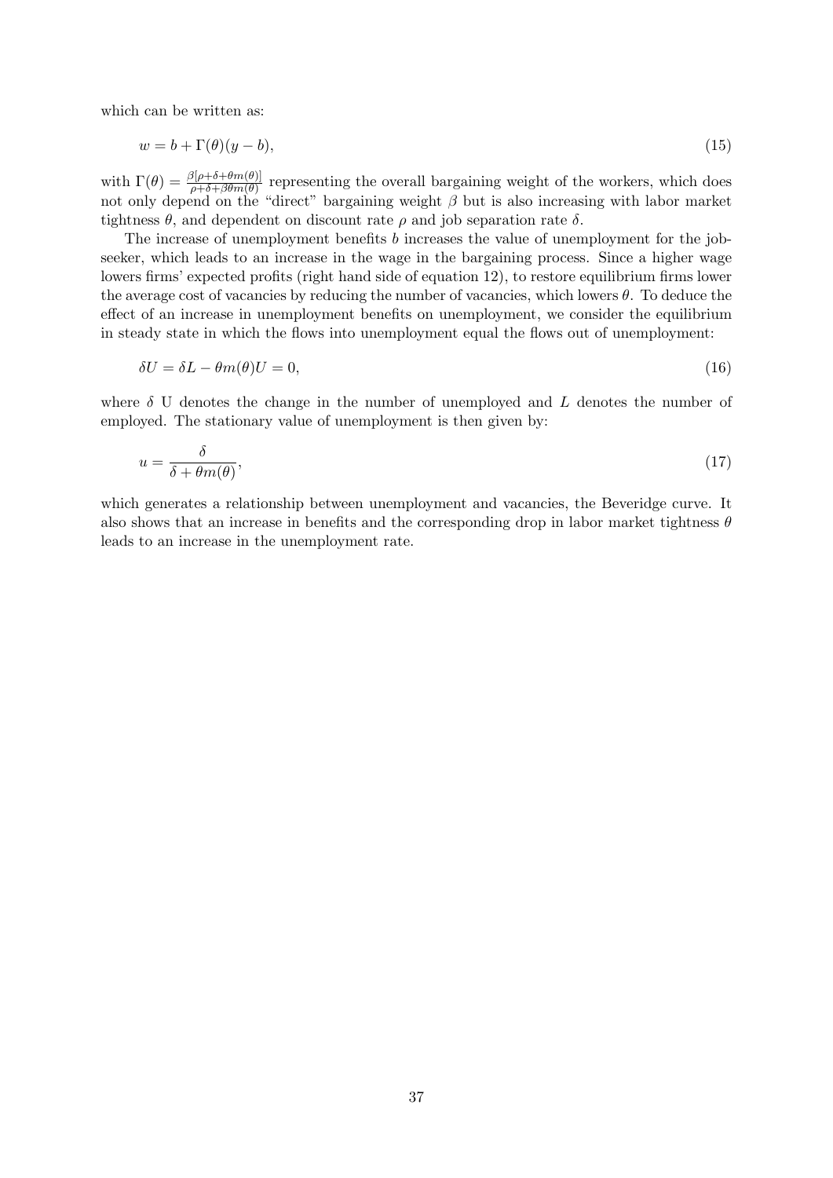which can be written as:

$$w = b + \Gamma(\theta)(y - b), \tag{15}$$

with $\Gamma(\theta) = \frac{\beta[\rho+\delta+\theta m(\theta)]}{\rho+\delta+\beta\theta m(\theta)}$ representing the overall bargaining weight of the workers, which does not only depend on the "direct" bargaining weight $\beta$ but is also increasing with labor market tightness $\theta$, and dependent on discount rate $\rho$ and job separation rate $\delta$.

The increase of unemployment benefits $b$ increases the value of unemployment for the job-seeker, which leads to an increase in the wage in the bargaining process. Since a higher wage lowers firms' expected profits (right hand side of equation 12), to restore equilibrium firms lower the average cost of vacancies by reducing the number of vacancies, which lowers $\theta$. To deduce the effect of an increase in unemployment benefits on unemployment, we consider the equilibrium in steady state in which the flows into unemployment equal the flows out of unemployment:

$$\delta U = \delta L - \theta m(\theta) U = 0, \tag{16}$$

where $\delta$ U denotes the change in the number of unemployed and $L$ denotes the number of employed. The stationary value of unemployment is then given by:

$$u = \frac{\delta}{\delta + \theta m(\theta)}, \tag{17}$$

which generates a relationship between unemployment and vacancies, the Beveridge curve. It also shows that an increase in benefits and the corresponding drop in labor market tightness $\theta$ leads to an increase in the unemployment rate.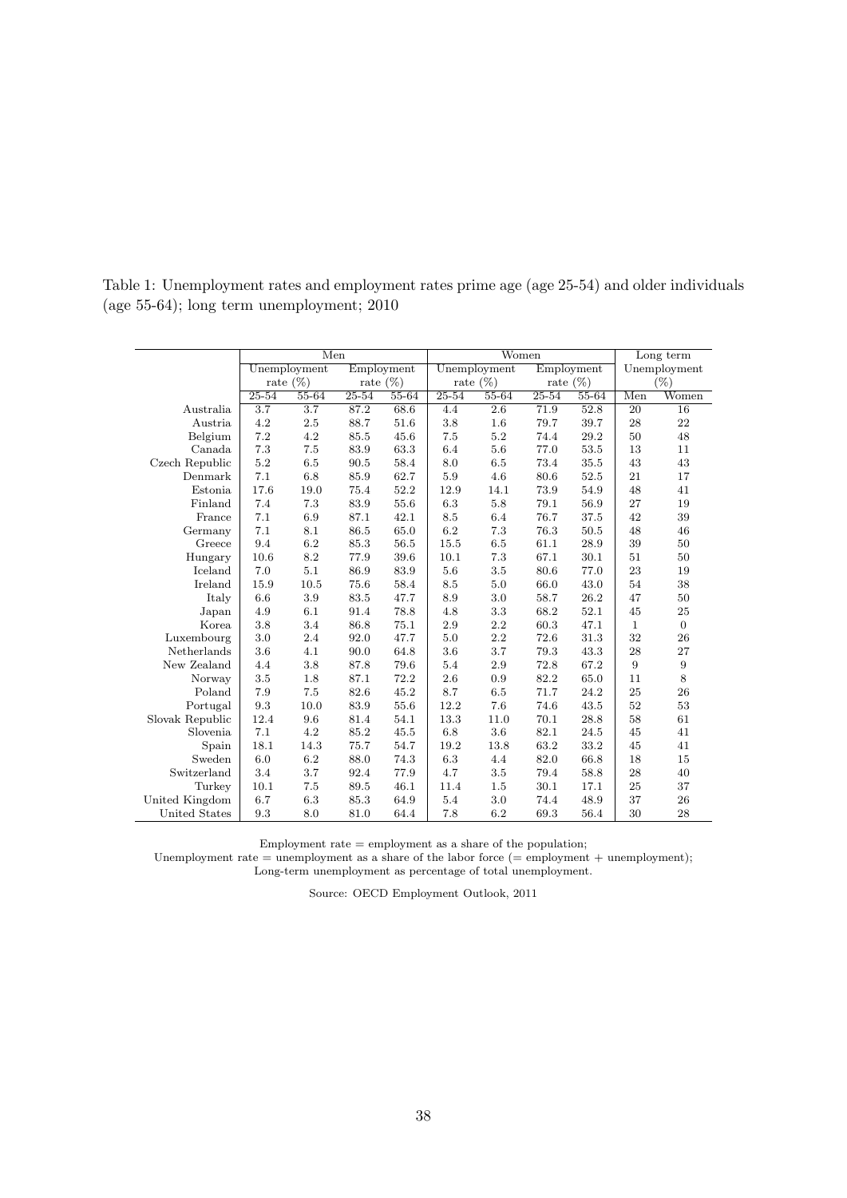Table 1: Unemployment rates and employment rates prime age (age 25-54) and older individuals (age 55-64); long term unemployment; 2010

| | Men | | | | Women | | | | Long term Unemployment (%) | |
|---|---|---|---|---|---|---|---|---|---|---|
| | Unemployment rate (%) | | Employment rate (%) | | Unemployment rate (%) | | Employment rate (%) | | | |
| | 25-54 | 55-64 | 25-54 | 55-64 | 25-54 | 55-64 | 25-54 | 55-64 | Men | Women |
| Australia | 3.7 | 3.7 | 87.2 | 68.6 | 4.4 | 2.6 | 71.9 | 52.8 | 20 | 16 |
| Austria | 4.2 | 2.5 | 88.7 | 51.6 | 3.8 | 1.6 | 79.7 | 39.7 | 28 | 22 |
| Belgium | 7.2 | 4.2 | 85.5 | 45.6 | 7.5 | 5.2 | 74.4 | 29.2 | 50 | 48 |
| Canada | 7.3 | 7.5 | 83.9 | 63.3 | 6.4 | 5.6 | 77.0 | 53.5 | 13 | 11 |
| Czech Republic | 5.2 | 6.5 | 90.5 | 58.4 | 8.0 | 6.5 | 73.4 | 35.5 | 43 | 43 |
| Denmark | 7.1 | 6.8 | 85.9 | 62.7 | 5.9 | 4.6 | 80.6 | 52.5 | 21 | 17 |
| Estonia | 17.6 | 19.0 | 75.4 | 52.2 | 12.9 | 14.1 | 73.9 | 54.9 | 48 | 41 |
| Finland | 7.4 | 7.3 | 83.9 | 55.6 | 6.3 | 5.8 | 79.1 | 56.9 | 27 | 19 |
| France | 7.1 | 6.9 | 87.1 | 42.1 | 8.5 | 6.4 | 76.7 | 37.5 | 42 | 39 |
| Germany | 7.1 | 8.1 | 86.5 | 65.0 | 6.2 | 7.3 | 76.3 | 50.5 | 48 | 46 |
| Greece | 9.4 | 6.2 | 85.3 | 56.5 | 15.5 | 6.5 | 61.1 | 28.9 | 39 | 50 |
| Hungary | 10.6 | 8.2 | 77.9 | 39.6 | 10.1 | 7.3 | 67.1 | 30.1 | 51 | 50 |
| Iceland | 7.0 | 5.1 | 86.9 | 83.9 | 5.6 | 3.5 | 80.6 | 77.0 | 23 | 19 |
| Ireland | 15.9 | 10.5 | 75.6 | 58.4 | 8.5 | 5.0 | 66.0 | 43.0 | 54 | 38 |
| Italy | 6.6 | 3.9 | 83.5 | 47.7 | 8.9 | 3.0 | 58.7 | 26.2 | 47 | 50 |
| Japan | 4.9 | 6.1 | 91.4 | 78.8 | 4.8 | 3.3 | 68.2 | 52.1 | 45 | 25 |
| Korea | 3.8 | 3.4 | 86.8 | 75.1 | 2.9 | 2.2 | 60.3 | 47.1 | 1 | 0 |
| Luxembourg | 3.0 | 2.4 | 92.0 | 47.7 | 5.0 | 2.2 | 72.6 | 31.3 | 32 | 26 |
| Netherlands | 3.6 | 4.1 | 90.0 | 64.8 | 3.6 | 3.7 | 79.3 | 43.3 | 28 | 27 |
| New Zealand | 4.4 | 3.8 | 87.8 | 79.6 | 5.4 | 2.9 | 72.8 | 67.2 | 9 | 9 |
| Norway | 3.5 | 1.8 | 87.1 | 72.2 | 2.6 | 0.9 | 82.2 | 65.0 | 11 | 8 |
| Poland | 7.9 | 7.5 | 82.6 | 45.2 | 8.7 | 6.5 | 71.7 | 24.2 | 25 | 26 |
| Portugal | 9.3 | 10.0 | 83.9 | 55.6 | 12.2 | 7.6 | 74.6 | 43.5 | 52 | 53 |
| Slovak Republic | 12.4 | 9.6 | 81.4 | 54.1 | 13.3 | 11.0 | 70.1 | 28.8 | 58 | 61 |
| Slovenia | 7.1 | 4.2 | 85.2 | 45.5 | 6.8 | 3.6 | 82.1 | 24.5 | 45 | 41 |
| Spain | 18.1 | 14.3 | 75.7 | 54.7 | 19.2 | 13.8 | 63.2 | 33.2 | 45 | 41 |
| Sweden | 6.0 | 6.2 | 88.0 | 74.3 | 6.3 | 4.4 | 82.0 | 66.8 | 18 | 15 |
| Switzerland | 3.4 | 3.7 | 92.4 | 77.9 | 4.7 | 3.5 | 79.4 | 58.8 | 28 | 40 |
| Turkey | 10.1 | 7.5 | 89.5 | 46.1 | 11.4 | 1.5 | 30.1 | 17.1 | 25 | 37 |
| United Kingdom | 6.7 | 6.3 | 85.3 | 64.9 | 5.4 | 3.0 | 74.4 | 48.9 | 37 | 26 |
| United States | 9.3 | 8.0 | 81.0 | 64.4 | 7.8 | 6.2 | 69.3 | 56.4 | 30 | 28 |

Employment rate = employment as a share of the population;
Unemployment rate = unemployment as a share of the labor force (= employment + unemployment);
Long-term unemployment as percentage of total unemployment.

Source: OECD Employment Outlook, 2011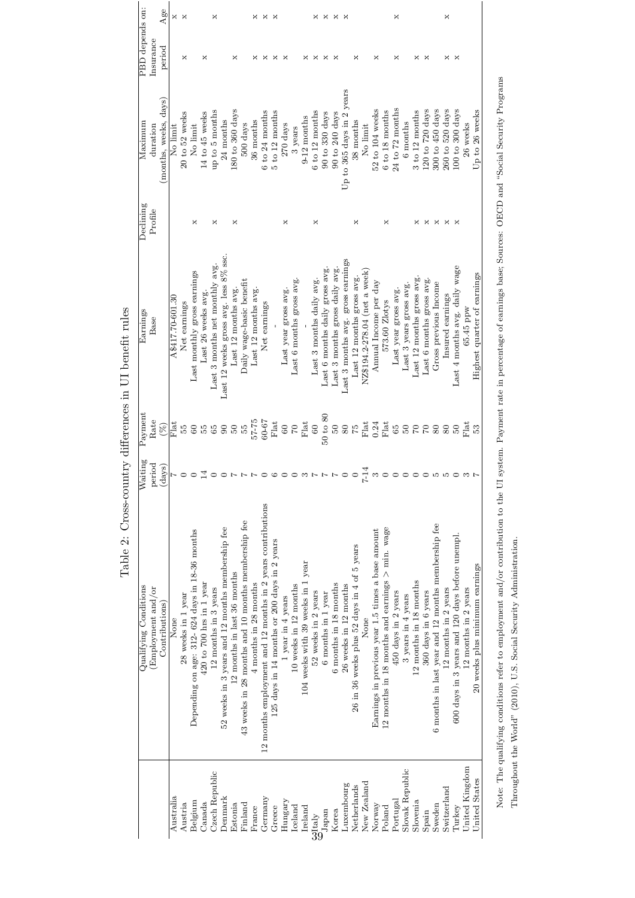Table 2: Cross-country differences in UI benefit rules

| | Qualifying Conditions (Employment and/or Contributions) | Waiting period (days) | Payment Rate (%) | Earnings Base | Declining Profile | Maximum duration (months, weeks, days) | PBD depends on: Insurance period | PBD depends on: Age |
|---|---|---|---|---|---|---|---|---|
| Australia | None | 7 | Flat | A$417.70-601.30 | | No limit | | × |
| Austria | 28 weeks in 1 year | 0 | 55 | Net earnings | | 20 to 52 weeks | × | × |
| Belgium | Depending on age: 312- 624 days in 18-36 months | 0 | 60 | Last monthly gross earnings | × | No limit | | |
| Canada | 420 to 700 hrs in 1 year | 14 | 55 | Last 26 weeks avg. | | 14 to 45 weeks | × | |
| Czech Republic | 12 months in 3 years | 0 | 65 | Last 3 months net monthly avg. | × | up to 5 months | | × |
| Denmark | 52 weeks in 3 years and 12 months membership fee | 0 | 90 | Last 12 weeks gross avg. less 8% ssc. | | 24 months | | |
| Estonia | 12 months in last 36 months | 7 | 50 | Last 12 months avg. | × | 180 to 360 days | × | |
| Finland | 43 weeks in 28 months and 10 months membership fee | 7 | 55 | Daily wage-basic benefit | | 500 days | | |
| France | 4 months in 28 months | 7 | 57-75 | Last 12 months avg. | | 36 months | × | × |
| Germany | 12 months employment and 12 months in 2 years contributions | 0 | 60-67 | Net earnings | | 6 to 24 months | × | × |
| Greece | 125 days in 14 months or 200 days in 2 years | 6 | Flat | - | | 5 to 12 months | × | × |
| Hungary | 1 year in 4 years | 0 | 60 | Last year gross avg. | × | 270 days | × | |
| Iceland | 10 weeks in 12 months | 0 | 70 | Last 6 months gross avg. | | 3 years | | |
| Ireland | 104 weeks with 39 weeks in 1 year | 3 | Flat | - | | 9-12 months | × | |
| Italy | 52 weeks in 2 years | 7 | 60 | Last 3 months daily avg. | × | 6 to 12 months | × | × |
| Japan | 6 months in 1 year | 7 | 50 to 80 | Last 6 months daily gross avg. | | 90 to 330 days | × | × |
| Korea | 6 months in 18 months | 7 | 50 | Last 3 months gross daily avg. | | 90 to 240 days | × | × |
| Luxembourg | 26 weeks in 12 months | 0 | 80 | Last 3 months avg. gross earnings | | Up to 365 days in 2 years | | × |
| Netherlands | 26 in 36 weeks plus 52 days in 4 of 5 years | 0 | 75 | Last 12 months gross avg. | × | 38 months | × | |
| New Zealand | None | 7-14 | Flat | NZ$194.2-278.04 (net a week) | | No limit | | |
| Norway | Earnings in previous year 1.5 times a base amount | 3 | 0.24 | Annual Income per day | | 52 to 104 weeks | × | |
| Poland | 12 months in 18 months and earnings > min. wage | 0 | Flat | 573.60 Zlotys | × | 6 to 18 months | | |
| Portugal | 450 days in 2 years | 0 | 65 | Last year gross avg. | | 24 to 72 months | × | × |
| Slovak Republic | 3 years in 4 years | 0 | 50 | Last 3 years gross avg. | | 6 months | | |
| Slovenia | 12 months in 18 months | 0 | 70 | Last 12 months gross avg. | × | 3 to 12 months | × | |
| Spain | 360 days in 6 years | 0 | 70 | Last 6 months gross avg. | × | 120 to 720 days | × | |
| Sweden | 6 months in last year and 12 months membership fee | 5 | 80 | Gross previous Income | × | 300 to 450 days | | |
| Switzerland | 12 months in 2 years | 5 | 80 | Insured earnings | × | 260 to 520 days | × | × |
| Turkey | 600 days in 3 years and 120 days before unempl. | 0 | 50 | Last 4 months avg. daily wage | × | 100 to 300 days | × | |
| United Kingdom | 12 months in 2 years | 3 | Flat | 65.45 ppw | | 26 weeks | | |
| United States | 20 weeks plus minimum earnings | 7 | 53 | Highest quarter of earnings | | Up to 26 weeks | | |

Note: The qualifying conditions refer to employment and/or contribution to the UI system. Payment rate in percentage of earnings base; Sources: OECD and "Social Security Programs Throughout the World" (2010), U.S. Social Security Administration.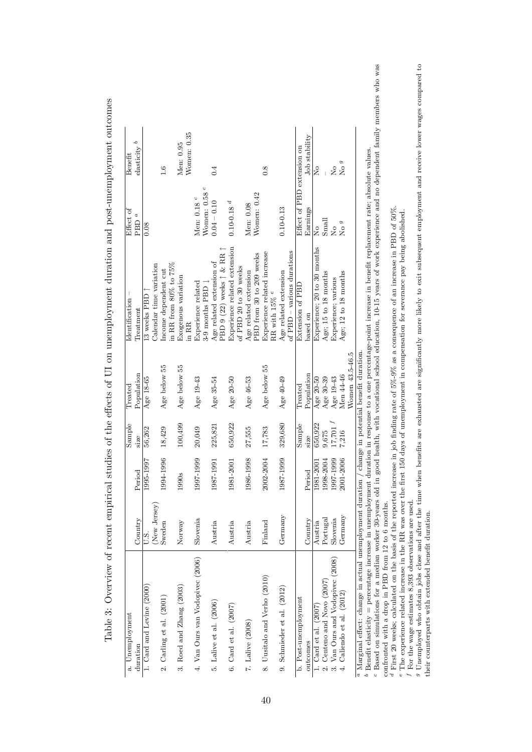Table 3: Overview of recent empirical studies of the effects of UI on unemployment duration and post-unemployment outcomes

| a. Unemployment duration | Country | Period | Sample size | Treated Population | Identification – Treatment | Effect of PBD [a] | Benefit elasticity [b] |
|---|---|---|---|---|---|---|---|
| 1. Card and Levine (2000) | U.S. (New Jersey) | 1995-1997 | 56,262 | Age 18-65 | 13 weeks PBD ↑ Calendar time variation | 0.08 | |
| 2. Carling et al. (2001) | Sweden | 1994-1996 | 18,429 | Age below 55 | Income dependent cut in RR from 80% to 75% | | 1.6 |
| 3. Roed and Zhang (2003) | Norway | 1990s | 100,499 | Age below 55 | Exogenous variation in RR | | Men: 0.95 Women: 0.35 |
| 4. Van Ours van Vodopivec (2006) | Slovenia | 1997-1999 | 20,049 | Age 19-43 | Experience related 3-9 months PBD ↓ | Men: 0.18 [c] Women: 0.58 [c] | |
| 5. Lalive et al. (2006) | Austria | 1987-1991 | 225,821 | Age 35-54 | Age related extension of PBD 9 (22) weeks ↑ & RR ↑ | 0.04 – 0.10 | 0.4 |
| 6. Card et al. (2007) | Austria | 1981-2001 | 650,922 | Age 20-50 | Experience related extension of PBD 20 to 30 weeks | 0.10-0.18 [d] | |
| 7. Lalive (2008) | Austria | 1986-1998 | 27,555 | Age 46-53 | Age related extension PBD from 30 to 209 weeks | Men: 0.08 Women: 0.42 | |
| 8. Uusitalo and Verho (2010) | Finland | 2002-2004 | 17,783 | Age below 55 | Experience related increase RR with 15% [e] | | 0.8 |
| 9. Schmieder et al. (2012) | Germany | 1987-1999 | 329,680 | Age 40-49 | Age related extension of PBD – various durations | 0.10-0.13 | |
| **b. Post-unemployment outcomes** | **Country** | **Period** | **Sample size** | **Treated Population** | **Extension of PBD based on** | **Effect of PBD extension on Earnings** | **Job stability** |
| 1. Card et al. (2007) | Austria | 1981-2001 | 650,922 | Age 20-50 | Experience; 20 to 30 months | No | No |
| 2. Centeno and Novo (2007) | Portugal | 1998-2004 | 9,675 | Age 30-39 | Age; 15 to 18 months | Small | – |
| 3. Van Ours and Vodopivec (2008) | Slovenia | 1997-1999 | 17,701 [f] | Age 19-43 | Experience; various | No | No |
| 4. Caliendo et al. (2012) | Germany | 2001-2006 | 7,216 | Men 44-46 Women 43.5-46.5 | Age; 12 to 18 months | No [g] | No [g] |

[a] Marginal effect: change in actual unemployment duration / change in potential benefit duration.

[b] Benefit elasticity = percentage increase in unemployment duration in response to a one percentage-point increase in benefit replacement rate; absolute values.

[c] Based on simulations for a median worker 30-years old in good health, with vocational school education, 10-15 years of work experience and no dependent family members who was confronted with a drop in PBD from 12 to 6 months.

[d] First 20 weeks; calculated on the basis of the reported increase in job finding rate of 5%-9% as a consequence of an increase in PBD of 50%.

[e] The experience related increase in the RR was over the first 150 days of unemployment in compensation for severance pay being abolished.

[f] For the wage estimates 8,393 observations are used.

[g] Unemployed who obtain jobs close and after the time when benefits are exhausted are significantly more likely to exit subsequent employment and receive lower wages compared to their counterparts with extended benefit duration.